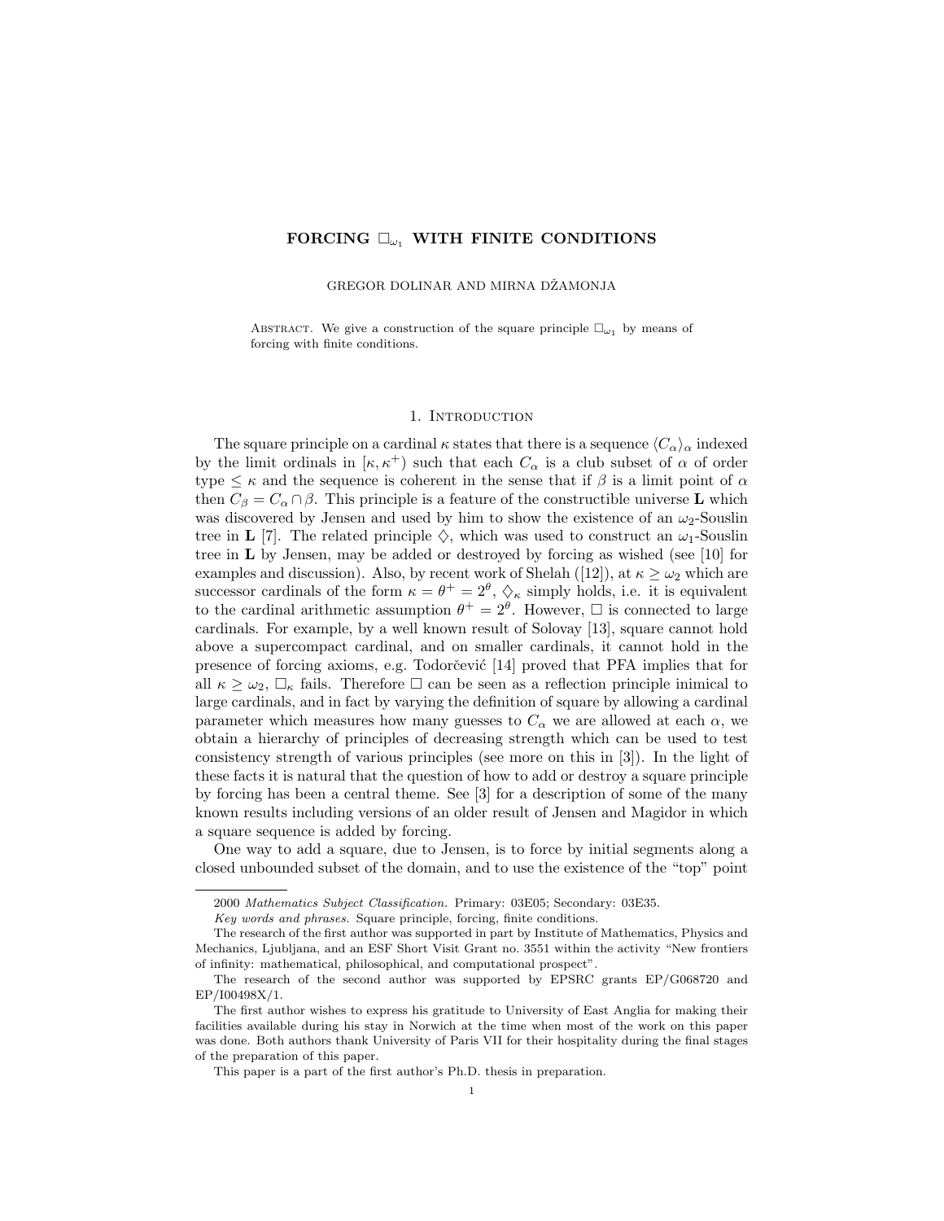# FORCING $\square_{\omega_1}$ WITH FINITE CONDITIONS

GREGOR DOLINAR AND MIRNA DŽAMONJA

Abstract. We give a construction of the square principle $\square_{\omega_1}$ by means of forcing with finite conditions.

## 1. Introduction

The square principle on a cardinal $\kappa$ states that there is a sequence $\langle C_\alpha \rangle_\alpha$ indexed by the limit ordinals in $[\kappa, \kappa^+)$ such that each $C_\alpha$ is a club subset of $\alpha$ of order type $\leq \kappa$ and the sequence is coherent in the sense that if $\beta$ is a limit point of $\alpha$ then $C_\beta = C_\alpha \cap \beta$. This principle is a feature of the constructible universe **L** which was discovered by Jensen and used by him to show the existence of an $\omega_2$-Souslin tree in **L** [7]. The related principle $\diamondsuit$, which was used to construct an $\omega_1$-Souslin tree in **L** by Jensen, may be added or destroyed by forcing as wished (see [10] for examples and discussion). Also, by recent work of Shelah ([12]), at $\kappa \geq \omega_2$ which are successor cardinals of the form $\kappa = \theta^+ = 2^\theta$, $\diamondsuit_\kappa$ simply holds, i.e. it is equivalent to the cardinal arithmetic assumption $\theta^+ = 2^\theta$. However, $\square$ is connected to large cardinals. For example, by a well known result of Solovay [13], square cannot hold above a supercompact cardinal, and on smaller cardinals, it cannot hold in the presence of forcing axioms, e.g. Todorčević [14] proved that PFA implies that for all $\kappa \geq \omega_2$, $\square_\kappa$ fails. Therefore $\square$ can be seen as a reflection principle inimical to large cardinals, and in fact by varying the definition of square by allowing a cardinal parameter which measures how many guesses to $C_\alpha$ we are allowed at each $\alpha$, we obtain a hierarchy of principles of decreasing strength which can be used to test consistency strength of various principles (see more on this in [3]). In the light of these facts it is natural that the question of how to add or destroy a square principle by forcing has been a central theme. See [3] for a description of some of the many known results including versions of an older result of Jensen and Magidor in which a square sequence is added by forcing.

One way to add a square, due to Jensen, is to force by initial segments along a closed unbounded subset of the domain, and to use the existence of the "top" point

---

2000 *Mathematics Subject Classification.* Primary: 03E05; Secondary: 03E35.

*Key words and phrases.* Square principle, forcing, finite conditions.

The research of the first author was supported in part by Institute of Mathematics, Physics and Mechanics, Ljubljana, and an ESF Short Visit Grant no. 3551 within the activity "New frontiers of infinity: mathematical, philosophical, and computational prospect".

The research of the second author was supported by EPSRC grants EP/G068720 and EP/I00498X/1.

The first author wishes to express his gratitude to University of East Anglia for making their facilities available during his stay in Norwich at the time when most of the work on this paper was done. Both authors thank University of Paris VII for their hospitality during the final stages of the preparation of this paper.

This paper is a part of the first author's Ph.D. thesis in preparation.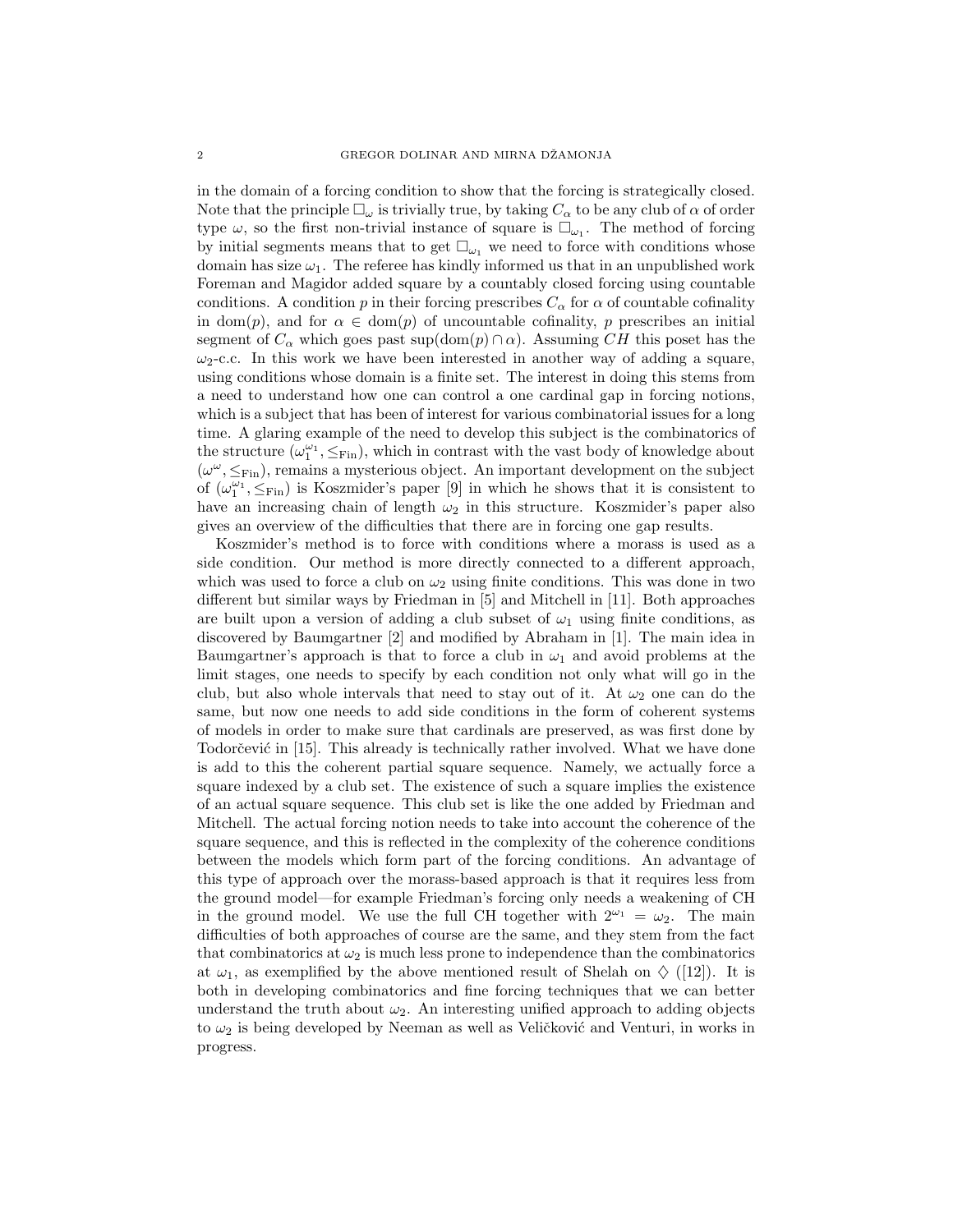in the domain of a forcing condition to show that the forcing is strategically closed. Note that the principle $\square_\omega$ is trivially true, by taking $C_\alpha$ to be any club of $\alpha$ of order type $\omega$, so the first non-trivial instance of square is $\square_{\omega_1}$. The method of forcing by initial segments means that to get $\square_{\omega_1}$ we need to force with conditions whose domain has size $\omega_1$. The referee has kindly informed us that in an unpublished work Foreman and Magidor added square by a countably closed forcing using countable conditions. A condition $p$ in their forcing prescribes $C_\alpha$ for $\alpha$ of countable cofinality in $\mathrm{dom}(p)$, and for $\alpha \in \mathrm{dom}(p)$ of uncountable cofinality, $p$ prescribes an initial segment of $C_\alpha$ which goes past $\sup(\mathrm{dom}(p) \cap \alpha)$. Assuming $CH$ this poset has the $\omega_2$-c.c. In this work we have been interested in another way of adding a square, using conditions whose domain is a finite set. The interest in doing this stems from a need to understand how one can control a one cardinal gap in forcing notions, which is a subject that has been of interest for various combinatorial issues for a long time. A glaring example of the need to develop this subject is the combinatorics of the structure $(\omega_1^{\omega_1}, \leq_{\mathrm{Fin}})$, which in contrast with the vast body of knowledge about $(\omega^\omega, \leq_{\mathrm{Fin}})$, remains a mysterious object. An important development on the subject of $(\omega_1^{\omega_1}, \leq_{\mathrm{Fin}})$ is Koszmider's paper [9] in which he shows that it is consistent to have an increasing chain of length $\omega_2$ in this structure. Koszmider's paper also gives an overview of the difficulties that there are in forcing one gap results.

Koszmider's method is to force with conditions where a morass is used as a side condition. Our method is more directly connected to a different approach, which was used to force a club on $\omega_2$ using finite conditions. This was done in two different but similar ways by Friedman in [5] and Mitchell in [11]. Both approaches are built upon a version of adding a club subset of $\omega_1$ using finite conditions, as discovered by Baumgartner [2] and modified by Abraham in [1]. The main idea in Baumgartner's approach is that to force a club in $\omega_1$ and avoid problems at the limit stages, one needs to specify by each condition not only what will go in the club, but also whole intervals that need to stay out of it. At $\omega_2$ one can do the same, but now one needs to add side conditions in the form of coherent systems of models in order to make sure that cardinals are preserved, as was first done by Todorčević in [15]. This already is technically rather involved. What we have done is add to this the coherent partial square sequence. Namely, we actually force a square indexed by a club set. The existence of such a square implies the existence of an actual square sequence. This club set is like the one added by Friedman and Mitchell. The actual forcing notion needs to take into account the coherence of the square sequence, and this is reflected in the complexity of the coherence conditions between the models which form part of the forcing conditions. An advantage of this type of approach over the morass-based approach is that it requires less from the ground model—for example Friedman's forcing only needs a weakening of CH in the ground model. We use the full CH together with $2^{\omega_1} = \omega_2$. The main difficulties of both approaches of course are the same, and they stem from the fact that combinatorics at $\omega_2$ is much less prone to independence than the combinatorics at $\omega_1$, as exemplified by the above mentioned result of Shelah on $\diamondsuit$ ([12]). It is both in developing combinatorics and fine forcing techniques that we can better understand the truth about $\omega_2$. An interesting unified approach to adding objects to $\omega_2$ is being developed by Neeman as well as Veličković and Venturi, in works in progress.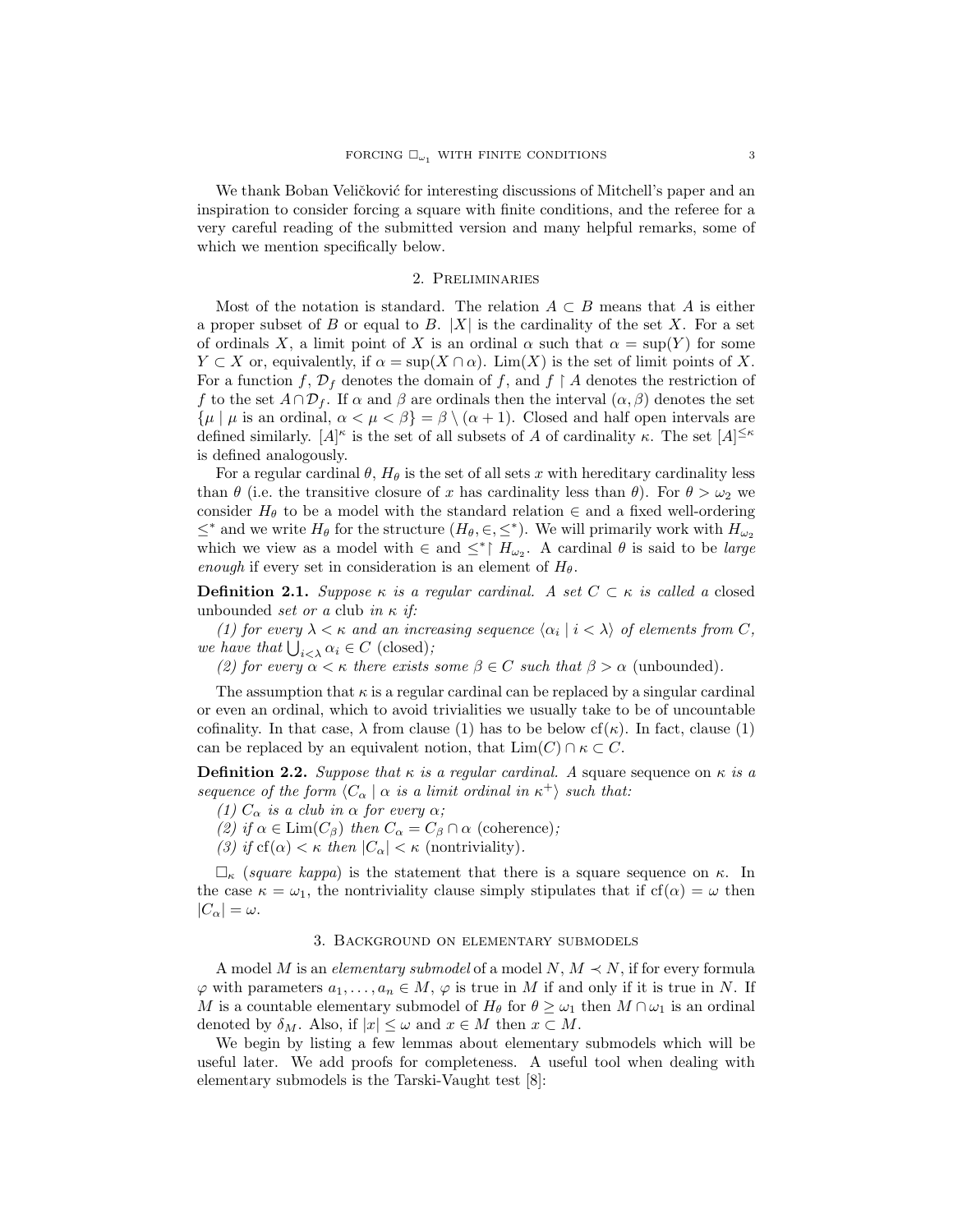We thank Boban Veličković for interesting discussions of Mitchell's paper and an inspiration to consider forcing a square with finite conditions, and the referee for a very careful reading of the submitted version and many helpful remarks, some of which we mention specifically below.

## 2. Preliminaries

Most of the notation is standard. The relation $A \subset B$ means that $A$ is either a proper subset of $B$ or equal to $B$. $|X|$ is the cardinality of the set $X$. For a set of ordinals $X$, a limit point of $X$ is an ordinal $\alpha$ such that $\alpha = \sup(Y)$ for some $Y \subset X$ or, equivalently, if $\alpha = \sup(X \cap \alpha)$. $\mathrm{Lim}(X)$ is the set of limit points of $X$. For a function $f$, $\mathcal{D}_f$ denotes the domain of $f$, and $f \restriction A$ denotes the restriction of $f$ to the set $A \cap \mathcal{D}_f$. If $\alpha$ and $\beta$ are ordinals then the interval $(\alpha, \beta)$ denotes the set $\{\mu \mid \mu \text{ is an ordinal}, \alpha < \mu < \beta\} = \beta \setminus (\alpha + 1)$. Closed and half open intervals are defined similarly. $[A]^\kappa$ is the set of all subsets of $A$ of cardinality $\kappa$. The set $[A]^{\leq \kappa}$ is defined analogously.

For a regular cardinal $\theta$, $H_\theta$ is the set of all sets $x$ with hereditary cardinality less than $\theta$ (i.e. the transitive closure of $x$ has cardinality less than $\theta$). For $\theta > \omega_2$ we consider $H_\theta$ to be a model with the standard relation $\in$ and a fixed well-ordering $\leq^*$ and we write $H_\theta$ for the structure $(H_\theta, \in, \leq^*)$. We will primarily work with $H_{\omega_2}$ which we view as a model with $\in$ and $\leq^* \restriction H_{\omega_2}$. A cardinal $\theta$ is said to be *large enough* if every set in consideration is an element of $H_\theta$.

**Definition 2.1.** *Suppose $\kappa$ is a regular cardinal. A set $C \subset \kappa$ is called a* closed unbounded *set or a* club *in $\kappa$ if:*

*(1) for every $\lambda < \kappa$ and an increasing sequence $\langle \alpha_i \mid i < \lambda \rangle$ of elements from $C$, we have that $\bigcup_{i<\lambda} \alpha_i \in C$* (closed)*;*

*(2) for every $\alpha < \kappa$ there exists some $\beta \in C$ such that $\beta > \alpha$* (unbounded)*.*

The assumption that $\kappa$ is a regular cardinal can be replaced by a singular cardinal or even an ordinal, which to avoid trivialities we usually take to be of uncountable cofinality. In that case, $\lambda$ from clause (1) has to be below $\mathrm{cf}(\kappa)$. In fact, clause (1) can be replaced by an equivalent notion, that $\mathrm{Lim}(C) \cap \kappa \subset C$.

**Definition 2.2.** *Suppose that $\kappa$ is a regular cardinal. A* square sequence *on $\kappa$ is a sequence of the form $\langle C_\alpha \mid \alpha \text{ is a limit ordinal in } \kappa^+ \rangle$ such that:*

*(1) $C_\alpha$ is a club in $\alpha$ for every $\alpha$;*

*(2) if $\alpha \in \mathrm{Lim}(C_\beta)$ then $C_\alpha = C_\beta \cap \alpha$* (coherence)*;*

*(3) if $\mathrm{cf}(\alpha) < \kappa$ then $|C_\alpha| < \kappa$* (nontriviality)*.*

$\square_\kappa$ (*square kappa*) is the statement that there is a square sequence on $\kappa$. In the case $\kappa = \omega_1$, the nontriviality clause simply stipulates that if $\mathrm{cf}(\alpha) = \omega$ then $|C_\alpha| = \omega$.

## 3. Background on elementary submodels

A model $M$ is an *elementary submodel* of a model $N$, $M \prec N$, if for every formula $\varphi$ with parameters $a_1, \ldots, a_n \in M$, $\varphi$ is true in $M$ if and only if it is true in $N$. If $M$ is a countable elementary submodel of $H_\theta$ for $\theta \geq \omega_1$ then $M \cap \omega_1$ is an ordinal denoted by $\delta_M$. Also, if $|x| \leq \omega$ and $x \in M$ then $x \subset M$.

We begin by listing a few lemmas about elementary submodels which will be useful later. We add proofs for completeness. A useful tool when dealing with elementary submodels is the Tarski-Vaught test [8]: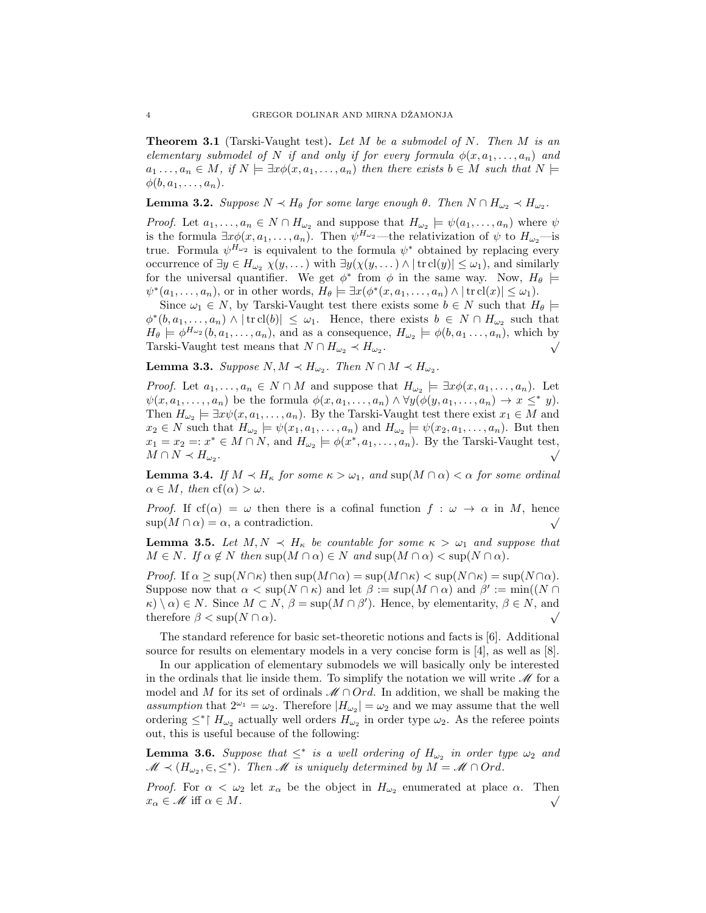**Theorem 3.1** (Tarski-Vaught test)**.** *Let $M$ be a submodel of $N$. Then $M$ is an elementary submodel of $N$ if and only if for every formula $\phi(x, a_1, \dots, a_n)$ and $a_1 \dots, a_n \in M$, if $N \models \exists x \phi(x, a_1, \dots, a_n)$ then there exists $b \in M$ such that $N \models \phi(b, a_1, \dots, a_n)$.*

**Lemma 3.2.** *Suppose $N \prec H_\theta$ for some large enough $\theta$. Then $N \cap H_{\omega_2} \prec H_{\omega_2}$.*

*Proof.* Let $a_1, \dots, a_n \in N \cap H_{\omega_2}$ and suppose that $H_{\omega_2} \models \psi(a_1, \dots, a_n)$ where $\psi$ is the formula $\exists x \phi(x, a_1, \dots, a_n)$. Then $\psi^{H_{\omega_2}}$—the relativization of $\psi$ to $H_{\omega_2}$—is true. Formula $\psi^{H_{\omega_2}}$ is equivalent to the formula $\psi^*$ obtained by replacing every occurrence of $\exists y \in H_{\omega_2}\ \chi(y, \dots)$ with $\exists y(\chi(y, \dots) \wedge |\operatorname{tr}\operatorname{cl}(y)| \leq \omega_1)$, and similarly for the universal quantifier. We get $\phi^*$ from $\phi$ in the same way. Now, $H_\theta \models \psi^*(a_1, \dots, a_n)$, or in other words, $H_\theta \models \exists x(\phi^*(x, a_1, \dots, a_n) \wedge |\operatorname{tr}\operatorname{cl}(x)| \leq \omega_1)$.

Since $\omega_1 \in N$, by Tarski-Vaught test there exists some $b \in N$ such that $H_\theta \models \phi^*(b, a_1, \dots, a_n) \wedge |\operatorname{tr}\operatorname{cl}(b)| \leq \omega_1$. Hence, there exists $b \in N \cap H_{\omega_2}$ such that $H_\theta \models \phi^{H_{\omega_2}}(b, a_1, \dots, a_n)$, and as a consequence, $H_{\omega_2} \models \phi(b, a_1 \dots, a_n)$, which by Tarski-Vaught test means that $N \cap H_{\omega_2} \prec H_{\omega_2}$. $\surd$

**Lemma 3.3.** *Suppose $N, M \prec H_{\omega_2}$. Then $N \cap M \prec H_{\omega_2}$.*

*Proof.* Let $a_1, \dots, a_n \in N \cap M$ and suppose that $H_{\omega_2} \models \exists x \phi(x, a_1, \dots, a_n)$. Let $\psi(x, a_1, \dots, a_n)$ be the formula $\phi(x, a_1, \dots, a_n) \wedge \forall y(\phi(y, a_1, \dots, a_n) \rightarrow x \leq^* y)$. Then $H_{\omega_2} \models \exists x \psi(x, a_1, \dots, a_n)$. By the Tarski-Vaught test there exist $x_1 \in M$ and $x_2 \in N$ such that $H_{\omega_2} \models \psi(x_1, a_1, \dots, a_n)$ and $H_{\omega_2} \models \psi(x_2, a_1, \dots, a_n)$. But then $x_1 = x_2 =: x^* \in M \cap N$, and $H_{\omega_2} \models \phi(x^*, a_1, \dots, a_n)$. By the Tarski-Vaught test, $M \cap N \prec H_{\omega_2}$. $\surd$

**Lemma 3.4.** *If $M \prec H_\kappa$ for some $\kappa > \omega_1$, and $\sup(M \cap \alpha) < \alpha$ for some ordinal $\alpha \in M$, then $\operatorname{cf}(\alpha) > \omega$.*

*Proof.* If $\operatorname{cf}(\alpha) = \omega$ then there is a cofinal function $f : \omega \to \alpha$ in $M$, hence $\sup(M \cap \alpha) = \alpha$, a contradiction. $\surd$

**Lemma 3.5.** *Let $M, N \prec H_\kappa$ be countable for some $\kappa > \omega_1$ and suppose that $M \in N$. If $\alpha \notin N$ then $\sup(M \cap \alpha) \in N$ and $\sup(M \cap \alpha) < \sup(N \cap \alpha)$.*

*Proof.* If $\alpha \geq \sup(N \cap \kappa)$ then $\sup(M \cap \alpha) = \sup(M \cap \kappa) < \sup(N \cap \kappa) = \sup(N \cap \alpha)$. Suppose now that $\alpha < \sup(N \cap \kappa)$ and let $\beta := \sup(M \cap \alpha)$ and $\beta' := \min((N \cap \kappa) \setminus \alpha) \in N$. Since $M \subset N$, $\beta = \sup(M \cap \beta')$. Hence, by elementarity, $\beta \in N$, and therefore $\beta < \sup(N \cap \alpha)$. $\surd$

The standard reference for basic set-theoretic notions and facts is [6]. Additional source for results on elementary models in a very concise form is [4], as well as [8].

In our application of elementary submodels we will basically only be interested in the ordinals that lie inside them. To simplify the notation we will write $\mathscr{M}$ for a model and $M$ for its set of ordinals $\mathscr{M} \cap Ord$. In addition, we shall be making the *assumption* that $2^{\omega_1} = \omega_2$. Therefore $|H_{\omega_2}| = \omega_2$ and we may assume that the well ordering $\leq^* \restriction H_{\omega_2}$ actually well orders $H_{\omega_2}$ in order type $\omega_2$. As the referee points out, this is useful because of the following:

**Lemma 3.6.** *Suppose that $\leq^*$ is a well ordering of $H_{\omega_2}$ in order type $\omega_2$ and $\mathscr{M} \prec (H_{\omega_2}, \in, \leq^*)$. Then $\mathscr{M}$ is uniquely determined by $M = \mathscr{M} \cap Ord$.*

*Proof.* For $\alpha < \omega_2$ let $x_\alpha$ be the object in $H_{\omega_2}$ enumerated at place $\alpha$. Then $x_\alpha \in \mathscr{M}$ iff $\alpha \in M$. $\surd$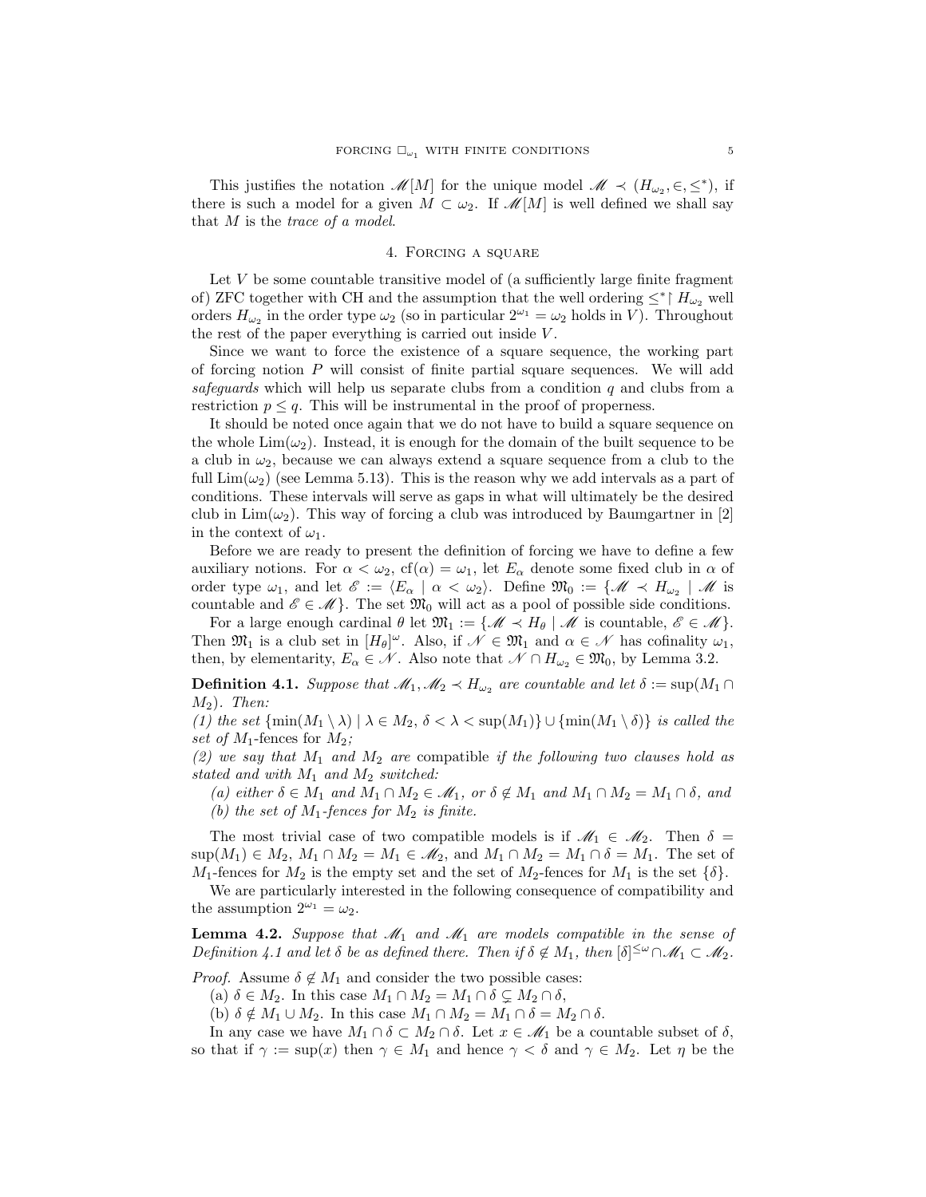This justifies the notation $\mathscr{M}[M]$ for the unique model $\mathscr{M} \prec (H_{\omega_2}, \in, \leq^*)$, if there is such a model for a given $M \subset \omega_2$. If $\mathscr{M}[M]$ is well defined we shall say that $M$ is the *trace of a model*.

## 4. Forcing a square

Let $V$ be some countable transitive model of (a sufficiently large finite fragment of) ZFC together with CH and the assumption that the well ordering $\leq^* \restriction H_{\omega_2}$ well orders $H_{\omega_2}$ in the order type $\omega_2$ (so in particular $2^{\omega_1} = \omega_2$ holds in $V$). Throughout the rest of the paper everything is carried out inside $V$.

Since we want to force the existence of a square sequence, the working part of forcing notion $P$ will consist of finite partial square sequences. We will add *safeguards* which will help us separate clubs from a condition $q$ and clubs from a restriction $p \leq q$. This will be instrumental in the proof of properness.

It should be noted once again that we do not have to build a square sequence on the whole $\mathrm{Lim}(\omega_2)$. Instead, it is enough for the domain of the built sequence to be a club in $\omega_2$, because we can always extend a square sequence from a club to the full $\mathrm{Lim}(\omega_2)$ (see Lemma 5.13). This is the reason why we add intervals as a part of conditions. These intervals will serve as gaps in what will ultimately be the desired club in $\mathrm{Lim}(\omega_2)$. This way of forcing a club was introduced by Baumgartner in [2] in the context of $\omega_1$.

Before we are ready to present the definition of forcing we have to define a few auxiliary notions. For $\alpha < \omega_2$, $\mathrm{cf}(\alpha) = \omega_1$, let $E_\alpha$ denote some fixed club in $\alpha$ of order type $\omega_1$, and let $\mathscr{E} := \langle E_\alpha \mid \alpha < \omega_2 \rangle$. Define $\mathfrak{M}_0 := \{\mathscr{M} \prec H_{\omega_2} \mid \mathscr{M}$ is countable and $\mathscr{E} \in \mathscr{M}\}$. The set $\mathfrak{M}_0$ will act as a pool of possible side conditions.

For a large enough cardinal $\theta$ let $\mathfrak{M}_1 := \{\mathscr{M} \prec H_\theta \mid \mathscr{M}$ is countable, $\mathscr{E} \in \mathscr{M}\}$. Then $\mathfrak{M}_1$ is a club set in $[H_\theta]^\omega$. Also, if $\mathscr{N} \in \mathfrak{M}_1$ and $\alpha \in \mathscr{N}$ has cofinality $\omega_1$, then, by elementarity, $E_\alpha \in \mathscr{N}$. Also note that $\mathscr{N} \cap H_{\omega_2} \in \mathfrak{M}_0$, by Lemma 3.2.

**Definition 4.1.** *Suppose that $\mathscr{M}_1, \mathscr{M}_2 \prec H_{\omega_2}$ are countable and let $\delta := \sup(M_1 \cap M_2)$. Then:*
*(1) the set $\{\min(M_1 \setminus \lambda) \mid \lambda \in M_2,\ \delta < \lambda < \sup(M_1)\} \cup \{\min(M_1 \setminus \delta)\}$ is called the set of $M_1$-fences for $M_2$;*
*(2) we say that $M_1$ and $M_2$ are* compatible *if the following two clauses hold as stated and with $M_1$ and $M_2$ switched:*

*(a) either $\delta \in M_1$ and $M_1 \cap M_2 \in \mathscr{M}_1$, or $\delta \notin M_1$ and $M_1 \cap M_2 = M_1 \cap \delta$, and*
*(b) the set of $M_1$-fences for $M_2$ is finite.*

The most trivial case of two compatible models is if $\mathscr{M}_1 \in \mathscr{M}_2$. Then $\delta = \sup(M_1) \in M_2$, $M_1 \cap M_2 = M_1 \in \mathscr{M}_2$, and $M_1 \cap M_2 = M_1 \cap \delta = M_1$. The set of $M_1$-fences for $M_2$ is the empty set and the set of $M_2$-fences for $M_1$ is the set $\{\delta\}$.

We are particularly interested in the following consequence of compatibility and the assumption $2^{\omega_1} = \omega_2$.

**Lemma 4.2.** *Suppose that $\mathscr{M}_1$ and $\mathscr{M}_1$ are models compatible in the sense of Definition 4.1 and let $\delta$ be as defined there. Then if $\delta \notin M_1$, then $[\delta]^{\leq\omega} \cap \mathscr{M}_1 \subset \mathscr{M}_2$.*

*Proof.* Assume $\delta \notin M_1$ and consider the two possible cases:

(a) $\delta \in M_2$. In this case $M_1 \cap M_2 = M_1 \cap \delta \subsetneq M_2 \cap \delta$,

(b) $\delta \notin M_1 \cup M_2$. In this case $M_1 \cap M_2 = M_1 \cap \delta = M_2 \cap \delta$.

In any case we have $M_1 \cap \delta \subset M_2 \cap \delta$. Let $x \in \mathscr{M}_1$ be a countable subset of $\delta$, so that if $\gamma := \sup(x)$ then $\gamma \in M_1$ and hence $\gamma < \delta$ and $\gamma \in M_2$. Let $\eta$ be the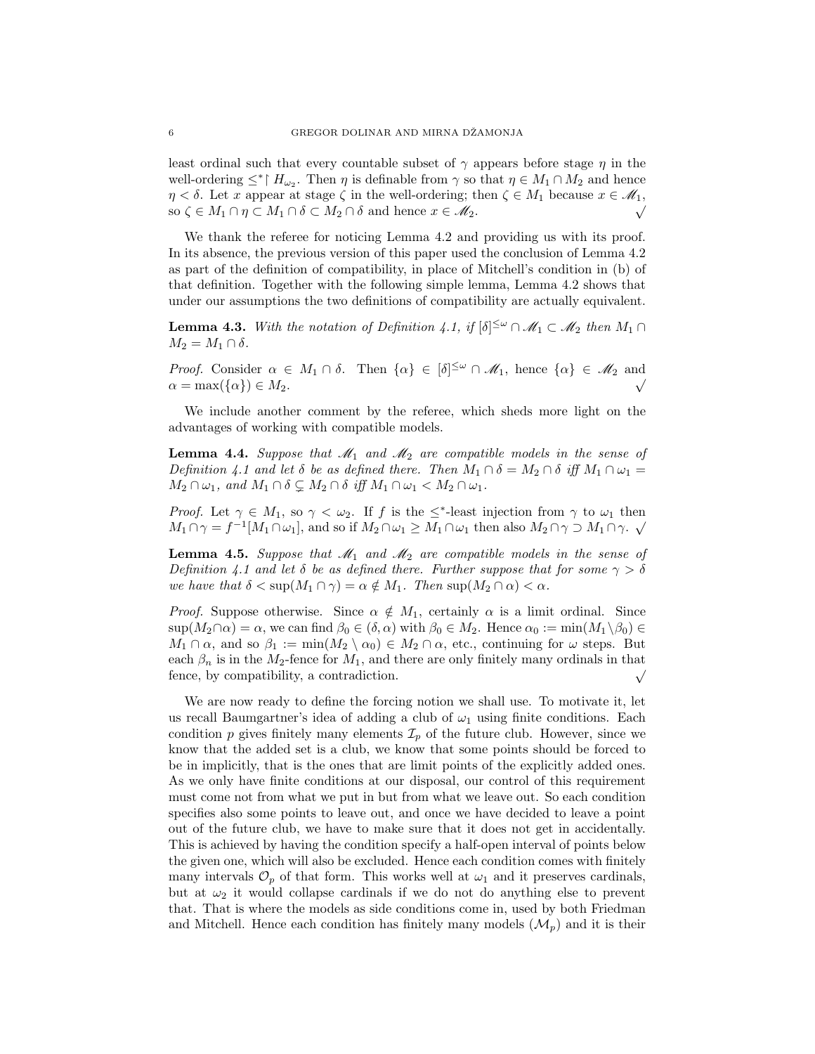least ordinal such that every countable subset of $\gamma$ appears before stage $\eta$ in the well-ordering $\leq^* \restriction H_{\omega_2}$. Then $\eta$ is definable from $\gamma$ so that $\eta \in M_1 \cap M_2$ and hence $\eta < \delta$. Let $x$ appear at stage $\zeta$ in the well-ordering; then $\zeta \in M_1$ because $x \in \mathscr{M}_1$, so $\zeta \in M_1 \cap \eta \subset M_1 \cap \delta \subset M_2 \cap \delta$ and hence $x \in \mathscr{M}_2$. $\surd$

We thank the referee for noticing Lemma 4.2 and providing us with its proof. In its absence, the previous version of this paper used the conclusion of Lemma 4.2 as part of the definition of compatibility, in place of Mitchell's condition in (b) of that definition. Together with the following simple lemma, Lemma 4.2 shows that under our assumptions the two definitions of compatibility are actually equivalent.

**Lemma 4.3.** *With the notation of Definition 4.1, if* $[\delta]^{\leq\omega} \cap \mathscr{M}_1 \subset \mathscr{M}_2$ *then* $M_1 \cap M_2 = M_1 \cap \delta$.

*Proof.* Consider $\alpha \in M_1 \cap \delta$. Then $\{\alpha\} \in [\delta]^{\leq\omega} \cap \mathscr{M}_1$, hence $\{\alpha\} \in \mathscr{M}_2$ and $\alpha = \max(\{\alpha\}) \in M_2$. $\surd$

We include another comment by the referee, which sheds more light on the advantages of working with compatible models.

**Lemma 4.4.** *Suppose that* $\mathscr{M}_1$ *and* $\mathscr{M}_2$ *are compatible models in the sense of Definition 4.1 and let* $\delta$ *be as defined there. Then* $M_1 \cap \delta = M_2 \cap \delta$ *iff* $M_1 \cap \omega_1 = M_2 \cap \omega_1$, *and* $M_1 \cap \delta \subsetneq M_2 \cap \delta$ *iff* $M_1 \cap \omega_1 < M_2 \cap \omega_1$.

*Proof.* Let $\gamma \in M_1$, so $\gamma < \omega_2$. If $f$ is the $\leq^*$-least injection from $\gamma$ to $\omega_1$ then $M_1 \cap \gamma = f^{-1}[M_1 \cap \omega_1]$, and so if $M_2 \cap \omega_1 \geq M_1 \cap \omega_1$ then also $M_2 \cap \gamma \supset M_1 \cap \gamma$. $\surd$

**Lemma 4.5.** *Suppose that* $\mathscr{M}_1$ *and* $\mathscr{M}_2$ *are compatible models in the sense of Definition 4.1 and let* $\delta$ *be as defined there. Further suppose that for some* $\gamma > \delta$ *we have that* $\delta < \sup(M_1 \cap \gamma) = \alpha \notin M_1$. *Then* $\sup(M_2 \cap \alpha) < \alpha$.

*Proof.* Suppose otherwise. Since $\alpha \notin M_1$, certainly $\alpha$ is a limit ordinal. Since $\sup(M_2 \cap \alpha) = \alpha$, we can find $\beta_0 \in (\delta, \alpha)$ with $\beta_0 \in M_2$. Hence $\alpha_0 := \min(M_1 \setminus \beta_0) \in M_1 \cap \alpha$, and so $\beta_1 := \min(M_2 \setminus \alpha_0) \in M_2 \cap \alpha$, etc., continuing for $\omega$ steps. But each $\beta_n$ is in the $M_2$-fence for $M_1$, and there are only finitely many ordinals in that fence, by compatibility, a contradiction. $\surd$

We are now ready to define the forcing notion we shall use. To motivate it, let us recall Baumgartner's idea of adding a club of $\omega_1$ using finite conditions. Each condition $p$ gives finitely many elements $\mathcal{I}_p$ of the future club. However, since we know that the added set is a club, we know that some points should be forced to be in implicitly, that is the ones that are limit points of the explicitly added ones. As we only have finite conditions at our disposal, our control of this requirement must come not from what we put in but from what we leave out. So each condition specifies also some points to leave out, and once we have decided to leave a point out of the future club, we have to make sure that it does not get in accidentally. This is achieved by having the condition specify a half-open interval of points below the given one, which will also be excluded. Hence each condition comes with finitely many intervals $\mathcal{O}_p$ of that form. This works well at $\omega_1$ and it preserves cardinals, but at $\omega_2$ it would collapse cardinals if we do not do anything else to prevent that. That is where the models as side conditions come in, used by both Friedman and Mitchell. Hence each condition has finitely many models $(\mathcal{M}_p)$ and it is their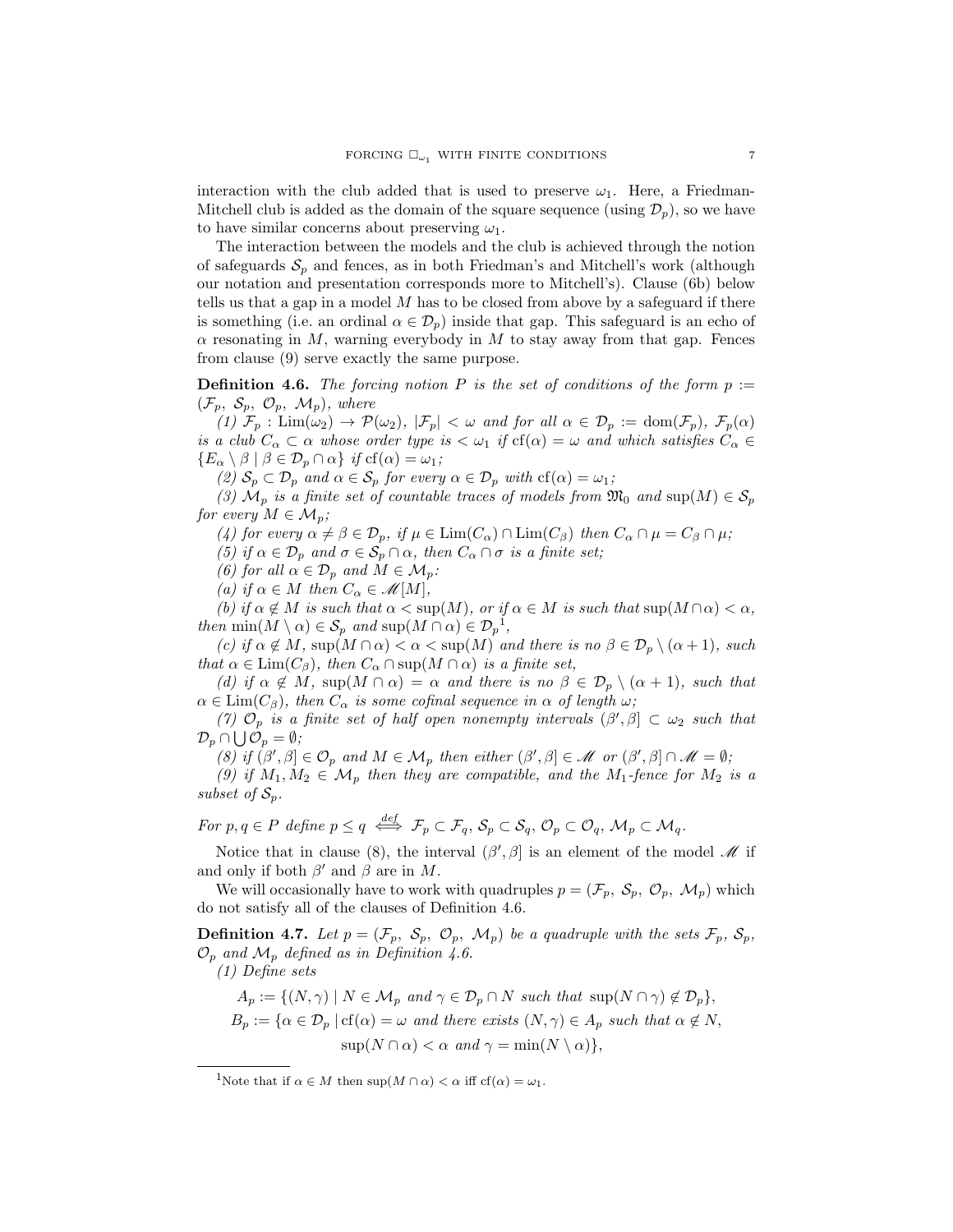interaction with the club added that is used to preserve $\omega_1$. Here, a Friedman-Mitchell club is added as the domain of the square sequence (using $\mathcal{D}_p$), so we have to have similar concerns about preserving $\omega_1$.

The interaction between the models and the club is achieved through the notion of safeguards $\mathcal{S}_p$ and fences, as in both Friedman's and Mitchell's work (although our notation and presentation corresponds more to Mitchell's). Clause (6b) below tells us that a gap in a model $M$ has to be closed from above by a safeguard if there is something (i.e. an ordinal $\alpha \in \mathcal{D}_p$) inside that gap. This safeguard is an echo of $\alpha$ resonating in $M$, warning everybody in $M$ to stay away from that gap. Fences from clause (9) serve exactly the same purpose.

**Definition 4.6.** *The forcing notion $P$ is the set of conditions of the form $p := (\mathcal{F}_p,\ \mathcal{S}_p,\ \mathcal{O}_p,\ \mathcal{M}_p)$, where*

*(1) $\mathcal{F}_p : \mathrm{Lim}(\omega_2) \to \mathcal{P}(\omega_2)$, $|\mathcal{F}_p| < \omega$ and for all $\alpha \in \mathcal{D}_p := \mathrm{dom}(\mathcal{F}_p)$, $\mathcal{F}_p(\alpha)$ is a club $C_\alpha \subset \alpha$ whose order type is $< \omega_1$ if $\mathrm{cf}(\alpha) = \omega$ and which satisfies $C_\alpha \in \{E_\alpha \setminus \beta \mid \beta \in \mathcal{D}_p \cap \alpha\}$ if $\mathrm{cf}(\alpha) = \omega_1$;*

*(2) $\mathcal{S}_p \subset \mathcal{D}_p$ and $\alpha \in \mathcal{S}_p$ for every $\alpha \in \mathcal{D}_p$ with $\mathrm{cf}(\alpha) = \omega_1$;*

*(3) $\mathcal{M}_p$ is a finite set of countable traces of models from $\mathfrak{M}_0$ and $\sup(M) \in \mathcal{S}_p$ for every $M \in \mathcal{M}_p$;*

*(4) for every $\alpha \neq \beta \in \mathcal{D}_p$, if $\mu \in \mathrm{Lim}(C_\alpha) \cap \mathrm{Lim}(C_\beta)$ then $C_\alpha \cap \mu = C_\beta \cap \mu$;*

*(5) if $\alpha \in \mathcal{D}_p$ and $\sigma \in \mathcal{S}_p \cap \alpha$, then $C_\alpha \cap \sigma$ is a finite set;*

*(6) for all $\alpha \in \mathcal{D}_p$ and $M \in \mathcal{M}_p$:*

*(a) if $\alpha \in M$ then $C_\alpha \in \mathscr{M}[M]$,*

*(b) if $\alpha \notin M$ is such that $\alpha < \sup(M)$, or if $\alpha \in M$ is such that $\sup(M \cap \alpha) < \alpha$, then $\min(M \setminus \alpha) \in \mathcal{S}_p$ and $\sup(M \cap \alpha) \in \mathcal{D}_p$*[1]*,*

*(c) if $\alpha \notin M$, $\sup(M \cap \alpha) < \alpha < \sup(M)$ and there is no $\beta \in \mathcal{D}_p \setminus (\alpha + 1)$, such that $\alpha \in \mathrm{Lim}(C_\beta)$, then $C_\alpha \cap \sup(M \cap \alpha)$ is a finite set,*

*(d) if $\alpha \notin M$, $\sup(M \cap \alpha) = \alpha$ and there is no $\beta \in \mathcal{D}_p \setminus (\alpha + 1)$, such that $\alpha \in \mathrm{Lim}(C_\beta)$, then $C_\alpha$ is some cofinal sequence in $\alpha$ of length $\omega$;*

*(7) $\mathcal{O}_p$ is a finite set of half open nonempty intervals $(\beta', \beta] \subset \omega_2$ such that $\mathcal{D}_p \cap \bigcup \mathcal{O}_p = \emptyset$;*

*(8) if $(\beta', \beta] \in \mathcal{O}_p$ and $M \in \mathcal{M}_p$ then either $(\beta', \beta] \in \mathscr{M}$ or $(\beta', \beta] \cap \mathscr{M} = \emptyset$;*

*(9) if $M_1, M_2 \in \mathcal{M}_p$ then they are compatible, and the $M_1$-fence for $M_2$ is a subset of $\mathcal{S}_p$.*

*For $p, q \in P$ define* $p \leq q \overset{def}{\iff} \mathcal{F}_p \subset \mathcal{F}_q,\ \mathcal{S}_p \subset \mathcal{S}_q,\ \mathcal{O}_p \subset \mathcal{O}_q,\ \mathcal{M}_p \subset \mathcal{M}_q.$

Notice that in clause (8), the interval $(\beta', \beta]$ is an element of the model $\mathscr{M}$ if and only if both $\beta'$ and $\beta$ are in $M$.

We will occasionally have to work with quadruples $p = (\mathcal{F}_p,\ \mathcal{S}_p,\ \mathcal{O}_p,\ \mathcal{M}_p)$ which do not satisfy all of the clauses of Definition 4.6.

**Definition 4.7.** *Let $p = (\mathcal{F}_p,\ \mathcal{S}_p,\ \mathcal{O}_p,\ \mathcal{M}_p)$ be a quadruple with the sets $\mathcal{F}_p$, $\mathcal{S}_p$, $\mathcal{O}_p$ and $\mathcal{M}_p$ defined as in Definition 4.6.*

*(1) Define sets*

$$A_p := \{(N, \gamma) \mid N \in \mathcal{M}_p \text{ and } \gamma \in \mathcal{D}_p \cap N \text{ such that } \sup(N \cap \gamma) \notin \mathcal{D}_p\},$$

$$B_p := \{\alpha \in \mathcal{D}_p \mid \mathrm{cf}(\alpha) = \omega \text{ and there exists } (N, \gamma) \in A_p \text{ such that } \alpha \notin N,$$
$$\sup(N \cap \alpha) < \alpha \text{ and } \gamma = \min(N \setminus \alpha)\},$$

[1] Note that if $\alpha \in M$ then $\sup(M \cap \alpha) < \alpha$ iff $\mathrm{cf}(\alpha) = \omega_1$.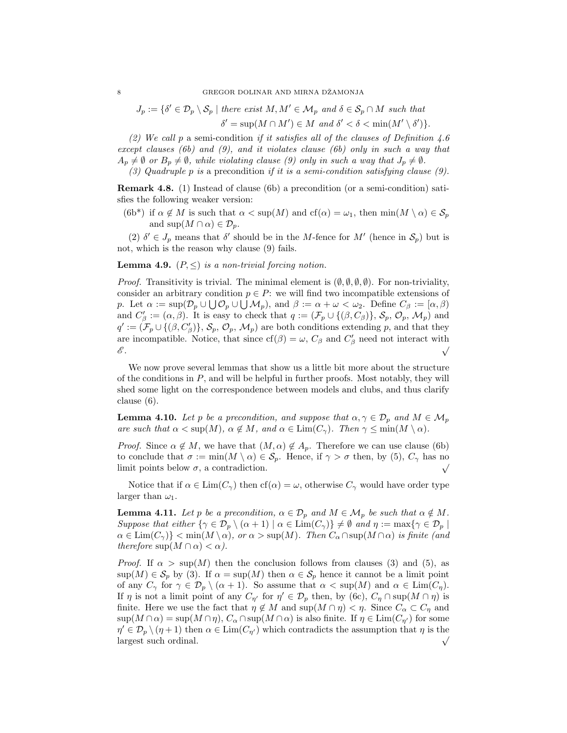$$J_p := \{\delta' \in \mathcal{D}_p \setminus \mathcal{S}_p \mid \text{there exist } M, M' \in \mathcal{M}_p \text{ and } \delta \in \mathcal{S}_p \cap M \text{ such that}$$
$$\delta' = \sup(M \cap M') \in M \text{ and } \delta' < \delta < \min(M' \setminus \delta')\}.$$

*(2) We call $p$ a* semi-condition *if it satisfies all of the clauses of Definition 4.6 except clauses (6b) and (9), and it violates clause (6b) only in such a way that $A_p \neq \emptyset$ or $B_p \neq \emptyset$, while violating clause (9) only in such a way that $J_p \neq \emptyset$.*

*(3) Quadruple $p$ is a* precondition *if it is a semi-condition satisfying clause (9).*

**Remark 4.8.** (1) Instead of clause (6b) a precondition (or a semi-condition) satisfies the following weaker version:

(6b*) if $\alpha \notin M$ is such that $\alpha < \sup(M)$ and $\mathrm{cf}(\alpha) = \omega_1$, then $\min(M \setminus \alpha) \in \mathcal{S}_p$ and $\sup(M \cap \alpha) \in \mathcal{D}_p$.

(2) $\delta' \in J_p$ means that $\delta'$ should be in the $M$-fence for $M'$ (hence in $\mathcal{S}_p$) but is not, which is the reason why clause (9) fails.

**Lemma 4.9.** *$(P, \leq)$ is a non-trivial forcing notion.*

*Proof.* Transitivity is trivial. The minimal element is $(\emptyset, \emptyset, \emptyset, \emptyset)$. For non-triviality, consider an arbitrary condition $p \in P$: we will find two incompatible extensions of $p$. Let $\alpha := \sup(\mathcal{D}_p \cup \bigcup \mathcal{O}_p \cup \bigcup \mathcal{M}_p)$, and $\beta := \alpha + \omega < \omega_2$. Define $C_\beta := [\alpha, \beta)$ and $C'_\beta := (\alpha, \beta)$. It is easy to check that $q := (\mathcal{F}_p \cup \{(\beta, C_\beta)\}, \mathcal{S}_p, \mathcal{O}_p, \mathcal{M}_p)$ and $q' := (\mathcal{F}_p \cup \{(\beta, C'_\beta)\}, \mathcal{S}_p, \mathcal{O}_p, \mathcal{M}_p)$ are both conditions extending $p$, and that they are incompatible. Notice, that since $\mathrm{cf}(\beta) = \omega$, $C_\beta$ and $C'_\beta$ need not interact with $\mathscr{E}$. $\surd$

We now prove several lemmas that show us a little bit more about the structure of the conditions in $P$, and will be helpful in further proofs. Most notably, they will shed some light on the correspondence between models and clubs, and thus clarify clause (6).

**Lemma 4.10.** *Let $p$ be a precondition, and suppose that $\alpha, \gamma \in \mathcal{D}_p$ and $M \in \mathcal{M}_p$ are such that $\alpha < \sup(M)$, $\alpha \notin M$, and $\alpha \in \mathrm{Lim}(C_\gamma)$. Then $\gamma \leq \min(M \setminus \alpha)$.*

*Proof.* Since $\alpha \notin M$, we have that $(M, \alpha) \notin A_p$. Therefore we can use clause (6b) to conclude that $\sigma := \min(M \setminus \alpha) \in \mathcal{S}_p$. Hence, if $\gamma > \sigma$ then, by (5), $C_\gamma$ has no limit points below $\sigma$, a contradiction. $\surd$

Notice that if $\alpha \in \mathrm{Lim}(C_\gamma)$ then $\mathrm{cf}(\alpha) = \omega$, otherwise $C_\gamma$ would have order type larger than $\omega_1$.

**Lemma 4.11.** *Let $p$ be a precondition, $\alpha \in \mathcal{D}_p$ and $M \in \mathcal{M}_p$ be such that $\alpha \notin M$. Suppose that either $\{\gamma \in \mathcal{D}_p \setminus (\alpha + 1) \mid \alpha \in \mathrm{Lim}(C_\gamma)\} \neq \emptyset$ and $\eta := \max\{\gamma \in \mathcal{D}_p \mid \alpha \in \mathrm{Lim}(C_\gamma)\} < \min(M \setminus \alpha)$, or $\alpha > \sup(M)$. Then $C_\alpha \cap \sup(M \cap \alpha)$ is finite (and therefore $\sup(M \cap \alpha) < \alpha$).*

*Proof.* If $\alpha > \sup(M)$ then the conclusion follows from clauses (3) and (5), as $\sup(M) \in \mathcal{S}_p$ by (3). If $\alpha = \sup(M)$ then $\alpha \in \mathcal{S}_p$ hence it cannot be a limit point of any $C_\gamma$ for $\gamma \in \mathcal{D}_p \setminus (\alpha + 1)$. So assume that $\alpha < \sup(M)$ and $\alpha \in \mathrm{Lim}(C_\eta)$. If $\eta$ is not a limit point of any $C_{\eta'}$ for $\eta' \in \mathcal{D}_p$ then, by (6c), $C_\eta \cap \sup(M \cap \eta)$ is finite. Here we use the fact that $\eta \notin M$ and $\sup(M \cap \eta) < \eta$. Since $C_\alpha \subset C_\eta$ and $\sup(M \cap \alpha) = \sup(M \cap \eta)$, $C_\alpha \cap \sup(M \cap \alpha)$ is also finite. If $\eta \in \mathrm{Lim}(C_{\eta'})$ for some $\eta' \in \mathcal{D}_p \setminus (\eta + 1)$ then $\alpha \in \mathrm{Lim}(C_{\eta'})$ which contradicts the assumption that $\eta$ is the largest such ordinal. $\surd$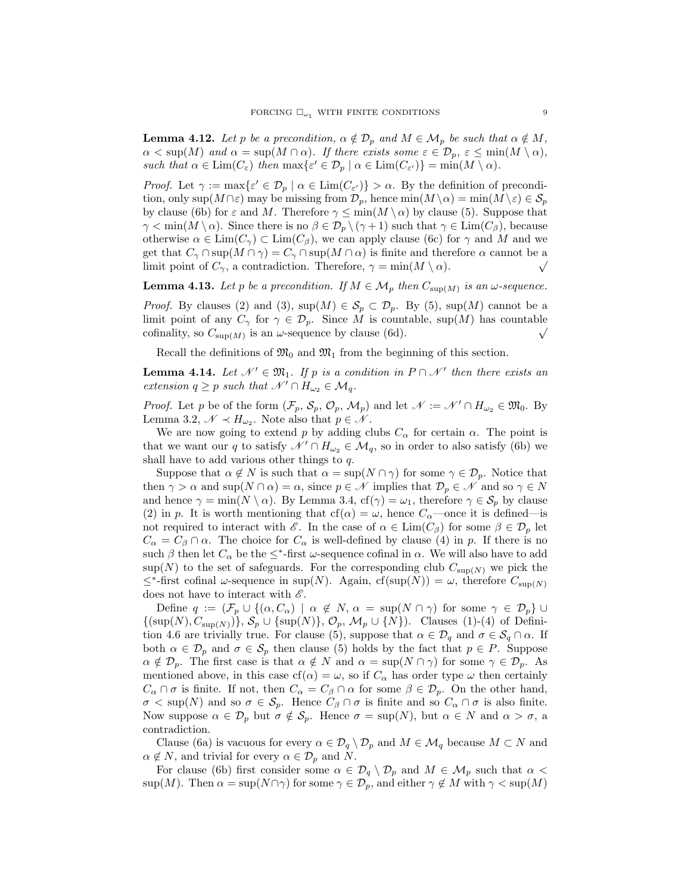**Lemma 4.12.** *Let $p$ be a precondition, $\alpha \notin \mathcal{D}_p$ and $M \in \mathcal{M}_p$ be such that $\alpha \notin M$, $\alpha < \sup(M)$ and $\alpha = \sup(M \cap \alpha)$. If there exists some $\varepsilon \in \mathcal{D}_p$, $\varepsilon \leq \min(M \setminus \alpha)$, such that $\alpha \in \operatorname{Lim}(C_\varepsilon)$ then $\max\{\varepsilon' \in \mathcal{D}_p \mid \alpha \in \operatorname{Lim}(C_{\varepsilon'})\} = \min(M \setminus \alpha)$.*

*Proof.* Let $\gamma := \max\{\varepsilon' \in \mathcal{D}_p \mid \alpha \in \operatorname{Lim}(C_{\varepsilon'})\} > \alpha$. By the definition of precondition, only $\sup(M \cap \varepsilon)$ may be missing from $\mathcal{D}_p$, hence $\min(M \setminus \alpha) = \min(M \setminus \varepsilon) \in \mathcal{S}_p$ by clause (6b) for $\varepsilon$ and $M$. Therefore $\gamma \leq \min(M \setminus \alpha)$ by clause (5). Suppose that $\gamma < \min(M \setminus \alpha)$. Since there is no $\beta \in \mathcal{D}_p \setminus (\gamma + 1)$ such that $\gamma \in \operatorname{Lim}(C_\beta)$, because otherwise $\alpha \in \operatorname{Lim}(C_\gamma) \subset \operatorname{Lim}(C_\beta)$, we can apply clause (6c) for $\gamma$ and $M$ and we get that $C_\gamma \cap \sup(M \cap \gamma) = C_\gamma \cap \sup(M \cap \alpha)$ is finite and therefore $\alpha$ cannot be a limit point of $C_\gamma$, a contradiction. Therefore, $\gamma = \min(M \setminus \alpha)$. $\checkmark$

**Lemma 4.13.** *Let $p$ be a precondition. If $M \in \mathcal{M}_p$ then $C_{\sup(M)}$ is an $\omega$-sequence.*

*Proof.* By clauses (2) and (3), $\sup(M) \in \mathcal{S}_p \subset \mathcal{D}_p$. By (5), $\sup(M)$ cannot be a limit point of any $C_\gamma$ for $\gamma \in \mathcal{D}_p$. Since $M$ is countable, $\sup(M)$ has countable cofinality, so $C_{\sup(M)}$ is an $\omega$-sequence by clause (6d). $\checkmark$

Recall the definitions of $\mathfrak{M}_0$ and $\mathfrak{M}_1$ from the beginning of this section.

**Lemma 4.14.** *Let $\mathscr{N}' \in \mathfrak{M}_1$. If $p$ is a condition in $P \cap \mathscr{N}'$ then there exists an extension $q \geq p$ such that $\mathscr{N}' \cap H_{\omega_2} \in \mathcal{M}_q$.*

*Proof.* Let $p$ be of the form $(\mathcal{F}_p, \mathcal{S}_p, \mathcal{O}_p, \mathcal{M}_p)$ and let $\mathscr{N} := \mathscr{N}' \cap H_{\omega_2} \in \mathfrak{M}_0$. By Lemma 3.2, $\mathscr{N} \prec H_{\omega_2}$. Note also that $p \in \mathscr{N}$.

We are now going to extend $p$ by adding clubs $C_\alpha$ for certain $\alpha$. The point is that we want our $q$ to satisfy $\mathscr{N}' \cap H_{\omega_2} \in \mathcal{M}_q$, so in order to also satisfy (6b) we shall have to add various other things to $q$.

Suppose that $\alpha \notin N$ is such that $\alpha = \sup(N \cap \gamma)$ for some $\gamma \in \mathcal{D}_p$. Notice that then $\gamma > \alpha$ and $\sup(N \cap \alpha) = \alpha$, since $p \in \mathscr{N}$ implies that $\mathcal{D}_p \in \mathscr{N}$ and so $\gamma \in N$ and hence $\gamma = \min(N \setminus \alpha)$. By Lemma 3.4, $\operatorname{cf}(\gamma) = \omega_1$, therefore $\gamma \in \mathcal{S}_p$ by clause (2) in $p$. It is worth mentioning that $\operatorname{cf}(\alpha) = \omega$, hence $C_\alpha$—once it is defined—is not required to interact with $\mathscr{E}$. In the case of $\alpha \in \operatorname{Lim}(C_\beta)$ for some $\beta \in \mathcal{D}_p$ let $C_\alpha = C_\beta \cap \alpha$. The choice for $C_\alpha$ is well-defined by clause (4) in $p$. If there is no such $\beta$ then let $C_\alpha$ be the $\leq^*$-first $\omega$-sequence cofinal in $\alpha$. We will also have to add $\sup(N)$ to the set of safeguards. For the corresponding club $C_{\sup(N)}$ we pick the $\leq^*$-first cofinal $\omega$-sequence in $\sup(N)$. Again, $\operatorname{cf}(\sup(N)) = \omega$, therefore $C_{\sup(N)}$ does not have to interact with $\mathscr{E}$.

Define $q := (\mathcal{F}_p \cup \{(\alpha, C_\alpha) \mid \alpha \notin N, \alpha = \sup(N \cap \gamma) \text{ for some } \gamma \in \mathcal{D}_p\} \cup \{(\sup(N), C_{\sup(N)})\}, \mathcal{S}_p \cup \{\sup(N)\}, \mathcal{O}_p, \mathcal{M}_p \cup \{N\})$. Clauses (1)-(4) of Definition 4.6 are trivially true. For clause (5), suppose that $\alpha \in \mathcal{D}_q$ and $\sigma \in \mathcal{S}_q \cap \alpha$. If both $\alpha \in \mathcal{D}_p$ and $\sigma \in \mathcal{S}_p$ then clause (5) holds by the fact that $p \in P$. Suppose $\alpha \notin \mathcal{D}_p$. The first case is that $\alpha \notin N$ and $\alpha = \sup(N \cap \gamma)$ for some $\gamma \in \mathcal{D}_p$. As mentioned above, in this case $\operatorname{cf}(\alpha) = \omega$, so if $C_\alpha$ has order type $\omega$ then certainly $C_\alpha \cap \sigma$ is finite. If not, then $C_\alpha = C_\beta \cap \alpha$ for some $\beta \in \mathcal{D}_p$. On the other hand, $\sigma < \sup(N)$ and so $\sigma \in \mathcal{S}_p$. Hence $C_\beta \cap \sigma$ is finite and so $C_\alpha \cap \sigma$ is also finite. Now suppose $\alpha \in \mathcal{D}_p$ but $\sigma \notin \mathcal{S}_p$. Hence $\sigma = \sup(N)$, but $\alpha \in N$ and $\alpha > \sigma$, a contradiction.

Clause (6a) is vacuous for every $\alpha \in \mathcal{D}_q \setminus \mathcal{D}_p$ and $M \in \mathcal{M}_q$ because $M \subset N$ and $\alpha \notin N$, and trivial for every $\alpha \in \mathcal{D}_p$ and $N$.

For clause (6b) first consider some $\alpha \in \mathcal{D}_q \setminus \mathcal{D}_p$ and $M \in \mathcal{M}_p$ such that $\alpha < \sup(M)$. Then $\alpha = \sup(N \cap \gamma)$ for some $\gamma \in \mathcal{D}_p$, and either $\gamma \notin M$ with $\gamma < \sup(M)$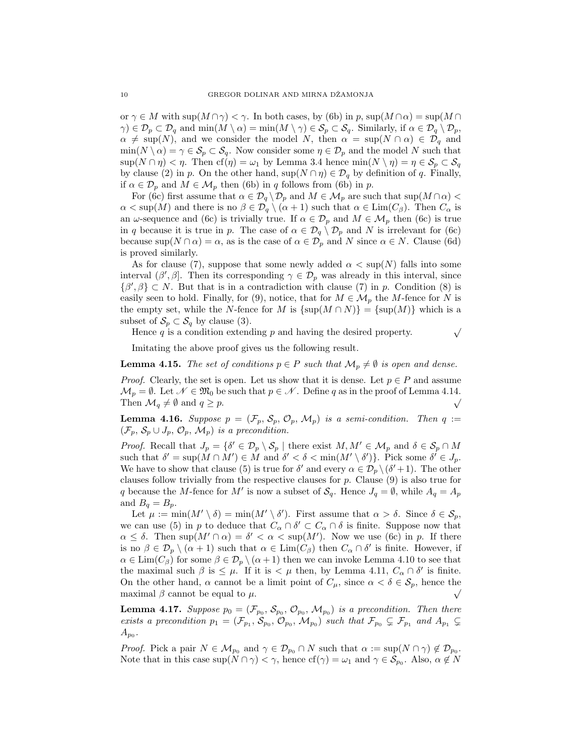or $\gamma \in M$ with $\sup(M\cap\gamma) < \gamma$. In both cases, by (6b) in $p$, $\sup(M\cap\alpha) = \sup(M\cap\gamma) \in \mathcal{D}_p \subset \mathcal{D}_q$ and $\min(M\setminus\alpha) = \min(M\setminus\gamma) \in \mathcal{S}_p \subset \mathcal{S}_q$. Similarly, if $\alpha \in \mathcal{D}_q \setminus \mathcal{D}_p$, $\alpha \neq \sup(N)$, and we consider the model $N$, then $\alpha = \sup(N\cap\alpha) \in \mathcal{D}_q$ and $\min(N\setminus\alpha) = \gamma \in \mathcal{S}_p \subset \mathcal{S}_q$. Now consider some $\eta \in \mathcal{D}_p$ and the model $N$ such that $\sup(N\cap\eta) < \eta$. Then $\mathrm{cf}(\eta) = \omega_1$ by Lemma 3.4 hence $\min(N\setminus\eta) = \eta \in \mathcal{S}_p \subset \mathcal{S}_q$ by clause (2) in $p$. On the other hand, $\sup(N\cap\eta) \in \mathcal{D}_q$ by definition of $q$. Finally, if $\alpha \in \mathcal{D}_p$ and $M \in \mathcal{M}_p$ then (6b) in $q$ follows from (6b) in $p$.

For (6c) first assume that $\alpha \in \mathcal{D}_q\setminus\mathcal{D}_p$ and $M \in \mathcal{M}_p$ are such that $\sup(M\cap\alpha) < \alpha < \sup(M)$ and there is no $\beta \in \mathcal{D}_q \setminus (\alpha+1)$ such that $\alpha \in \mathrm{Lim}(C_\beta)$. Then $C_\alpha$ is an $\omega$-sequence and (6c) is trivially true. If $\alpha \in \mathcal{D}_p$ and $M \in \mathcal{M}_p$ then (6c) is true in $q$ because it is true in $p$. The case of $\alpha \in \mathcal{D}_q \setminus \mathcal{D}_p$ and $N$ is irrelevant for (6c) because $\sup(N\cap\alpha) = \alpha$, as is the case of $\alpha \in \mathcal{D}_p$ and $N$ since $\alpha \in N$. Clause (6d) is proved similarly.

As for clause (7), suppose that some newly added $\alpha < \sup(N)$ falls into some interval $(\beta', \beta]$. Then its corresponding $\gamma \in \mathcal{D}_p$ was already in this interval, since $\{\beta', \beta\} \subset N$. But that is in a contradiction with clause (7) in $p$. Condition (8) is easily seen to hold. Finally, for (9), notice, that for $M \in \mathcal{M}_p$ the $M$-fence for $N$ is the empty set, while the $N$-fence for $M$ is $\{\sup(M\cap N)\} = \{\sup(M)\}$ which is a subset of $\mathcal{S}_p \subset \mathcal{S}_q$ by clause (3).

Hence $q$ is a condition extending $p$ and having the desired property. $\surd$

Imitating the above proof gives us the following result.

**Lemma 4.15.** *The set of conditions $p \in P$ such that $\mathcal{M}_p \neq \emptyset$ is open and dense.*

*Proof.* Clearly, the set is open. Let us show that it is dense. Let $p \in P$ and assume $\mathcal{M}_p = \emptyset$. Let $\mathscr{N} \in \mathfrak{M}_0$ be such that $p \in \mathscr{N}$. Define $q$ as in the proof of Lemma 4.14. Then $\mathcal{M}_q \neq \emptyset$ and $q \geq p$. $\surd$

**Lemma 4.16.** *Suppose $p = (\mathcal{F}_p, \mathcal{S}_p, \mathcal{O}_p, \mathcal{M}_p)$ is a semi-condition. Then $q := (\mathcal{F}_p, \mathcal{S}_p \cup J_p, \mathcal{O}_p, \mathcal{M}_p)$ is a precondition.*

*Proof.* Recall that $J_p = \{\delta' \in \mathcal{D}_p \setminus \mathcal{S}_p \mid$ there exist $M, M' \in \mathcal{M}_p$ and $\delta \in \mathcal{S}_p \cap M$ such that $\delta' = \sup(M\cap M') \in M$ and $\delta' < \delta < \min(M'\setminus\delta')\}$. Pick some $\delta' \in J_p$. We have to show that clause (5) is true for $\delta'$ and every $\alpha \in \mathcal{D}_p\setminus(\delta'+1)$. The other clauses follow trivially from the respective clauses for $p$. Clause (9) is also true for $q$ because the $M$-fence for $M'$ is now a subset of $\mathcal{S}_q$. Hence $J_q = \emptyset$, while $A_q = A_p$ and $B_q = B_p$.

Let $\mu := \min(M'\setminus\delta) = \min(M'\setminus\delta')$. First assume that $\alpha > \delta$. Since $\delta \in \mathcal{S}_p$, we can use (5) in $p$ to deduce that $C_\alpha \cap \delta' \subset C_\alpha \cap \delta$ is finite. Suppose now that $\alpha \leq \delta$. Then $\sup(M'\cap\alpha) = \delta' < \alpha < \sup(M')$. Now we use (6c) in $p$. If there is no $\beta \in \mathcal{D}_p \setminus (\alpha+1)$ such that $\alpha \in \mathrm{Lim}(C_\beta)$ then $C_\alpha \cap \delta'$ is finite. However, if $\alpha \in \mathrm{Lim}(C_\beta)$ for some $\beta \in \mathcal{D}_p\setminus(\alpha+1)$ then we can invoke Lemma 4.10 to see that the maximal such $\beta$ is $\leq \mu$. If it is $< \mu$ then, by Lemma 4.11, $C_\alpha \cap \delta'$ is finite. On the other hand, $\alpha$ cannot be a limit point of $C_\mu$, since $\alpha < \delta \in \mathcal{S}_p$, hence the maximal $\beta$ cannot be equal to $\mu$. $\surd$

**Lemma 4.17.** *Suppose $p_0 = (\mathcal{F}_{p_0}, \mathcal{S}_{p_0}, \mathcal{O}_{p_0}, \mathcal{M}_{p_0})$ is a precondition. Then there exists a precondition $p_1 = (\mathcal{F}_{p_1}, \mathcal{S}_{p_0}, \mathcal{O}_{p_0}, \mathcal{M}_{p_0})$ such that $\mathcal{F}_{p_0} \subsetneq \mathcal{F}_{p_1}$ and $A_{p_1} \subsetneq A_{p_0}$.*

*Proof.* Pick a pair $N \in \mathcal{M}_{p_0}$ and $\gamma \in \mathcal{D}_{p_0} \cap N$ such that $\alpha := \sup(N\cap\gamma) \notin \mathcal{D}_{p_0}$. Note that in this case $\sup(N\cap\gamma) < \gamma$, hence $\mathrm{cf}(\gamma) = \omega_1$ and $\gamma \in \mathcal{S}_{p_0}$. Also, $\alpha \notin N$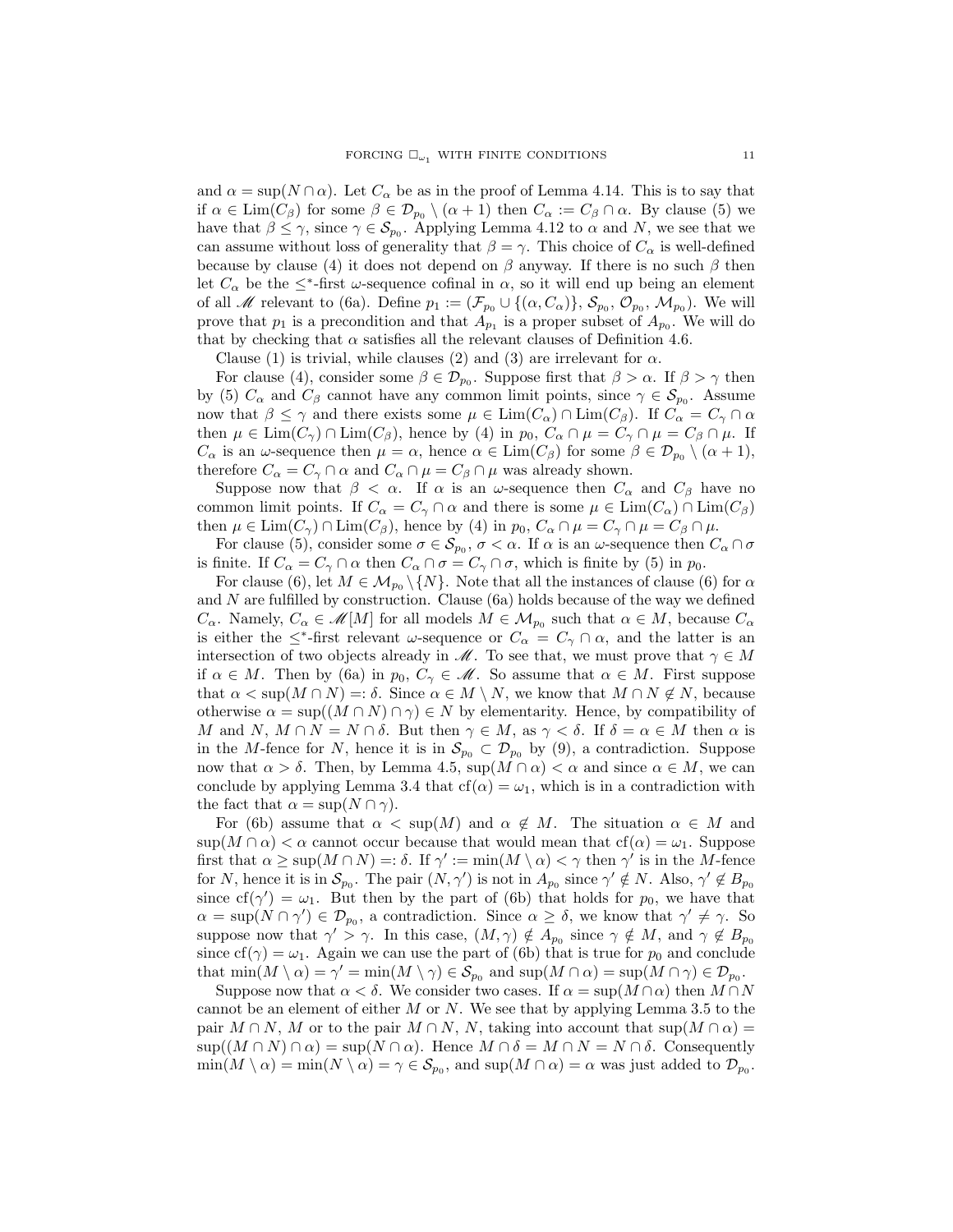and $\alpha = \sup(N \cap \alpha)$. Let $C_\alpha$ be as in the proof of Lemma 4.14. This is to say that if $\alpha \in \mathrm{Lim}(C_\beta)$ for some $\beta \in \mathcal{D}_{p_0} \setminus (\alpha+1)$ then $C_\alpha := C_\beta \cap \alpha$. By clause (5) we have that $\beta \leq \gamma$, since $\gamma \in \mathcal{S}_{p_0}$. Applying Lemma 4.12 to $\alpha$ and $N$, we see that we can assume without loss of generality that $\beta = \gamma$. This choice of $C_\alpha$ is well-defined because by clause (4) it does not depend on $\beta$ anyway. If there is no such $\beta$ then let $C_\alpha$ be the $\leq^*$-first $\omega$-sequence cofinal in $\alpha$, so it will end up being an element of all $\mathscr{M}$ relevant to (6a). Define $p_1 := (\mathcal{F}_{p_0} \cup \{(\alpha, C_\alpha)\}, \mathcal{S}_{p_0}, \mathcal{O}_{p_0}, \mathcal{M}_{p_0})$. We will prove that $p_1$ is a precondition and that $A_{p_1}$ is a proper subset of $A_{p_0}$. We will do that by checking that $\alpha$ satisfies all the relevant clauses of Definition 4.6.

Clause (1) is trivial, while clauses (2) and (3) are irrelevant for $\alpha$.

For clause (4), consider some $\beta \in \mathcal{D}_{p_0}$. Suppose first that $\beta > \alpha$. If $\beta > \gamma$ then by (5) $C_\alpha$ and $C_\beta$ cannot have any common limit points, since $\gamma \in \mathcal{S}_{p_0}$. Assume now that $\beta \leq \gamma$ and there exists some $\mu \in \mathrm{Lim}(C_\alpha) \cap \mathrm{Lim}(C_\beta)$. If $C_\alpha = C_\gamma \cap \alpha$ then $\mu \in \mathrm{Lim}(C_\gamma) \cap \mathrm{Lim}(C_\beta)$, hence by (4) in $p_0$, $C_\alpha \cap \mu = C_\gamma \cap \mu = C_\beta \cap \mu$. If $C_\alpha$ is an $\omega$-sequence then $\mu = \alpha$, hence $\alpha \in \mathrm{Lim}(C_\beta)$ for some $\beta \in \mathcal{D}_{p_0} \setminus (\alpha+1)$, therefore $C_\alpha = C_\gamma \cap \alpha$ and $C_\alpha \cap \mu = C_\beta \cap \mu$ was already shown.

Suppose now that $\beta < \alpha$. If $\alpha$ is an $\omega$-sequence then $C_\alpha$ and $C_\beta$ have no common limit points. If $C_\alpha = C_\gamma \cap \alpha$ and there is some $\mu \in \mathrm{Lim}(C_\alpha) \cap \mathrm{Lim}(C_\beta)$ then $\mu \in \mathrm{Lim}(C_\gamma) \cap \mathrm{Lim}(C_\beta)$, hence by (4) in $p_0$, $C_\alpha \cap \mu = C_\gamma \cap \mu = C_\beta \cap \mu$.

For clause (5), consider some $\sigma \in \mathcal{S}_{p_0}$, $\sigma < \alpha$. If $\alpha$ is an $\omega$-sequence then $C_\alpha \cap \sigma$ is finite. If $C_\alpha = C_\gamma \cap \alpha$ then $C_\alpha \cap \sigma = C_\gamma \cap \sigma$, which is finite by (5) in $p_0$.

For clause (6), let $M \in \mathcal{M}_{p_0} \setminus \{N\}$. Note that all the instances of clause (6) for $\alpha$ and $N$ are fulfilled by construction. Clause (6a) holds because of the way we defined $C_\alpha$. Namely, $C_\alpha \in \mathscr{M}[M]$ for all models $M \in \mathcal{M}_{p_0}$ such that $\alpha \in M$, because $C_\alpha$ is either the $\leq^*$-first relevant $\omega$-sequence or $C_\alpha = C_\gamma \cap \alpha$, and the latter is an intersection of two objects already in $\mathscr{M}$. To see that, we must prove that $\gamma \in M$ if $\alpha \in M$. Then by (6a) in $p_0$, $C_\gamma \in \mathscr{M}$. So assume that $\alpha \in M$. First suppose that $\alpha < \sup(M \cap N) =: \delta$. Since $\alpha \in M \setminus N$, we know that $M \cap N \notin N$, because otherwise $\alpha = \sup((M \cap N) \cap \gamma) \in N$ by elementarity. Hence, by compatibility of $M$ and $N$, $M \cap N = N \cap \delta$. But then $\gamma \in M$, as $\gamma < \delta$. If $\delta = \alpha \in M$ then $\alpha$ is in the $M$-fence for $N$, hence it is in $\mathcal{S}_{p_0} \subset \mathcal{D}_{p_0}$ by (9), a contradiction. Suppose now that $\alpha > \delta$. Then, by Lemma 4.5, $\sup(M \cap \alpha) < \alpha$ and since $\alpha \in M$, we can conclude by applying Lemma 3.4 that $\mathrm{cf}(\alpha) = \omega_1$, which is in a contradiction with the fact that $\alpha = \sup(N \cap \gamma)$.

For (6b) assume that $\alpha < \sup(M)$ and $\alpha \notin M$. The situation $\alpha \in M$ and $\sup(M \cap \alpha) < \alpha$ cannot occur because that would mean that $\mathrm{cf}(\alpha) = \omega_1$. Suppose first that $\alpha \geq \sup(M \cap N) =: \delta$. If $\gamma' := \min(M \setminus \alpha) < \gamma$ then $\gamma'$ is in the $M$-fence for $N$, hence it is in $\mathcal{S}_{p_0}$. The pair $(N, \gamma')$ is not in $A_{p_0}$ since $\gamma' \notin N$. Also, $\gamma' \notin B_{p_0}$ since $\mathrm{cf}(\gamma') = \omega_1$. But then by the part of (6b) that holds for $p_0$, we have that $\alpha = \sup(N \cap \gamma') \in \mathcal{D}_{p_0}$, a contradiction. Since $\alpha \geq \delta$, we know that $\gamma' \neq \gamma$. So suppose now that $\gamma' > \gamma$. In this case, $(M, \gamma) \notin A_{p_0}$ since $\gamma \notin M$, and $\gamma \notin B_{p_0}$ since $\mathrm{cf}(\gamma) = \omega_1$. Again we can use the part of (6b) that is true for $p_0$ and conclude that $\min(M \setminus \alpha) = \gamma' = \min(M \setminus \gamma) \in \mathcal{S}_{p_0}$ and $\sup(M \cap \alpha) = \sup(M \cap \gamma) \in \mathcal{D}_{p_0}$.

Suppose now that $\alpha < \delta$. We consider two cases. If $\alpha = \sup(M \cap \alpha)$ then $M \cap N$ cannot be an element of either $M$ or $N$. We see that by applying Lemma 3.5 to the pair $M \cap N$, $M$ or to the pair $M \cap N$, $N$, taking into account that $\sup(M \cap \alpha) = \sup((M \cap N) \cap \alpha) = \sup(N \cap \alpha)$. Hence $M \cap \delta = M \cap N = N \cap \delta$. Consequently $\min(M \setminus \alpha) = \min(N \setminus \alpha) = \gamma \in \mathcal{S}_{p_0}$, and $\sup(M \cap \alpha) = \alpha$ was just added to $\mathcal{D}_{p_0}$.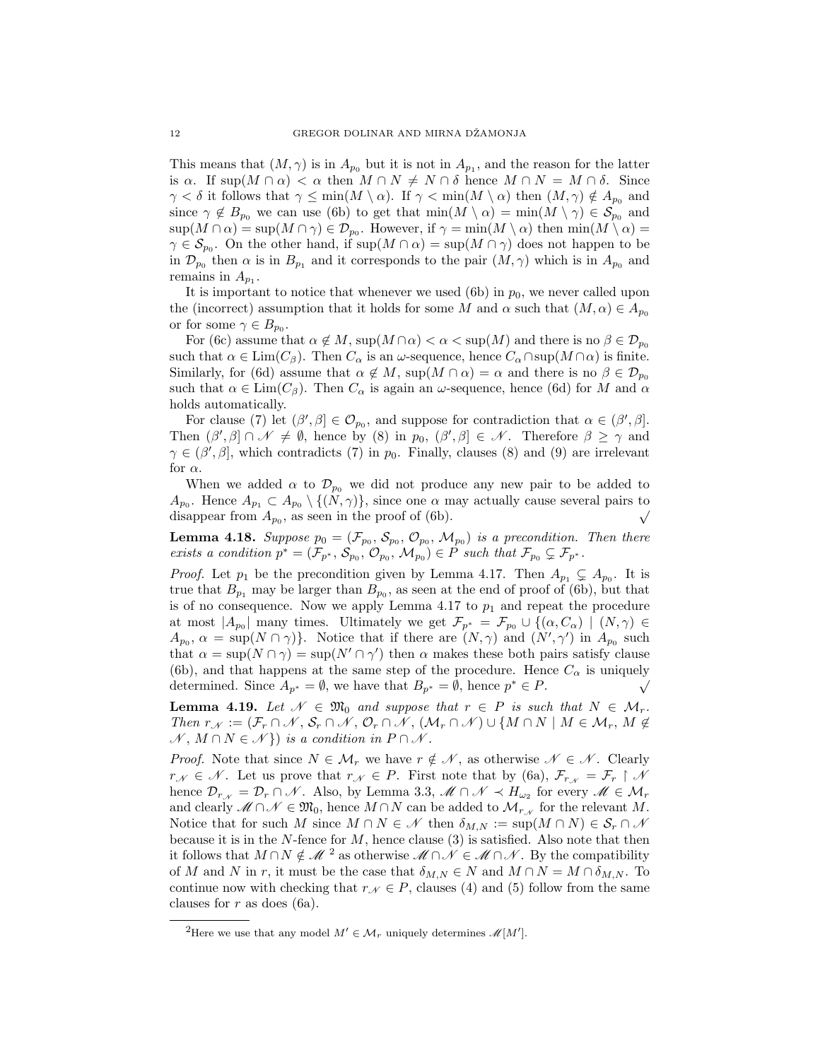This means that $(M, \gamma)$ is in $A_{p_0}$ but it is not in $A_{p_1}$, and the reason for the latter is $\alpha$. If $\sup(M \cap \alpha) < \alpha$ then $M \cap N \neq N \cap \delta$ hence $M \cap N = M \cap \delta$. Since $\gamma < \delta$ it follows that $\gamma \leq \min(M \setminus \alpha)$. If $\gamma < \min(M \setminus \alpha)$ then $(M, \gamma) \notin A_{p_0}$ and since $\gamma \notin B_{p_0}$ we can use (6b) to get that $\min(M \setminus \alpha) = \min(M \setminus \gamma) \in \mathcal{S}_{p_0}$ and $\sup(M \cap \alpha) = \sup(M \cap \gamma) \in \mathcal{D}_{p_0}$. However, if $\gamma = \min(M \setminus \alpha)$ then $\min(M \setminus \alpha) = \gamma \in \mathcal{S}_{p_0}$. On the other hand, if $\sup(M \cap \alpha) = \sup(M \cap \gamma)$ does not happen to be in $\mathcal{D}_{p_0}$ then $\alpha$ is in $B_{p_1}$ and it corresponds to the pair $(M, \gamma)$ which is in $A_{p_0}$ and remains in $A_{p_1}$.

It is important to notice that whenever we used (6b) in $p_0$, we never called upon the (incorrect) assumption that it holds for some $M$ and $\alpha$ such that $(M, \alpha) \in A_{p_0}$ or for some $\gamma \in B_{p_0}$.

For (6c) assume that $\alpha \notin M$, $\sup(M \cap \alpha) < \alpha < \sup(M)$ and there is no $\beta \in \mathcal{D}_{p_0}$ such that $\alpha \in \mathrm{Lim}(C_\beta)$. Then $C_\alpha$ is an $\omega$-sequence, hence $C_\alpha \cap \sup(M \cap \alpha)$ is finite. Similarly, for (6d) assume that $\alpha \notin M$, $\sup(M \cap \alpha) = \alpha$ and there is no $\beta \in \mathcal{D}_{p_0}$ such that $\alpha \in \mathrm{Lim}(C_\beta)$. Then $C_\alpha$ is again an $\omega$-sequence, hence (6d) for $M$ and $\alpha$ holds automatically.

For clause (7) let $(\beta', \beta] \in \mathcal{O}_{p_0}$, and suppose for contradiction that $\alpha \in (\beta', \beta]$. Then $(\beta', \beta] \cap \mathscr{N} \neq \emptyset$, hence by (8) in $p_0$, $(\beta', \beta] \in \mathscr{N}$. Therefore $\beta \geq \gamma$ and $\gamma \in (\beta', \beta]$, which contradicts (7) in $p_0$. Finally, clauses (8) and (9) are irrelevant for $\alpha$.

When we added $\alpha$ to $\mathcal{D}_{p_0}$ we did not produce any new pair to be added to $A_{p_0}$. Hence $A_{p_1} \subset A_{p_0} \setminus \{(N, \gamma)\}$, since one $\alpha$ may actually cause several pairs to disappear from $A_{p_0}$, as seen in the proof of (6b). $\surd$

**Lemma 4.18.** *Suppose $p_0 = (\mathcal{F}_{p_0}, \mathcal{S}_{p_0}, \mathcal{O}_{p_0}, \mathcal{M}_{p_0})$ is a precondition. Then there exists a condition $p^* = (\mathcal{F}_{p^*}, \mathcal{S}_{p_0}, \mathcal{O}_{p_0}, \mathcal{M}_{p_0}) \in P$ such that $\mathcal{F}_{p_0} \subsetneq \mathcal{F}_{p^*}$.*

*Proof.* Let $p_1$ be the precondition given by Lemma 4.17. Then $A_{p_1} \subsetneq A_{p_0}$. It is true that $B_{p_1}$ may be larger than $B_{p_0}$, as seen at the end of proof of (6b), but that is of no consequence. Now we apply Lemma 4.17 to $p_1$ and repeat the procedure at most $|A_{p_0}|$ many times. Ultimately we get $\mathcal{F}_{p^*} = \mathcal{F}_{p_0} \cup \{(\alpha, C_\alpha) \mid (N, \gamma) \in A_{p_0}, \alpha = \sup(N \cap \gamma)\}$. Notice that if there are $(N, \gamma)$ and $(N', \gamma')$ in $A_{p_0}$ such that $\alpha = \sup(N \cap \gamma) = \sup(N' \cap \gamma')$ then $\alpha$ makes these both pairs satisfy clause (6b), and that happens at the same step of the procedure. Hence $C_\alpha$ is uniquely determined. Since $A_{p^*} = \emptyset$, we have that $B_{p^*} = \emptyset$, hence $p^* \in P$. $\surd$

**Lemma 4.19.** *Let $\mathscr{N} \in \mathfrak{M}_0$ and suppose that $r \in P$ is such that $N \in \mathcal{M}_r$. Then $r_{\mathscr{N}} := (\mathcal{F}_r \cap \mathscr{N}, \mathcal{S}_r \cap \mathscr{N}, \mathcal{O}_r \cap \mathscr{N}, (\mathcal{M}_r \cap \mathscr{N}) \cup \{M \cap N \mid M \in \mathcal{M}_r, M \notin \mathscr{N}, M \cap N \in \mathscr{N}\})$ is a condition in $P \cap \mathscr{N}$.*

*Proof.* Note that since $N \in \mathcal{M}_r$ we have $r \notin \mathscr{N}$, as otherwise $\mathscr{N} \in \mathscr{N}$. Clearly $r_{\mathscr{N}} \in \mathscr{N}$. Let us prove that $r_{\mathscr{N}} \in P$. First note that by (6a), $\mathcal{F}_{r_{\mathscr{N}}} = \mathcal{F}_r \restriction \mathscr{N}$ hence $\mathcal{D}_{r_{\mathscr{N}}} = \mathcal{D}_r \cap \mathscr{N}$. Also, by Lemma 3.3, $\mathscr{M} \cap \mathscr{N} \prec H_{\omega_2}$ for every $\mathscr{M} \in \mathcal{M}_r$ and clearly $\mathscr{M} \cap \mathscr{N} \in \mathfrak{M}_0$, hence $M \cap N$ can be added to $\mathcal{M}_{r_{\mathscr{N}}}$ for the relevant $M$. Notice that for such $M$ since $M \cap N \in \mathscr{N}$ then $\delta_{M,N} := \sup(M \cap N) \in \mathcal{S}_r \cap \mathscr{N}$ because it is in the $N$-fence for $M$, hence clause (3) is satisfied. Also note that then it follows that $M \cap N \notin \mathscr{M}$ [2] as otherwise $\mathscr{M} \cap \mathscr{N} \in \mathscr{M} \cap \mathscr{N}$. By the compatibility of $M$ and $N$ in $r$, it must be the case that $\delta_{M,N} \in N$ and $M \cap N = M \cap \delta_{M,N}$. To continue now with checking that $r_{\mathscr{N}} \in P$, clauses (4) and (5) follow from the same clauses for $r$ as does (6a).

[2] Here we use that any model $M' \in \mathcal{M}_r$ uniquely determines $\mathscr{M}[M']$.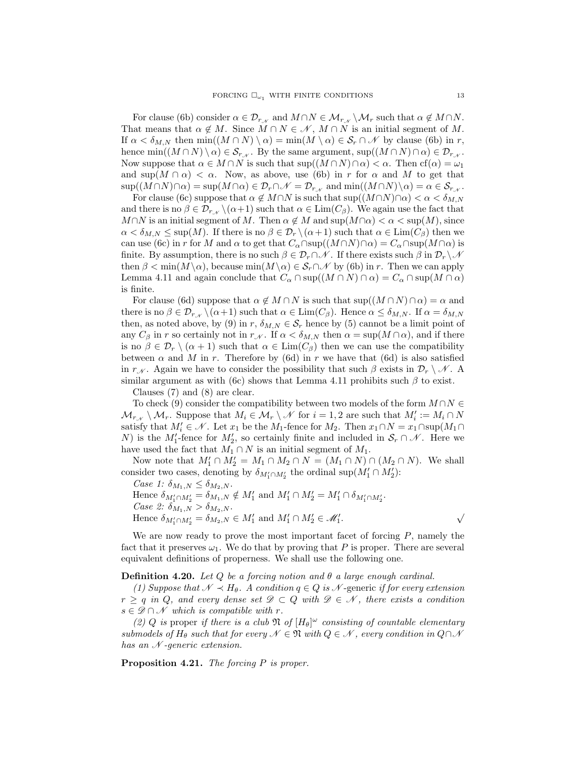For clause (6b) consider $\alpha \in \mathcal{D}_{r_\mathcal{N}}$ and $M \cap N \in \mathcal{M}_{r_\mathcal{N}} \setminus \mathcal{M}_r$ such that $\alpha \notin M \cap N$. That means that $\alpha \notin M$. Since $M \cap N \in \mathcal{N}$, $M \cap N$ is an initial segment of $M$. If $\alpha < \delta_{M,N}$ then $\min((M \cap N) \setminus \alpha) = \min(M \setminus \alpha) \in \mathcal{S}_r \cap \mathcal{N}$ by clause (6b) in $r$, hence $\min((M \cap N) \setminus \alpha) \in \mathcal{S}_{r_\mathcal{N}}$. By the same argument, $\sup((M \cap N) \cap \alpha) \in \mathcal{D}_{r_\mathcal{N}}$. Now suppose that $\alpha \in M \cap N$ is such that $\sup((M \cap N) \cap \alpha) < \alpha$. Then $\mathrm{cf}(\alpha) = \omega_1$ and $\sup(M \cap \alpha) < \alpha$. Now, as above, use (6b) in $r$ for $\alpha$ and $M$ to get that $\sup((M \cap N) \cap \alpha) = \sup(M \cap \alpha) \in \mathcal{D}_r \cap \mathcal{N} = \mathcal{D}_{r_\mathcal{N}}$ and $\min((M \cap N) \setminus \alpha) = \alpha \in \mathcal{S}_{r_\mathcal{N}}$.

For clause (6c) suppose that $\alpha \notin M \cap N$ is such that $\sup((M \cap N) \cap \alpha) < \alpha < \delta_{M,N}$ and there is no $\beta \in \mathcal{D}_{r_\mathcal{N}} \setminus (\alpha+1)$ such that $\alpha \in \mathrm{Lim}(C_\beta)$. We again use the fact that $M \cap N$ is an initial segment of $M$. Then $\alpha \notin M$ and $\sup(M \cap \alpha) < \alpha < \sup(M)$, since $\alpha < \delta_{M,N} \leq \sup(M)$. If there is no $\beta \in \mathcal{D}_r \setminus (\alpha+1)$ such that $\alpha \in \mathrm{Lim}(C_\beta)$ then we can use (6c) in $r$ for $M$ and $\alpha$ to get that $C_\alpha \cap \sup((M \cap N) \cap \alpha) = C_\alpha \cap \sup(M \cap \alpha)$ is finite. By assumption, there is no such $\beta \in \mathcal{D}_r \cap \mathcal{N}$. If there exists such $\beta$ in $\mathcal{D}_r \setminus \mathcal{N}$ then $\beta < \min(M \setminus \alpha)$, because $\min(M \setminus \alpha) \in \mathcal{S}_r \cap \mathcal{N}$ by (6b) in $r$. Then we can apply Lemma 4.11 and again conclude that $C_\alpha \cap \sup((M \cap N) \cap \alpha) = C_\alpha \cap \sup(M \cap \alpha)$ is finite.

For clause (6d) suppose that $\alpha \notin M \cap N$ is such that $\sup((M \cap N) \cap \alpha) = \alpha$ and there is no $\beta \in \mathcal{D}_{r_\mathcal{N}} \setminus (\alpha+1)$ such that $\alpha \in \mathrm{Lim}(C_\beta)$. Hence $\alpha \leq \delta_{M,N}$. If $\alpha = \delta_{M,N}$ then, as noted above, by (9) in $r$, $\delta_{M,N} \in \mathcal{S}_r$ hence by (5) cannot be a limit point of any $C_\beta$ in $r$ so certainly not in $r_\mathcal{N}$. If $\alpha < \delta_{M,N}$ then $\alpha = \sup(M \cap \alpha)$, and if there is no $\beta \in \mathcal{D}_r \setminus (\alpha+1)$ such that $\alpha \in \mathrm{Lim}(C_\beta)$ then we can use the compatibility between $\alpha$ and $M$ in $r$. Therefore by (6d) in $r$ we have that (6d) is also satisfied in $r_\mathcal{N}$. Again we have to consider the possibility that such $\beta$ exists in $\mathcal{D}_r \setminus \mathcal{N}$. A similar argument as with (6c) shows that Lemma 4.11 prohibits such $\beta$ to exist.

Clauses (7) and (8) are clear.

To check (9) consider the compatibility between two models of the form $M \cap N \in \mathcal{M}_{r_\mathcal{N}} \setminus \mathcal{M}_r$. Suppose that $M_i \in \mathcal{M}_r \setminus \mathcal{N}$ for $i = 1, 2$ are such that $M_i' := M_i \cap N$ satisfy that $M_i' \in \mathcal{N}$. Let $x_1$ be the $M_1$-fence for $M_2$. Then $x_1 \cap N = x_1 \cap \sup(M_1 \cap N)$ is the $M_1'$-fence for $M_2'$, so certainly finite and included in $\mathcal{S}_r \cap \mathcal{N}$. Here we have used the fact that $M_1 \cap N$ is an initial segment of $M_1$.

Now note that $M_1' \cap M_2' = M_1 \cap M_2 \cap N = (M_1 \cap N) \cap (M_2 \cap N)$. We shall consider two cases, denoting by $\delta_{M_1' \cap M_2'}$ the ordinal $\sup(M_1' \cap M_2')$:

*Case 1:* $\delta_{M_1,N} \leq \delta_{M_2,N}$.
Hence $\delta_{M_1' \cap M_2'} = \delta_{M_1,N} \notin M_1'$ and $M_1' \cap M_2' = M_1' \cap \delta_{M_1' \cap M_2'}$.
*Case 2:* $\delta_{M_1,N} > \delta_{M_2,N}$.
Hence $\delta_{M_1' \cap M_2'} = \delta_{M_2,N} \in M_1'$ and $M_1' \cap M_2' \in \mathscr{M}_1'$. $\surd$

We are now ready to prove the most important facet of forcing $P$, namely the fact that it preserves $\omega_1$. We do that by proving that $P$ is proper. There are several equivalent definitions of properness. We shall use the following one.

**Definition 4.20.** *Let $Q$ be a forcing notion and $\theta$ a large enough cardinal.*

*(1) Suppose that $\mathcal{N} \prec H_\theta$. A condition $q \in Q$ is $\mathcal{N}$-generic if for every extension $r \geq q$ in $Q$, and every dense set $\mathscr{D} \subset Q$ with $\mathscr{D} \in \mathcal{N}$, there exists a condition $s \in \mathscr{D} \cap \mathcal{N}$ which is compatible with $r$.*

*(2) $Q$ is proper if there is a club $\mathfrak{N}$ of $[H_\theta]^\omega$ consisting of countable elementary submodels of $H_\theta$ such that for every $\mathcal{N} \in \mathfrak{N}$ with $Q \in \mathcal{N}$, every condition in $Q \cap \mathcal{N}$ has an $\mathcal{N}$-generic extension.*

**Proposition 4.21.** *The forcing $P$ is proper.*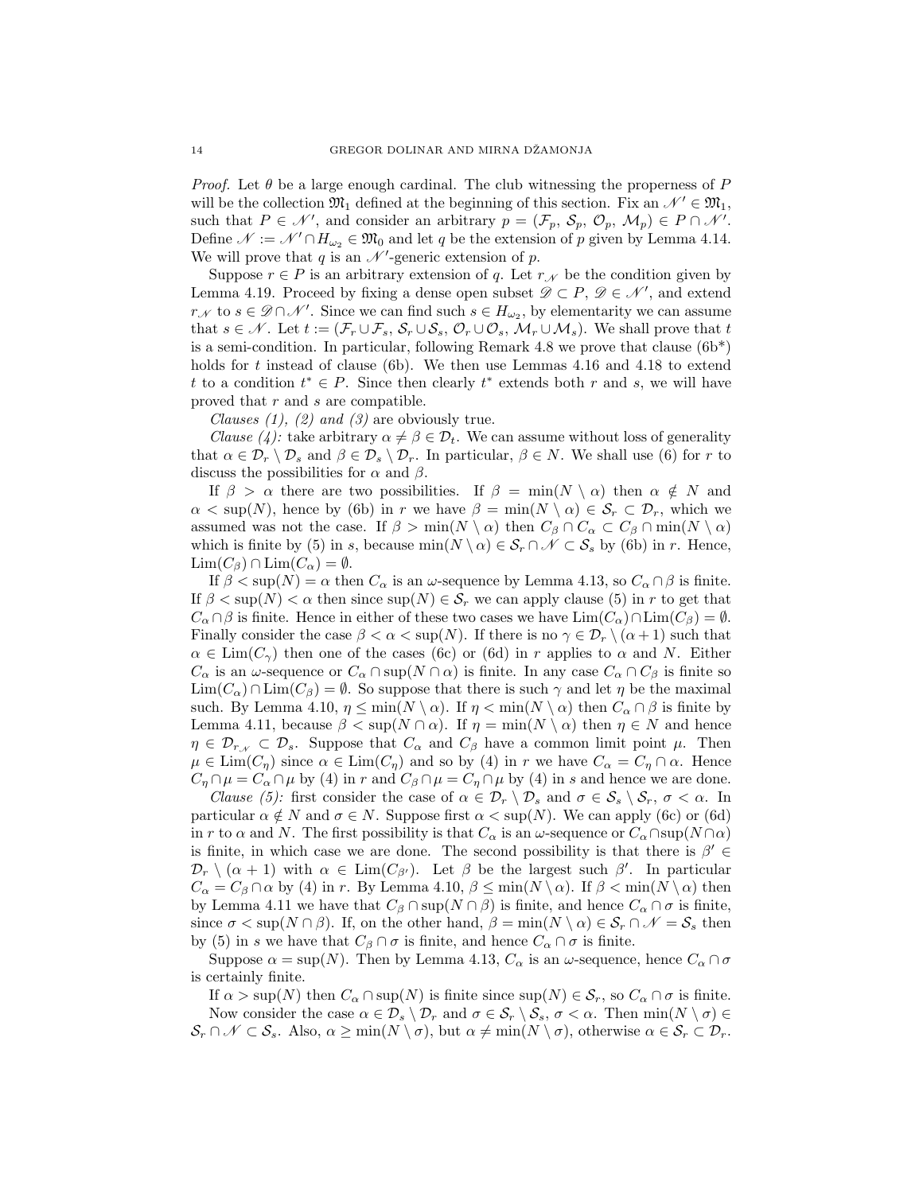*Proof.* Let $\theta$ be a large enough cardinal. The club witnessing the properness of $P$ will be the collection $\mathfrak{M}_1$ defined at the beginning of this section. Fix an $\mathscr{N}' \in \mathfrak{M}_1$, such that $P \in \mathscr{N}'$, and consider an arbitrary $p = (\mathcal{F}_p, \mathcal{S}_p, \mathcal{O}_p, \mathcal{M}_p) \in P \cap \mathscr{N}'$. Define $\mathscr{N} := \mathscr{N}' \cap H_{\omega_2} \in \mathfrak{M}_0$ and let $q$ be the extension of $p$ given by Lemma 4.14. We will prove that $q$ is an $\mathscr{N}'$-generic extension of $p$.

Suppose $r \in P$ is an arbitrary extension of $q$. Let $r_{\mathscr{N}}$ be the condition given by Lemma 4.19. Proceed by fixing a dense open subset $\mathscr{D} \subset P$, $\mathscr{D} \in \mathscr{N}'$, and extend $r_{\mathscr{N}}$ to $s \in \mathscr{D} \cap \mathscr{N}'$. Since we can find such $s \in H_{\omega_2}$, by elementarity we can assume that $s \in \mathscr{N}$. Let $t := (\mathcal{F}_r \cup \mathcal{F}_s, \mathcal{S}_r \cup \mathcal{S}_s, \mathcal{O}_r \cup \mathcal{O}_s, \mathcal{M}_r \cup \mathcal{M}_s)$. We shall prove that $t$ is a semi-condition. In particular, following Remark 4.8 we prove that clause (6b\*) holds for $t$ instead of clause (6b). We then use Lemmas 4.16 and 4.18 to extend $t$ to a condition $t^* \in P$. Since then clearly $t^*$ extends both $r$ and $s$, we will have proved that $r$ and $s$ are compatible.

*Clauses (1), (2) and (3)* are obviously true.

*Clause (4):* take arbitrary $\alpha \neq \beta \in \mathcal{D}_t$. We can assume without loss of generality that $\alpha \in \mathcal{D}_r \setminus \mathcal{D}_s$ and $\beta \in \mathcal{D}_s \setminus \mathcal{D}_r$. In particular, $\beta \in N$. We shall use (6) for $r$ to discuss the possibilities for $\alpha$ and $\beta$.

If $\beta > \alpha$ there are two possibilities. If $\beta = \min(N \setminus \alpha)$ then $\alpha \notin N$ and $\alpha < \sup(N)$, hence by (6b) in $r$ we have $\beta = \min(N \setminus \alpha) \in \mathcal{S}_r \subset \mathcal{D}_r$, which we assumed was not the case. If $\beta > \min(N \setminus \alpha)$ then $C_\beta \cap C_\alpha \subset C_\beta \cap \min(N \setminus \alpha)$ which is finite by (5) in $s$, because $\min(N \setminus \alpha) \in \mathcal{S}_r \cap \mathscr{N} \subset \mathcal{S}_s$ by (6b) in $r$. Hence, $\mathrm{Lim}(C_\beta) \cap \mathrm{Lim}(C_\alpha) = \emptyset$.

If $\beta < \sup(N) = \alpha$ then $C_\alpha$ is an $\omega$-sequence by Lemma 4.13, so $C_\alpha \cap \beta$ is finite. If $\beta < \sup(N) < \alpha$ then since $\sup(N) \in \mathcal{S}_r$ we can apply clause (5) in $r$ to get that $C_\alpha \cap \beta$ is finite. Hence in either of these two cases we have $\mathrm{Lim}(C_\alpha) \cap \mathrm{Lim}(C_\beta) = \emptyset$. Finally consider the case $\beta < \alpha < \sup(N)$. If there is no $\gamma \in \mathcal{D}_r \setminus (\alpha + 1)$ such that $\alpha \in \mathrm{Lim}(C_\gamma)$ then one of the cases (6c) or (6d) in $r$ applies to $\alpha$ and $N$. Either $C_\alpha$ is an $\omega$-sequence or $C_\alpha \cap \sup(N \cap \alpha)$ is finite. In any case $C_\alpha \cap C_\beta$ is finite so $\mathrm{Lim}(C_\alpha) \cap \mathrm{Lim}(C_\beta) = \emptyset$. So suppose that there is such $\gamma$ and let $\eta$ be the maximal such. By Lemma 4.10, $\eta \leq \min(N \setminus \alpha)$. If $\eta < \min(N \setminus \alpha)$ then $C_\alpha \cap \beta$ is finite by Lemma 4.11, because $\beta < \sup(N \cap \alpha)$. If $\eta = \min(N \setminus \alpha)$ then $\eta \in N$ and hence $\eta \in \mathcal{D}_{r_{\mathscr{N}}} \subset \mathcal{D}_s$. Suppose that $C_\alpha$ and $C_\beta$ have a common limit point $\mu$. Then $\mu \in \mathrm{Lim}(C_\eta)$ since $\alpha \in \mathrm{Lim}(C_\eta)$ and so by (4) in $r$ we have $C_\alpha = C_\eta \cap \alpha$. Hence $C_\eta \cap \mu = C_\alpha \cap \mu$ by (4) in $r$ and $C_\beta \cap \mu = C_\eta \cap \mu$ by (4) in $s$ and hence we are done.

*Clause (5):* first consider the case of $\alpha \in \mathcal{D}_r \setminus \mathcal{D}_s$ and $\sigma \in \mathcal{S}_s \setminus \mathcal{S}_r$, $\sigma < \alpha$. In particular $\alpha \notin N$ and $\sigma \in N$. Suppose first $\alpha < \sup(N)$. We can apply (6c) or (6d) in $r$ to $\alpha$ and $N$. The first possibility is that $C_\alpha$ is an $\omega$-sequence or $C_\alpha \cap \sup(N \cap \alpha)$ is finite, in which case we are done. The second possibility is that there is $\beta' \in \mathcal{D}_r \setminus (\alpha + 1)$ with $\alpha \in \mathrm{Lim}(C_{\beta'})$. Let $\beta$ be the largest such $\beta'$. In particular $C_\alpha = C_\beta \cap \alpha$ by (4) in $r$. By Lemma 4.10, $\beta \leq \min(N \setminus \alpha)$. If $\beta < \min(N \setminus \alpha)$ then by Lemma 4.11 we have that $C_\beta \cap \sup(N \cap \beta)$ is finite, and hence $C_\alpha \cap \sigma$ is finite, since $\sigma < \sup(N \cap \beta)$. If, on the other hand, $\beta = \min(N \setminus \alpha) \in \mathcal{S}_r \cap \mathscr{N} = \mathcal{S}_s$ then by (5) in $s$ we have that $C_\beta \cap \sigma$ is finite, and hence $C_\alpha \cap \sigma$ is finite.

Suppose $\alpha = \sup(N)$. Then by Lemma 4.13, $C_\alpha$ is an $\omega$-sequence, hence $C_\alpha \cap \sigma$ is certainly finite.

If $\alpha > \sup(N)$ then $C_\alpha \cap \sup(N)$ is finite since $\sup(N) \in \mathcal{S}_r$, so $C_\alpha \cap \sigma$ is finite.

Now consider the case $\alpha \in \mathcal{D}_s \setminus \mathcal{D}_r$ and $\sigma \in \mathcal{S}_r \setminus \mathcal{S}_s$, $\sigma < \alpha$. Then $\min(N \setminus \sigma) \in \mathcal{S}_r \cap \mathscr{N} \subset \mathcal{S}_s$. Also, $\alpha \geq \min(N \setminus \sigma)$, but $\alpha \neq \min(N \setminus \sigma)$, otherwise $\alpha \in \mathcal{S}_r \subset \mathcal{D}_r$.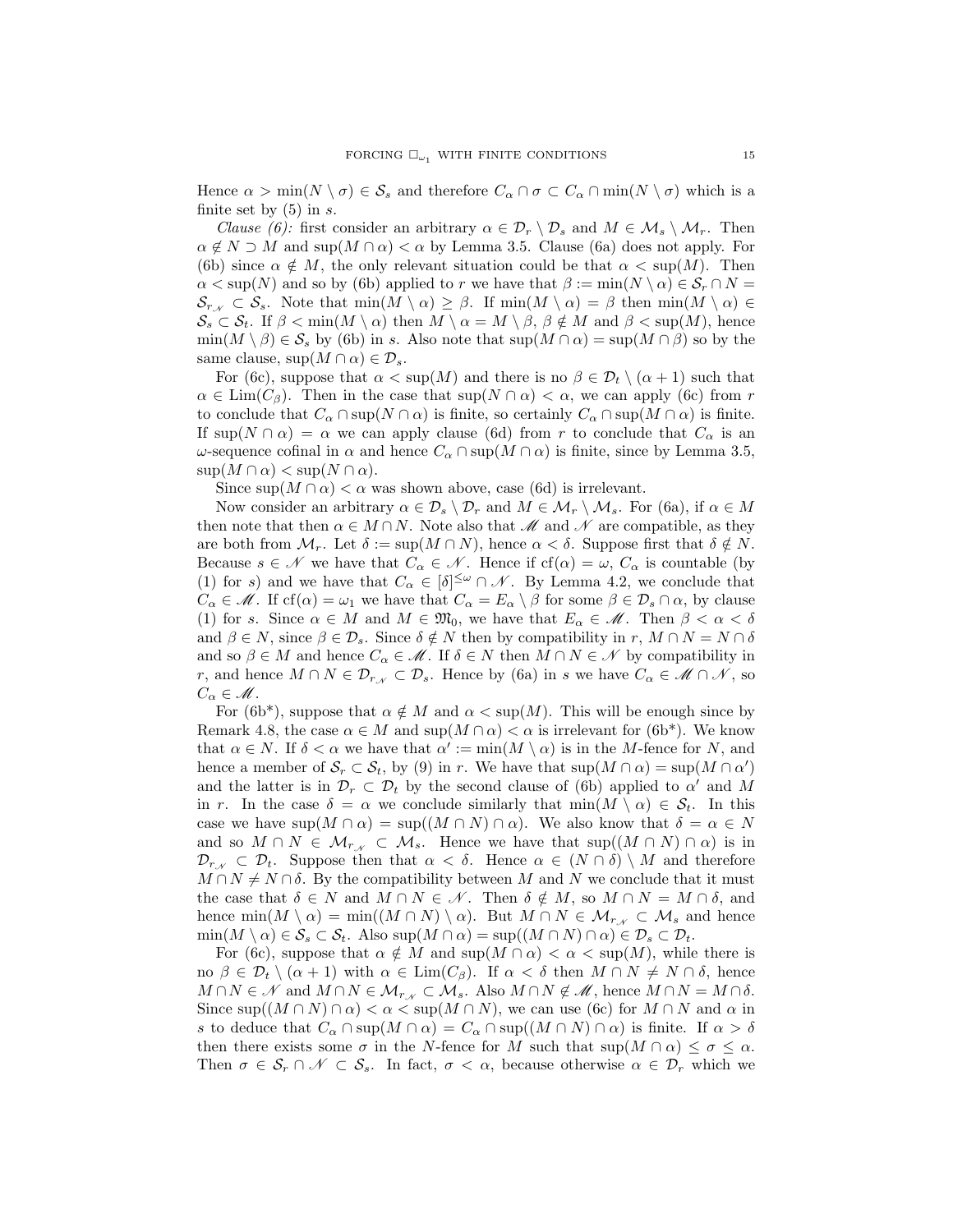Hence $\alpha > \min(N \setminus \sigma) \in \mathcal{S}_s$ and therefore $C_\alpha \cap \sigma \subset C_\alpha \cap \min(N \setminus \sigma)$ which is a finite set by (5) in $s$.

*Clause (6):* first consider an arbitrary $\alpha \in \mathcal{D}_r \setminus \mathcal{D}_s$ and $M \in \mathcal{M}_s \setminus \mathcal{M}_r$. Then $\alpha \notin N \supset M$ and $\sup(M \cap \alpha) < \alpha$ by Lemma 3.5. Clause (6a) does not apply. For (6b) since $\alpha \notin M$, the only relevant situation could be that $\alpha < \sup(M)$. Then $\alpha < \sup(N)$ and so by (6b) applied to $r$ we have that $\beta := \min(N \setminus \alpha) \in \mathcal{S}_r \cap N = \mathcal{S}_{r_{\mathscr{N}}} \subset \mathcal{S}_s$. Note that $\min(M \setminus \alpha) \geq \beta$. If $\min(M \setminus \alpha) = \beta$ then $\min(M \setminus \alpha) \in \mathcal{S}_s \subset \mathcal{S}_t$. If $\beta < \min(M \setminus \alpha)$ then $M \setminus \alpha = M \setminus \beta$, $\beta \notin M$ and $\beta < \sup(M)$, hence $\min(M \setminus \beta) \in \mathcal{S}_s$ by (6b) in $s$. Also note that $\sup(M \cap \alpha) = \sup(M \cap \beta)$ so by the same clause, $\sup(M \cap \alpha) \in \mathcal{D}_s$.

For (6c), suppose that $\alpha < \sup(M)$ and there is no $\beta \in \mathcal{D}_t \setminus (\alpha + 1)$ such that $\alpha \in \mathrm{Lim}(C_\beta)$. Then in the case that $\sup(N \cap \alpha) < \alpha$, we can apply (6c) from $r$ to conclude that $C_\alpha \cap \sup(N \cap \alpha)$ is finite, so certainly $C_\alpha \cap \sup(M \cap \alpha)$ is finite. If $\sup(N \cap \alpha) = \alpha$ we can apply clause (6d) from $r$ to conclude that $C_\alpha$ is an $\omega$-sequence cofinal in $\alpha$ and hence $C_\alpha \cap \sup(M \cap \alpha)$ is finite, since by Lemma 3.5, $\sup(M \cap \alpha) < \sup(N \cap \alpha)$.

Since $\sup(M \cap \alpha) < \alpha$ was shown above, case (6d) is irrelevant.

Now consider an arbitrary $\alpha \in \mathcal{D}_s \setminus \mathcal{D}_r$ and $M \in \mathcal{M}_r \setminus \mathcal{M}_s$. For (6a), if $\alpha \in M$ then note that then $\alpha \in M \cap N$. Note also that $\mathscr{M}$ and $\mathscr{N}$ are compatible, as they are both from $\mathcal{M}_r$. Let $\delta := \sup(M \cap N)$, hence $\alpha < \delta$. Suppose first that $\delta \notin N$. Because $s \in \mathscr{N}$ we have that $C_\alpha \in \mathscr{N}$. Hence if $\mathrm{cf}(\alpha) = \omega$, $C_\alpha$ is countable (by (1) for $s$) and we have that $C_\alpha \in [\delta]^{\leq\omega} \cap \mathscr{N}$. By Lemma 4.2, we conclude that $C_\alpha \in \mathscr{M}$. If $\mathrm{cf}(\alpha) = \omega_1$ we have that $C_\alpha = E_\alpha \setminus \beta$ for some $\beta \in \mathcal{D}_s \cap \alpha$, by clause (1) for $s$. Since $\alpha \in M$ and $M \in \mathfrak{M}_0$, we have that $E_\alpha \in \mathscr{M}$. Then $\beta < \alpha < \delta$ and $\beta \in N$, since $\beta \in \mathcal{D}_s$. Since $\delta \notin N$ then by compatibility in $r$, $M \cap N = N \cap \delta$ and so $\beta \in M$ and hence $C_\alpha \in \mathscr{M}$. If $\delta \in N$ then $M \cap N \in \mathscr{N}$ by compatibility in $r$, and hence $M \cap N \in \mathcal{D}_{r_{\mathscr{N}}} \subset \mathcal{D}_s$. Hence by (6a) in $s$ we have $C_\alpha \in \mathscr{M} \cap \mathscr{N}$, so $C_\alpha \in \mathscr{M}$.

For (6b*), suppose that $\alpha \notin M$ and $\alpha < \sup(M)$. This will be enough since by Remark 4.8, the case $\alpha \in M$ and $\sup(M \cap \alpha) < \alpha$ is irrelevant for (6b*). We know that $\alpha \in N$. If $\delta < \alpha$ we have that $\alpha' := \min(M \setminus \alpha)$ is in the $M$-fence for $N$, and hence a member of $\mathcal{S}_r \subset \mathcal{S}_t$, by (9) in $r$. We have that $\sup(M \cap \alpha) = \sup(M \cap \alpha')$ and the latter is in $\mathcal{D}_r \subset \mathcal{D}_t$ by the second clause of (6b) applied to $\alpha'$ and $M$ in $r$. In the case $\delta = \alpha$ we conclude similarly that $\min(M \setminus \alpha) \in \mathcal{S}_t$. In this case we have $\sup(M \cap \alpha) = \sup((M \cap N) \cap \alpha)$. We also know that $\delta = \alpha \in N$ and so $M \cap N \in \mathcal{M}_{r_{\mathscr{N}}} \subset \mathcal{M}_s$. Hence we have that $\sup((M \cap N) \cap \alpha)$ is in $\mathcal{D}_{r_{\mathscr{N}}} \subset \mathcal{D}_t$. Suppose then that $\alpha < \delta$. Hence $\alpha \in (N \cap \delta) \setminus M$ and therefore $M \cap N \neq N \cap \delta$. By the compatibility between $M$ and $N$ we conclude that it must the case that $\delta \in N$ and $M \cap N \in \mathscr{N}$. Then $\delta \notin M$, so $M \cap N = M \cap \delta$, and hence $\min(M \setminus \alpha) = \min((M \cap N) \setminus \alpha)$. But $M \cap N \in \mathcal{M}_{r_{\mathscr{N}}} \subset \mathcal{M}_s$ and hence $\min(M \setminus \alpha) \in \mathcal{S}_s \subset \mathcal{S}_t$. Also $\sup(M \cap \alpha) = \sup((M \cap N) \cap \alpha) \in \mathcal{D}_s \subset \mathcal{D}_t$.

For (6c), suppose that $\alpha \notin M$ and $\sup(M \cap \alpha) < \alpha < \sup(M)$, while there is no $\beta \in \mathcal{D}_t \setminus (\alpha + 1)$ with $\alpha \in \mathrm{Lim}(C_\beta)$. If $\alpha < \delta$ then $M \cap N \neq N \cap \delta$, hence $M \cap N \in \mathscr{N}$ and $M \cap N \in \mathcal{M}_{r_{\mathscr{N}}} \subset \mathcal{M}_s$. Also $M \cap N \notin \mathscr{M}$, hence $M \cap N = M \cap \delta$. Since $\sup((M \cap N) \cap \alpha) < \alpha < \sup(M \cap N)$, we can use (6c) for $M \cap N$ and $\alpha$ in $s$ to deduce that $C_\alpha \cap \sup(M \cap \alpha) = C_\alpha \cap \sup((M \cap N) \cap \alpha)$ is finite. If $\alpha > \delta$ then there exists some $\sigma$ in the $N$-fence for $M$ such that $\sup(M \cap \alpha) \leq \sigma \leq \alpha$. Then $\sigma \in \mathcal{S}_r \cap \mathscr{N} \subset \mathcal{S}_s$. In fact, $\sigma < \alpha$, because otherwise $\alpha \in \mathcal{D}_r$ which we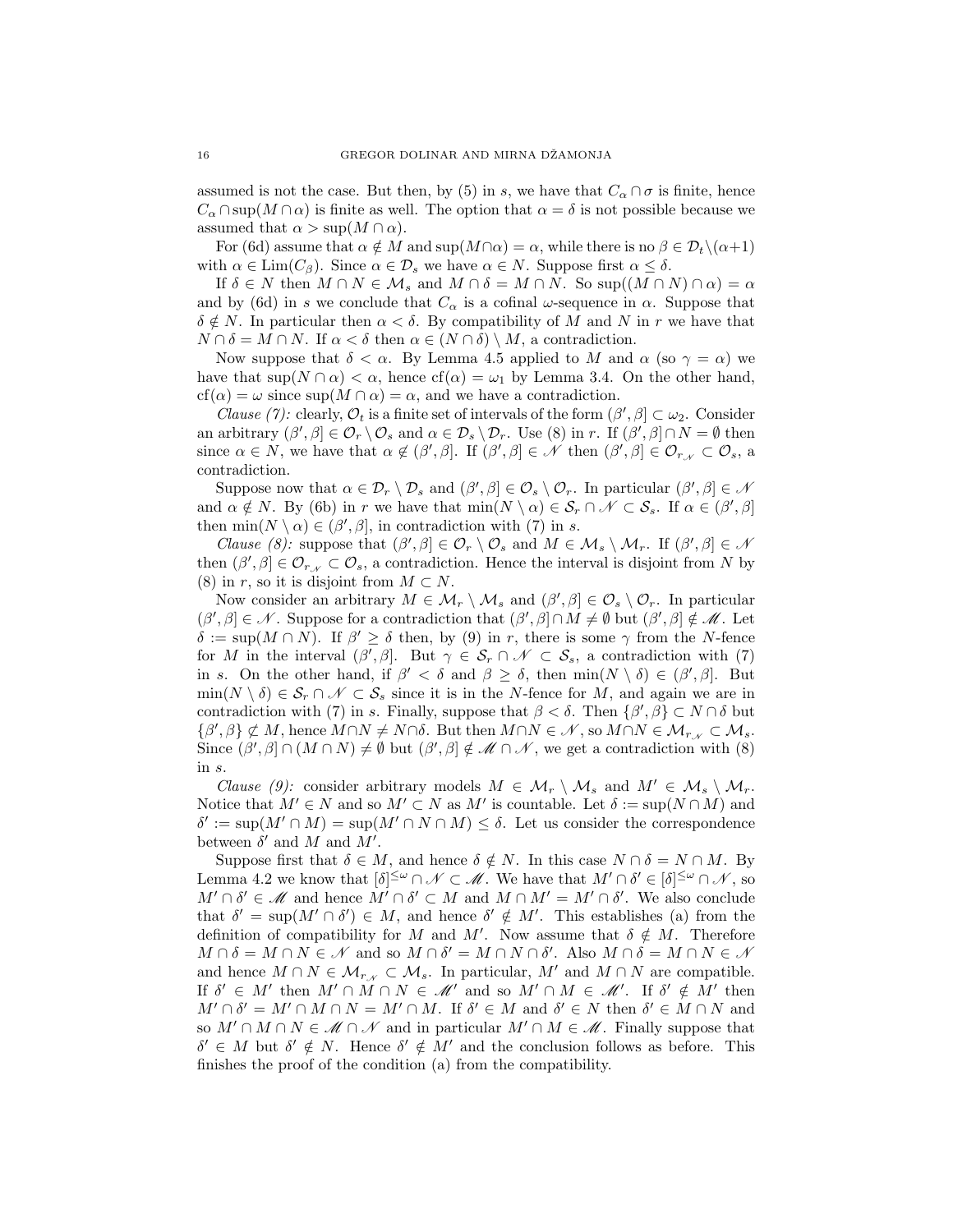assumed is not the case. But then, by (5) in $s$, we have that $C_\alpha \cap \sigma$ is finite, hence $C_\alpha \cap \sup(M \cap \alpha)$ is finite as well. The option that $\alpha = \delta$ is not possible because we assumed that $\alpha > \sup(M \cap \alpha)$.

For (6d) assume that $\alpha \notin M$ and $\sup(M \cap \alpha) = \alpha$, while there is no $\beta \in \mathcal{D}_t \setminus (\alpha+1)$ with $\alpha \in \mathrm{Lim}(C_\beta)$. Since $\alpha \in \mathcal{D}_s$ we have $\alpha \in N$. Suppose first $\alpha \leq \delta$.

If $\delta \in N$ then $M \cap N \in \mathcal{M}_s$ and $M \cap \delta = M \cap N$. So $\sup((M \cap N) \cap \alpha) = \alpha$ and by (6d) in $s$ we conclude that $C_\alpha$ is a cofinal $\omega$-sequence in $\alpha$. Suppose that $\delta \notin N$. In particular then $\alpha < \delta$. By compatibility of $M$ and $N$ in $r$ we have that $N \cap \delta = M \cap N$. If $\alpha < \delta$ then $\alpha \in (N \cap \delta) \setminus M$, a contradiction.

Now suppose that $\delta < \alpha$. By Lemma 4.5 applied to $M$ and $\alpha$ (so $\gamma = \alpha$) we have that $\sup(N \cap \alpha) < \alpha$, hence $\mathrm{cf}(\alpha) = \omega_1$ by Lemma 3.4. On the other hand, $\mathrm{cf}(\alpha) = \omega$ since $\sup(M \cap \alpha) = \alpha$, and we have a contradiction.

*Clause (7):* clearly, $\mathcal{O}_t$ is a finite set of intervals of the form $(\beta', \beta] \subset \omega_2$. Consider an arbitrary $(\beta', \beta] \in \mathcal{O}_r \setminus \mathcal{O}_s$ and $\alpha \in \mathcal{D}_s \setminus \mathcal{D}_r$. Use (8) in $r$. If $(\beta', \beta] \cap N = \emptyset$ then since $\alpha \in N$, we have that $\alpha \notin (\beta', \beta]$. If $(\beta', \beta] \in \mathscr{N}$ then $(\beta', \beta] \in \mathcal{O}_{r_{\mathscr{N}}} \subset \mathcal{O}_s$, a contradiction.

Suppose now that $\alpha \in \mathcal{D}_r \setminus \mathcal{D}_s$ and $(\beta', \beta] \in \mathcal{O}_s \setminus \mathcal{O}_r$. In particular $(\beta', \beta] \in \mathscr{N}$ and $\alpha \notin N$. By (6b) in $r$ we have that $\min(N \setminus \alpha) \in \mathcal{S}_r \cap \mathscr{N} \subset \mathcal{S}_s$. If $\alpha \in (\beta', \beta]$ then $\min(N \setminus \alpha) \in (\beta', \beta]$, in contradiction with (7) in $s$.

*Clause (8):* suppose that $(\beta', \beta] \in \mathcal{O}_r \setminus \mathcal{O}_s$ and $M \in \mathcal{M}_s \setminus \mathcal{M}_r$. If $(\beta', \beta] \in \mathscr{N}$ then $(\beta', \beta] \in \mathcal{O}_{r_{\mathscr{N}}} \subset \mathcal{O}_s$, a contradiction. Hence the interval is disjoint from $N$ by (8) in $r$, so it is disjoint from $M \subset N$.

Now consider an arbitrary $M \in \mathcal{M}_r \setminus \mathcal{M}_s$ and $(\beta', \beta] \in \mathcal{O}_s \setminus \mathcal{O}_r$. In particular $(\beta', \beta] \in \mathscr{N}$. Suppose for a contradiction that $(\beta', \beta] \cap M \neq \emptyset$ but $(\beta', \beta] \notin \mathscr{M}$. Let $\delta := \sup(M \cap N)$. If $\beta' \geq \delta$ then, by (9) in $r$, there is some $\gamma$ from the $N$-fence for $M$ in the interval $(\beta', \beta]$. But $\gamma \in \mathcal{S}_r \cap \mathscr{N} \subset \mathcal{S}_s$, a contradiction with (7) in $s$. On the other hand, if $\beta' < \delta$ and $\beta \geq \delta$, then $\min(N \setminus \delta) \in (\beta', \beta]$. But $\min(N \setminus \delta) \in \mathcal{S}_r \cap \mathscr{N} \subset \mathcal{S}_s$ since it is in the $N$-fence for $M$, and again we are in contradiction with (7) in $s$. Finally, suppose that $\beta < \delta$. Then $\{\beta', \beta\} \subset N \cap \delta$ but $\{\beta', \beta\} \not\subset M$, hence $M \cap N \neq N \cap \delta$. But then $M \cap N \in \mathscr{N}$, so $M \cap N \in \mathcal{M}_{r_{\mathscr{N}}} \subset \mathcal{M}_s$. Since $(\beta', \beta] \cap (M \cap N) \neq \emptyset$ but $(\beta', \beta] \notin \mathscr{M} \cap \mathscr{N}$, we get a contradiction with (8) in $s$.

*Clause (9):* consider arbitrary models $M \in \mathcal{M}_r \setminus \mathcal{M}_s$ and $M' \in \mathcal{M}_s \setminus \mathcal{M}_r$. Notice that $M' \in N$ and so $M' \subset N$ as $M'$ is countable. Let $\delta := \sup(N \cap M)$ and $\delta' := \sup(M' \cap M) = \sup(M' \cap N \cap M) \leq \delta$. Let us consider the correspondence between $\delta'$ and $M$ and $M'$.

Suppose first that $\delta \in M$, and hence $\delta \notin N$. In this case $N \cap \delta = N \cap M$. By Lemma 4.2 we know that $[\delta]^{\leq\omega} \cap \mathscr{N} \subset \mathscr{M}$. We have that $M' \cap \delta' \in [\delta]^{\leq\omega} \cap \mathscr{N}$, so $M' \cap \delta' \in \mathscr{M}$ and hence $M' \cap \delta' \subset M$ and $M \cap M' = M' \cap \delta'$. We also conclude that $\delta' = \sup(M' \cap \delta') \in M$, and hence $\delta' \notin M'$. This establishes (a) from the definition of compatibility for $M$ and $M'$. Now assume that $\delta \notin M$. Therefore $M \cap \delta = M \cap N \in \mathscr{N}$ and so $M \cap \delta' = M \cap N \cap \delta'$. Also $M \cap \delta = M \cap N \in \mathscr{N}$ and hence $M \cap N \in \mathcal{M}_{r_{\mathscr{N}}} \subset \mathcal{M}_s$. In particular, $M'$ and $M \cap N$ are compatible. If $\delta' \in M'$ then $M' \cap M \cap N \in \mathscr{M}'$ and so $M' \cap M \in \mathscr{M}'$. If $\delta' \notin M'$ then $M' \cap \delta' = M' \cap M \cap N = M' \cap M$. If $\delta' \in M$ and $\delta' \in N$ then $\delta' \in M \cap N$ and so $M' \cap M \cap N \in \mathscr{M} \cap \mathscr{N}$ and in particular $M' \cap M \in \mathscr{M}$. Finally suppose that $\delta' \in M$ but $\delta' \notin N$. Hence $\delta' \notin M'$ and the conclusion follows as before. This finishes the proof of the condition (a) from the compatibility.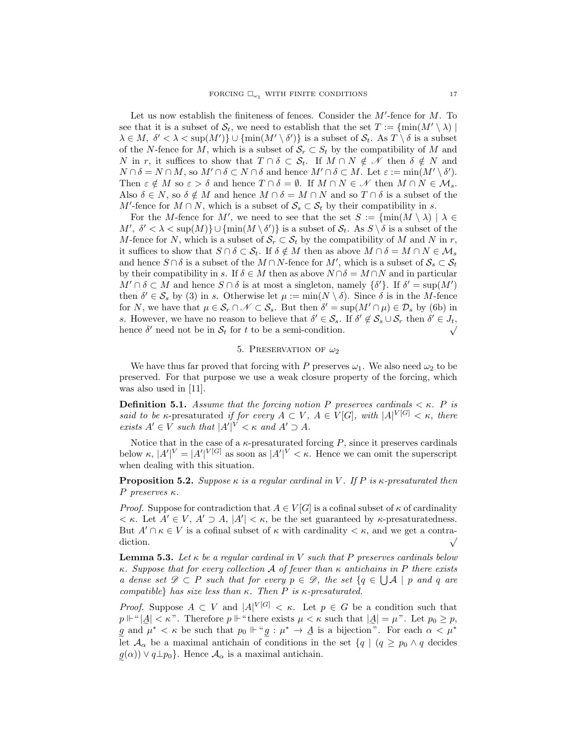Let us now establish the finiteness of fences. Consider the $M'$-fence for $M$. To see that it is a subset of $\mathcal{S}_t$, we need to establish that the set $T := \{\min(M' \setminus \lambda) \mid \lambda \in M,\ \delta' < \lambda < \sup(M')\} \cup \{\min(M' \setminus \delta')\}$ is a subset of $\mathcal{S}_t$. As $T \setminus \delta$ is a subset of the $N$-fence for $M$, which is a subset of $\mathcal{S}_r \subset S_t$ by the compatibility of $M$ and $N$ in $r$, it suffices to show that $T \cap \delta \subset \mathcal{S}_t$. If $M \cap N \notin \mathscr{N}$ then $\delta \notin N$ and $N \cap \delta = N \cap M$, so $M' \cap \delta \subset N \cap \delta$ and hence $M' \cap \delta \subset M$. Let $\varepsilon := \min(M' \setminus \delta')$. Then $\varepsilon \notin M$ so $\varepsilon > \delta$ and hence $T \cap \delta = \emptyset$. If $M \cap N \in \mathscr{N}$ then $M \cap N \in \mathcal{M}_s$. Also $\delta \in N$, so $\delta \notin M$ and hence $M \cap \delta = M \cap N$ and so $T \cap \delta$ is a subset of the $M'$-fence for $M \cap N$, which is a subset of $\mathcal{S}_s \subset \mathcal{S}_t$ by their compatibility in $s$.

For the $M$-fence for $M'$, we need to see that the set $S := \{\min(M \setminus \lambda) \mid \lambda \in M',\ \delta' < \lambda < \sup(M)\} \cup \{\min(M \setminus \delta')\}$ is a subset of $\mathcal{S}_t$. As $S \setminus \delta$ is a subset of the $M$-fence for $N$, which is a subset of $\mathcal{S}_r \subset \mathcal{S}_t$ by the compatibility of $M$ and $N$ in $r$, it suffices to show that $S \cap \delta \subset \mathcal{S}_t$. If $\delta \notin M$ then as above $M \cap \delta = M \cap N \in \mathcal{M}_s$ and hence $S \cap \delta$ is a subset of the $M \cap N$-fence for $M'$, which is a subset of $\mathcal{S}_s \subset \mathcal{S}_t$ by their compatibility in $s$. If $\delta \in M$ then as above $N \cap \delta = M \cap N$ and in particular $M' \cap \delta \subset M$ and hence $S \cap \delta$ is at most a singleton, namely $\{\delta'\}$. If $\delta' = \sup(M')$ then $\delta' \in \mathcal{S}_s$ by (3) in $s$. Otherwise let $\mu := \min(N \setminus \delta)$. Since $\delta$ is in the $M$-fence for $N$, we have that $\mu \in \mathcal{S}_r \cap \mathscr{N} \subset \mathcal{S}_s$. But then $\delta' = \sup(M' \cap \mu) \in \mathcal{D}_s$ by (6b) in $s$. However, we have no reason to believe that $\delta' \in \mathcal{S}_s$. If $\delta' \notin \mathcal{S}_s \cup \mathcal{S}_r$ then $\delta' \in J_t$, hence $\delta'$ need not be in $\mathcal{S}_t$ for $t$ to be a semi-condition. $\surd$

## 5. Preservation of $\omega_2$

We have thus far proved that forcing with $P$ preserves $\omega_1$. We also need $\omega_2$ to be preserved. For that purpose we use a weak closure property of the forcing, which was also used in [11].

**Definition 5.1.** *Assume that the forcing notion $P$ preserves cardinals $< \kappa$. $P$ is said to be* $\kappa$-presaturated *if for every $A \subset V$, $A \in V[G]$, with $|A|^{V[G]} < \kappa$, there exists $A' \in V$ such that $|A'|^V < \kappa$ and $A' \supset A$.*

Notice that in the case of a $\kappa$-presaturated forcing $P$, since it preserves cardinals below $\kappa$, $|A'|^V = |A'|^{V[G]}$ as soon as $|A'|^V < \kappa$. Hence we can omit the superscript when dealing with this situation.

**Proposition 5.2.** *Suppose $\kappa$ is a regular cardinal in $V$. If $P$ is $\kappa$-presaturated then $P$ preserves $\kappa$.*

*Proof.* Suppose for contradiction that $A \in V[G]$ is a cofinal subset of $\kappa$ of cardinality $< \kappa$. Let $A' \in V$, $A' \supset A$, $|A'| < \kappa$, be the set guaranteed by $\kappa$-presaturatedness. But $A' \cap \kappa \in V$ is a cofinal subset of $\kappa$ with cardinality $< \kappa$, and we get a contradiction. $\surd$

**Lemma 5.3.** *Let $\kappa$ be a regular cardinal in $V$ such that $P$ preserves cardinals below $\kappa$. Suppose that for every collection $\mathcal{A}$ of fewer than $\kappa$ antichains in $P$ there exists a dense set $\mathscr{D} \subset P$ such that for every $p \in \mathscr{D}$, the set $\{q \in \bigcup \mathcal{A} \mid p \text{ and } q \text{ are compatible}\}$ has size less than $\kappa$. Then $P$ is $\kappa$-presaturated.*

*Proof.* Suppose $A \subset V$ and $|A|^{V[G]} < \kappa$. Let $p \in G$ be a condition such that $p \Vdash$ "$|\underset{\sim}{A}| < \kappa$". Therefore $p \Vdash$ "there exists $\mu < \kappa$ such that $|\underset{\sim}{A}| = \mu$". Let $p_0 \geq p$, $\underset{\sim}{g}$ and $\mu^* < \kappa$ be such that $p_0 \Vdash$ "$\underset{\sim}{g} : \mu^* \to \underset{\sim}{A}$ is a bijection". For each $\alpha < \mu^*$ let $\mathcal{A}_\alpha$ be a maximal antichain of conditions in the set $\{q \mid (q \geq p_0 \wedge q \text{ decides } \underset{\sim}{g}(\alpha)) \vee q \perp p_0\}$. Hence $\mathcal{A}_\alpha$ is a maximal antichain.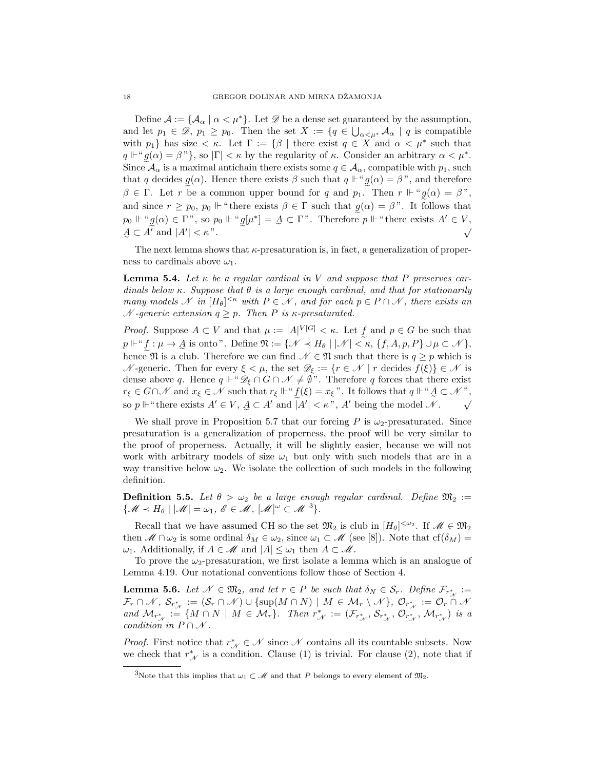Define $\mathcal{A} := \{\mathcal{A}_\alpha \mid \alpha < \mu^*\}$. Let $\mathscr{D}$ be a dense set guaranteed by the assumption, and let $p_1 \in \mathscr{D}$, $p_1 \geq p_0$. Then the set $X := \{q \in \bigcup_{\alpha<\mu^*} \mathcal{A}_\alpha \mid q$ is compatible with $p_1\}$ has size $< \kappa$. Let $\Gamma := \{\beta \mid$ there exist $q \in X$ and $\alpha < \mu^*$ such that $q \Vdash$ "$\underset{\sim}{g}(\alpha) = \beta$"$\}$, so $|\Gamma| < \kappa$ by the regularity of $\kappa$. Consider an arbitrary $\alpha < \mu^*$. Since $\mathcal{A}_\alpha$ is a maximal antichain there exists some $q \in \mathcal{A}_\alpha$, compatible with $p_1$, such that $q$ decides $\underset{\sim}{g}(\alpha)$. Hence there exists $\beta$ such that $q \Vdash$ "$\underset{\sim}{g}(\alpha) = \beta$", and therefore $\beta \in \Gamma$. Let $r$ be a common upper bound for $q$ and $p_1$. Then $r \Vdash$ "$\underset{\sim}{g}(\alpha) = \beta$", and since $r \geq p_0$, $p_0 \Vdash$ "there exists $\beta \in \Gamma$ such that $\underset{\sim}{g}(\alpha) = \beta$". It follows that $p_0 \Vdash$ "$\underset{\sim}{g}(\alpha) \in \Gamma$", so $p_0 \Vdash$ "$\underset{\sim}{g}[\mu^*] = \underset{\sim}{A} \subset \Gamma$". Therefore $p \Vdash$ "there exists $A' \in V$, $\underset{\sim}{A} \subset A'$ and $|A'| < \kappa$". $\surd$

The next lemma shows that $\kappa$-presaturation is, in fact, a generalization of properness to cardinals above $\omega_1$.

**Lemma 5.4.** *Let $\kappa$ be a regular cardinal in $V$ and suppose that $P$ preserves cardinals below $\kappa$. Suppose that $\theta$ is a large enough cardinal, and that for stationarily many models $\mathscr{N}$ in $[H_\theta]^{<\kappa}$ with $P \in \mathscr{N}$, and for each $p \in P \cap \mathscr{N}$, there exists an $\mathscr{N}$-generic extension $q \geq p$. Then $P$ is $\kappa$-presaturated.*

*Proof.* Suppose $A \subset V$ and that $\mu := |A|^{V[G]} < \kappa$. Let $\underset{\sim}{f}$ and $p \in G$ be such that $p \Vdash$ "$\underset{\sim}{f} : \mu \to \underset{\sim}{A}$ is onto". Define $\mathfrak{N} := \{\mathscr{N} \prec H_\theta \mid |\mathscr{N}| < \kappa,\ \{f, A, p, P\} \cup \mu \subset \mathscr{N}\}$, hence $\mathfrak{N}$ is a club. Therefore we can find $\mathscr{N} \in \mathfrak{N}$ such that there is $q \geq p$ which is $\mathscr{N}$-generic. Then for every $\xi < \mu$, the set $\mathscr{D}_\xi := \{r \in \mathscr{N} \mid r$ decides $f(\xi)\} \in \mathscr{N}$ is dense above $q$. Hence $q \Vdash$ "$\mathscr{D}_\xi \cap G \cap \mathscr{N} \neq \emptyset$". Therefore $q$ forces that there exist $r_\xi \in G \cap \mathscr{N}$ and $x_\xi \in \mathscr{N}$ such that $r_\xi \Vdash$ "$\underset{\sim}{f}(\xi) = x_\xi$". It follows that $q \Vdash$ "$\underset{\sim}{A} \subset \mathscr{N}$", so $p \Vdash$ "there exists $A' \in V$, $\underset{\sim}{A} \subset A'$ and $|A'| < \kappa$", $A'$ being the model $\mathscr{N}$. $\surd$

We shall prove in Proposition 5.7 that our forcing $P$ is $\omega_2$-presaturated. Since presaturation is a generalization of properness, the proof will be very similar to the proof of properness. Actually, it will be slightly easier, because we will not work with arbitrary models of size $\omega_1$ but only with such models that are in a way transitive below $\omega_2$. We isolate the collection of such models in the following definition.

**Definition 5.5.** *Let $\theta > \omega_2$ be a large enough regular cardinal. Define $\mathfrak{M}_2 := \{\mathscr{M} \prec H_\theta \mid |\mathscr{M}| = \omega_1,\ \mathscr{E} \in \mathscr{M},\ [\mathscr{M}]^\omega \subset \mathscr{M}$ [3]$\}$.*

Recall that we have assumed CH so the set $\mathfrak{M}_2$ is club in $[H_\theta]^{<\omega_2}$. If $\mathscr{M} \in \mathfrak{M}_2$ then $\mathscr{M} \cap \omega_2$ is some ordinal $\delta_M \in \omega_2$, since $\omega_1 \subset \mathscr{M}$ (see [8]). Note that $\mathrm{cf}(\delta_M) = \omega_1$. Additionally, if $A \in \mathscr{M}$ and $|A| \leq \omega_1$ then $A \subset \mathscr{M}$.

To prove the $\omega_2$-presaturation, we first isolate a lemma which is an analogue of Lemma 4.19. Our notational conventions follow those of Section 4.

**Lemma 5.6.** *Let $\mathscr{N} \in \mathfrak{M}_2$, and let $r \in P$ be such that $\delta_N \in \mathcal{S}_r$. Define $\mathcal{F}_{r^*_{\mathscr{N}}} := \mathcal{F}_r \cap \mathscr{N}$, $\mathcal{S}_{r^*_{\mathscr{N}}} := (\mathcal{S}_r \cap \mathscr{N}) \cup \{\sup(M \cap N) \mid M \in \mathcal{M}_r \setminus \mathscr{N}\}$, $\mathcal{O}_{r^*_{\mathscr{N}}} := \mathcal{O}_r \cap \mathscr{N}$ and $\mathcal{M}_{r^*_{\mathscr{N}}} := \{M \cap N \mid M \in \mathcal{M}_r\}$. Then $r^*_{\mathscr{N}} := (\mathcal{F}_{r^*_{\mathscr{N}}}, \mathcal{S}_{r^*_{\mathscr{N}}}, \mathcal{O}_{r^*_{\mathscr{N}}}, \mathcal{M}_{r^*_{\mathscr{N}}})$ is a condition in $P \cap \mathscr{N}$.*

*Proof.* First notice that $r^*_{\mathscr{N}} \in \mathscr{N}$ since $\mathscr{N}$ contains all its countable subsets. Now we check that $r^*_{\mathscr{N}}$ is a condition. Clause (1) is trivial. For clause (2), note that if

---

[3] Note that this implies that $\omega_1 \subset \mathscr{M}$ and that $P$ belongs to every element of $\mathfrak{M}_2$.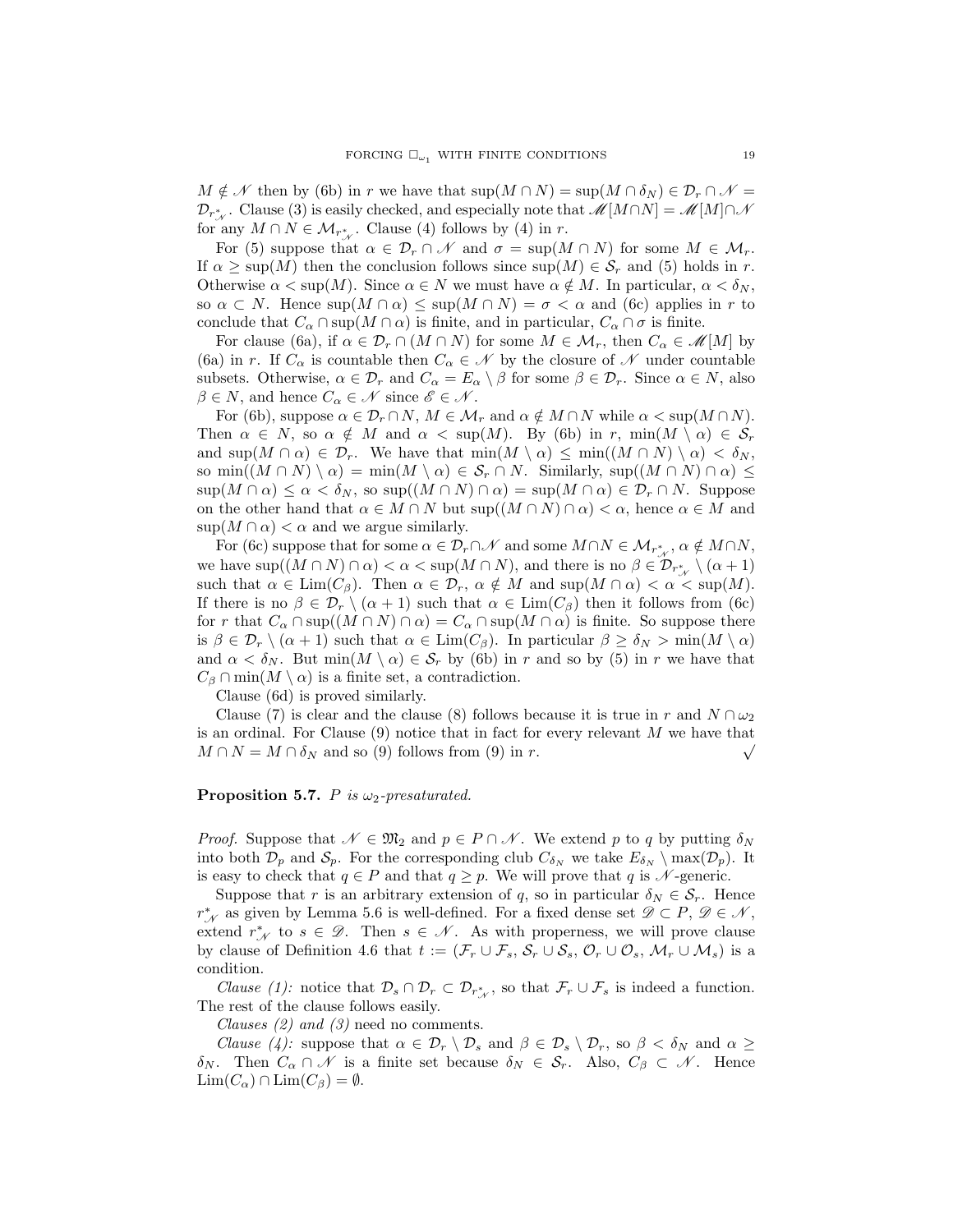$M \notin \mathscr{N}$ then by (6b) in $r$ we have that $\sup(M \cap N) = \sup(M \cap \delta_N) \in \mathcal{D}_r \cap \mathscr{N} = \mathcal{D}_{r^*_{\mathscr{N}}}$. Clause (3) is easily checked, and especially note that $\mathscr{M}[M \cap N] = \mathscr{M}[M] \cap \mathscr{N}$ for any $M \cap N \in \mathcal{M}_{r^*_{\mathscr{N}}}$. Clause (4) follows by (4) in $r$.

For (5) suppose that $\alpha \in \mathcal{D}_r \cap \mathscr{N}$ and $\sigma = \sup(M \cap N)$ for some $M \in \mathcal{M}_r$. If $\alpha \geq \sup(M)$ then the conclusion follows since $\sup(M) \in \mathcal{S}_r$ and (5) holds in $r$. Otherwise $\alpha < \sup(M)$. Since $\alpha \in N$ we must have $\alpha \notin M$. In particular, $\alpha < \delta_N$, so $\alpha \subset N$. Hence $\sup(M \cap \alpha) \leq \sup(M \cap N) = \sigma < \alpha$ and (6c) applies in $r$ to conclude that $C_\alpha \cap \sup(M \cap \alpha)$ is finite, and in particular, $C_\alpha \cap \sigma$ is finite.

For clause (6a), if $\alpha \in \mathcal{D}_r \cap (M \cap N)$ for some $M \in \mathcal{M}_r$, then $C_\alpha \in \mathscr{M}[M]$ by (6a) in $r$. If $C_\alpha$ is countable then $C_\alpha \in \mathscr{N}$ by the closure of $\mathscr{N}$ under countable subsets. Otherwise, $\alpha \in \mathcal{D}_r$ and $C_\alpha = E_\alpha \setminus \beta$ for some $\beta \in \mathcal{D}_r$. Since $\alpha \in N$, also $\beta \in N$, and hence $C_\alpha \in \mathscr{N}$ since $\mathscr{E} \in \mathscr{N}$.

For (6b), suppose $\alpha \in \mathcal{D}_r \cap N$, $M \in \mathcal{M}_r$ and $\alpha \notin M \cap N$ while $\alpha < \sup(M \cap N)$. Then $\alpha \in N$, so $\alpha \notin M$ and $\alpha < \sup(M)$. By (6b) in $r$, $\min(M \setminus \alpha) \in \mathcal{S}_r$ and $\sup(M \cap \alpha) \in \mathcal{D}_r$. We have that $\min(M \setminus \alpha) \leq \min((M \cap N) \setminus \alpha) < \delta_N$, so $\min((M \cap N) \setminus \alpha) = \min(M \setminus \alpha) \in \mathcal{S}_r \cap N$. Similarly, $\sup((M \cap N) \cap \alpha) \leq \sup(M \cap \alpha) \leq \alpha < \delta_N$, so $\sup((M \cap N) \cap \alpha) = \sup(M \cap \alpha) \in \mathcal{D}_r \cap N$. Suppose on the other hand that $\alpha \in M \cap N$ but $\sup((M \cap N) \cap \alpha) < \alpha$, hence $\alpha \in M$ and $\sup(M \cap \alpha) < \alpha$ and we argue similarly.

For (6c) suppose that for some $\alpha \in \mathcal{D}_r \cap \mathscr{N}$ and some $M \cap N \in \mathcal{M}_{r^*_{\mathscr{N}}}$, $\alpha \notin M \cap N$, we have $\sup((M \cap N) \cap \alpha) < \alpha < \sup(M \cap N)$, and there is no $\beta \in \mathcal{D}_{r^*_{\mathscr{N}}} \setminus (\alpha + 1)$ such that $\alpha \in \mathrm{Lim}(C_\beta)$. Then $\alpha \in \mathcal{D}_r$, $\alpha \notin M$ and $\sup(M \cap \alpha) < \alpha < \sup(M)$. If there is no $\beta \in \mathcal{D}_r \setminus (\alpha + 1)$ such that $\alpha \in \mathrm{Lim}(C_\beta)$ then it follows from (6c) for $r$ that $C_\alpha \cap \sup((M \cap N) \cap \alpha) = C_\alpha \cap \sup(M \cap \alpha)$ is finite. So suppose there is $\beta \in \mathcal{D}_r \setminus (\alpha + 1)$ such that $\alpha \in \mathrm{Lim}(C_\beta)$. In particular $\beta \geq \delta_N > \min(M \setminus \alpha)$ and $\alpha < \delta_N$. But $\min(M \setminus \alpha) \in \mathcal{S}_r$ by (6b) in $r$ and so by (5) in $r$ we have that $C_\beta \cap \min(M \setminus \alpha)$ is a finite set, a contradiction.

Clause (6d) is proved similarly.

Clause (7) is clear and the clause (8) follows because it is true in $r$ and $N \cap \omega_2$ is an ordinal. For Clause (9) notice that in fact for every relevant $M$ we have that $M \cap N = M \cap \delta_N$ and so (9) follows from (9) in $r$. $\surd$

**Proposition 5.7.** *$P$ is $\omega_2$-presaturated.*

*Proof.* Suppose that $\mathscr{N} \in \mathfrak{M}_2$ and $p \in P \cap \mathscr{N}$. We extend $p$ to $q$ by putting $\delta_N$ into both $\mathcal{D}_p$ and $\mathcal{S}_p$. For the corresponding club $C_{\delta_N}$ we take $E_{\delta_N} \setminus \max(\mathcal{D}_p)$. It is easy to check that $q \in P$ and that $q \geq p$. We will prove that $q$ is $\mathscr{N}$-generic.

Suppose that $r$ is an arbitrary extension of $q$, so in particular $\delta_N \in \mathcal{S}_r$. Hence $r^*_{\mathscr{N}}$ as given by Lemma 5.6 is well-defined. For a fixed dense set $\mathscr{D} \subset P$, $\mathscr{D} \in \mathscr{N}$, extend $r^*_{\mathscr{N}}$ to $s \in \mathscr{D}$. Then $s \in \mathscr{N}$. As with properness, we will prove clause by clause of Definition 4.6 that $t := (\mathcal{F}_r \cup \mathcal{F}_s, \mathcal{S}_r \cup \mathcal{S}_s, \mathcal{O}_r \cup \mathcal{O}_s, \mathcal{M}_r \cup \mathcal{M}_s)$ is a condition.

*Clause (1):* notice that $\mathcal{D}_s \cap \mathcal{D}_r \subset \mathcal{D}_{r^*_{\mathscr{N}}}$, so that $\mathcal{F}_r \cup \mathcal{F}_s$ is indeed a function. The rest of the clause follows easily.

*Clauses (2) and (3)* need no comments.

*Clause (4):* suppose that $\alpha \in \mathcal{D}_r \setminus \mathcal{D}_s$ and $\beta \in \mathcal{D}_s \setminus \mathcal{D}_r$, so $\beta < \delta_N$ and $\alpha \geq \delta_N$. Then $C_\alpha \cap \mathscr{N}$ is a finite set because $\delta_N \in \mathcal{S}_r$. Also, $C_\beta \subset \mathscr{N}$. Hence $\mathrm{Lim}(C_\alpha) \cap \mathrm{Lim}(C_\beta) = \emptyset$.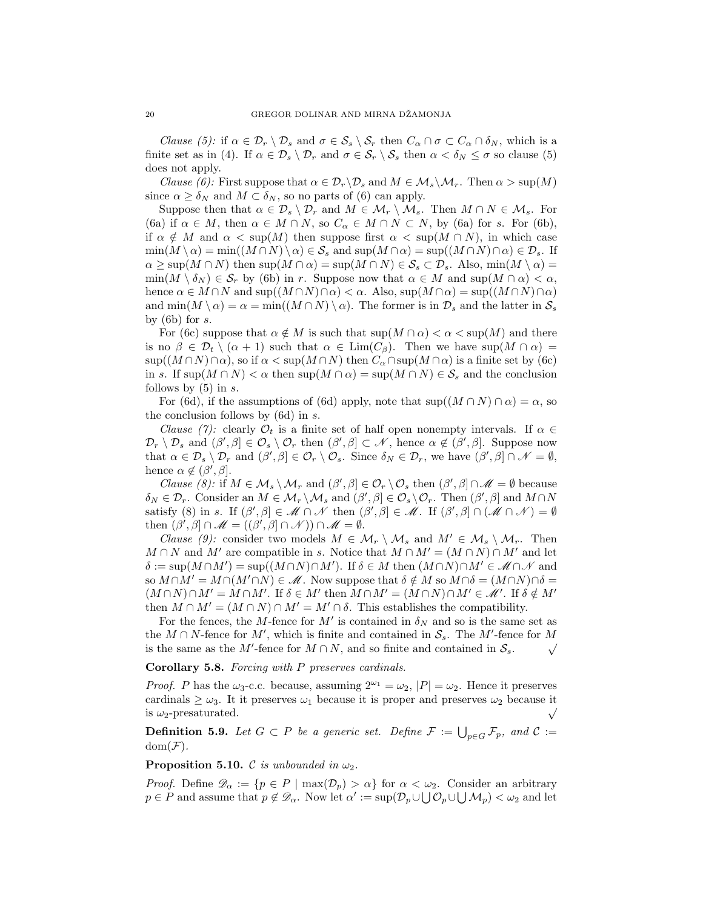*Clause (5):* if $\alpha \in \mathcal{D}_r \setminus \mathcal{D}_s$ and $\sigma \in \mathcal{S}_s \setminus \mathcal{S}_r$ then $C_\alpha \cap \sigma \subset C_\alpha \cap \delta_N$, which is a finite set as in (4). If $\alpha \in \mathcal{D}_s \setminus \mathcal{D}_r$ and $\sigma \in \mathcal{S}_r \setminus \mathcal{S}_s$ then $\alpha < \delta_N \leq \sigma$ so clause (5) does not apply.

*Clause (6):* First suppose that $\alpha \in \mathcal{D}_r \setminus \mathcal{D}_s$ and $M \in \mathcal{M}_s \setminus \mathcal{M}_r$. Then $\alpha > \sup(M)$ since $\alpha \geq \delta_N$ and $M \subset \delta_N$, so no parts of (6) can apply.

Suppose then that $\alpha \in \mathcal{D}_s \setminus \mathcal{D}_r$ and $M \in \mathcal{M}_r \setminus \mathcal{M}_s$. Then $M \cap N \in \mathcal{M}_s$. For (6a) if $\alpha \in M$, then $\alpha \in M \cap N$, so $C_\alpha \in M \cap N \subset N$, by (6a) for $s$. For (6b), if $\alpha \notin M$ and $\alpha < \sup(M)$ then suppose first $\alpha < \sup(M \cap N)$, in which case $\min(M \setminus \alpha) = \min((M \cap N) \setminus \alpha) \in \mathcal{S}_s$ and $\sup(M \cap \alpha) = \sup((M \cap N) \cap \alpha) \in \mathcal{D}_s$. If $\alpha \geq \sup(M \cap N)$ then $\sup(M \cap \alpha) = \sup(M \cap N) \in \mathcal{S}_s \subset \mathcal{D}_s$. Also, $\min(M \setminus \alpha) = \min(M \setminus \delta_N) \in \mathcal{S}_r$ by (6b) in $r$. Suppose now that $\alpha \in M$ and $\sup(M \cap \alpha) < \alpha$, hence $\alpha \in M \cap N$ and $\sup((M \cap N) \cap \alpha) < \alpha$. Also, $\sup(M \cap \alpha) = \sup((M \cap N) \cap \alpha)$ and $\min(M \setminus \alpha) = \alpha = \min((M \cap N) \setminus \alpha)$. The former is in $\mathcal{D}_s$ and the latter in $\mathcal{S}_s$ by (6b) for $s$.

For (6c) suppose that $\alpha \notin M$ is such that $\sup(M \cap \alpha) < \alpha < \sup(M)$ and there is no $\beta \in \mathcal{D}_t \setminus (\alpha + 1)$ such that $\alpha \in \mathrm{Lim}(C_\beta)$. Then we have $\sup(M \cap \alpha) = \sup((M \cap N) \cap \alpha)$, so if $\alpha < \sup(M \cap N)$ then $C_\alpha \cap \sup(M \cap \alpha)$ is a finite set by (6c) in $s$. If $\sup(M \cap N) < \alpha$ then $\sup(M \cap \alpha) = \sup(M \cap N) \in \mathcal{S}_s$ and the conclusion follows by (5) in $s$.

For (6d), if the assumptions of (6d) apply, note that $\sup((M \cap N) \cap \alpha) = \alpha$, so the conclusion follows by (6d) in $s$.

*Clause (7):* clearly $\mathcal{O}_t$ is a finite set of half open nonempty intervals. If $\alpha \in \mathcal{D}_r \setminus \mathcal{D}_s$ and $(\beta', \beta] \in \mathcal{O}_s \setminus \mathcal{O}_r$ then $(\beta', \beta] \subset \mathscr{N}$, hence $\alpha \notin (\beta', \beta]$. Suppose now that $\alpha \in \mathcal{D}_s \setminus \mathcal{D}_r$ and $(\beta', \beta] \in \mathcal{O}_r \setminus \mathcal{O}_s$. Since $\delta_N \in \mathcal{D}_r$, we have $(\beta', \beta] \cap \mathscr{N} = \emptyset$, hence $\alpha \notin (\beta', \beta]$.

*Clause (8):* if $M \in \mathcal{M}_s \setminus \mathcal{M}_r$ and $(\beta', \beta] \in \mathcal{O}_r \setminus \mathcal{O}_s$ then $(\beta', \beta] \cap \mathscr{M} = \emptyset$ because $\delta_N \in \mathcal{D}_r$. Consider an $M \in \mathcal{M}_r \setminus \mathcal{M}_s$ and $(\beta', \beta] \in \mathcal{O}_s \setminus \mathcal{O}_r$. Then $(\beta', \beta]$ and $M \cap N$ satisfy (8) in $s$. If $(\beta', \beta] \in \mathscr{M} \cap \mathscr{N}$ then $(\beta', \beta] \in \mathscr{M}$. If $(\beta', \beta] \cap (\mathscr{M} \cap \mathscr{N}) = \emptyset$ then $(\beta', \beta] \cap \mathscr{M} = ((\beta', \beta] \cap \mathscr{N})) \cap \mathscr{M} = \emptyset$.

*Clause (9):* consider two models $M \in \mathcal{M}_r \setminus \mathcal{M}_s$ and $M' \in \mathcal{M}_s \setminus \mathcal{M}_r$. Then $M \cap N$ and $M'$ are compatible in $s$. Notice that $M \cap M' = (M \cap N) \cap M'$ and let $\delta := \sup(M \cap M') = \sup((M \cap N) \cap M')$. If $\delta \in M$ then $(M \cap N) \cap M' \in \mathscr{M} \cap \mathscr{N}$ and so $M \cap M' = M \cap (M' \cap N) \in \mathscr{M}$. Now suppose that $\delta \notin M$ so $M \cap \delta = (M \cap N) \cap \delta = (M \cap N) \cap M' = M \cap M'$. If $\delta \in M'$ then $M \cap M' = (M \cap N) \cap M' \in \mathscr{M}'$. If $\delta \notin M'$ then $M \cap M' = (M \cap N) \cap M' = M' \cap \delta$. This establishes the compatibility.

For the fences, the $M$-fence for $M'$ is contained in $\delta_N$ and so is the same set as the $M \cap N$-fence for $M'$, which is finite and contained in $\mathcal{S}_s$. The $M'$-fence for $M$ is the same as the $M'$-fence for $M \cap N$, and so finite and contained in $\mathcal{S}_s$. $\surd$

**Corollary 5.8.** *Forcing with $P$ preserves cardinals.*

*Proof.* $P$ has the $\omega_3$-c.c. because, assuming $2^{\omega_1} = \omega_2$, $|P| = \omega_2$. Hence it preserves cardinals $\geq \omega_3$. It preserves $\omega_1$ because it is proper and preserves $\omega_2$ because it is $\omega_2$-presaturated. $\surd$

**Definition 5.9.** *Let $G \subset P$ be a generic set. Define $\mathcal{F} := \bigcup_{p \in G} \mathcal{F}_p$, and $\mathcal{C} := \mathrm{dom}(\mathcal{F})$.*

**Proposition 5.10.** *$\mathcal{C}$ is unbounded in $\omega_2$.*

*Proof.* Define $\mathscr{D}_\alpha := \{p \in P \mid \max(\mathcal{D}_p) > \alpha\}$ for $\alpha < \omega_2$. Consider an arbitrary $p \in P$ and assume that $p \notin \mathscr{D}_\alpha$. Now let $\alpha' := \sup(\mathcal{D}_p \cup \bigcup \mathcal{O}_p \cup \bigcup \mathcal{M}_p) < \omega_2$ and let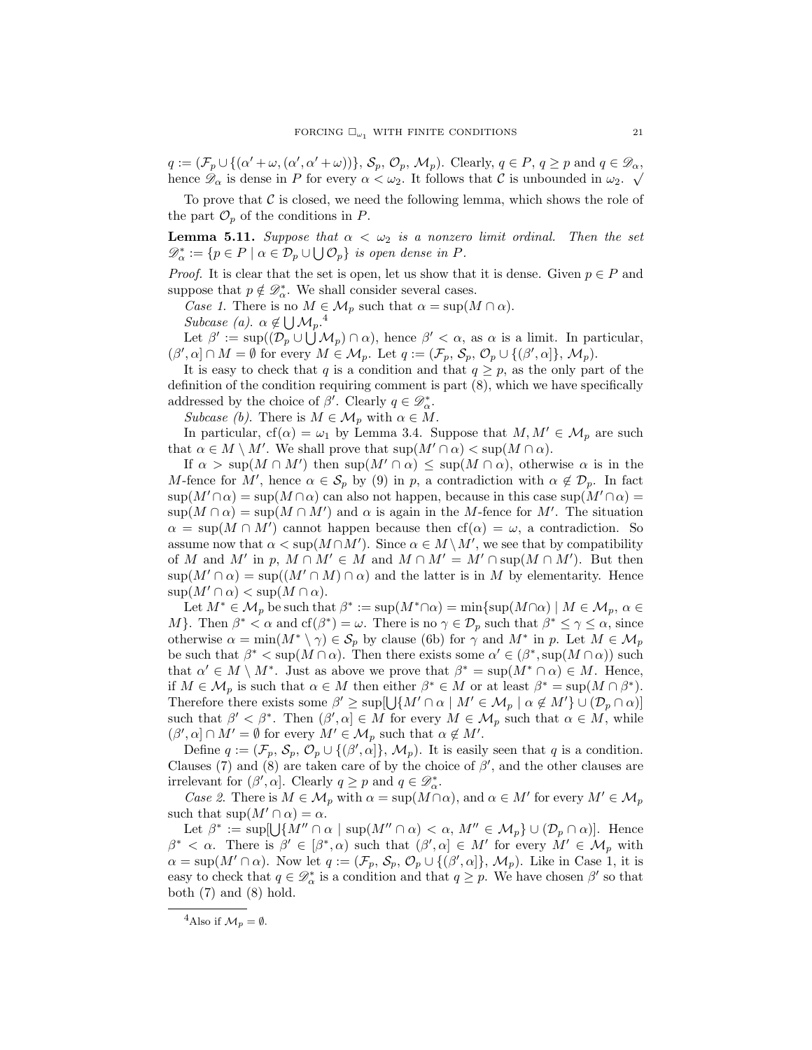$q := (\mathcal{F}_p \cup \{(\alpha' + \omega, (\alpha', \alpha' + \omega))\}, \mathcal{S}_p, \mathcal{O}_p, \mathcal{M}_p)$. Clearly, $q \in P$, $q \geq p$ and $q \in \mathscr{D}_\alpha$, hence $\mathscr{D}_\alpha$ is dense in $P$ for every $\alpha < \omega_2$. It follows that $\mathcal{C}$ is unbounded in $\omega_2$. $\surd$

To prove that $\mathcal{C}$ is closed, we need the following lemma, which shows the role of the part $\mathcal{O}_p$ of the conditions in $P$.

**Lemma 5.11.** *Suppose that $\alpha < \omega_2$ is a nonzero limit ordinal. Then the set $\mathscr{D}^*_\alpha := \{p \in P \mid \alpha \in \mathcal{D}_p \cup \bigcup \mathcal{O}_p\}$ is open dense in $P$.*

*Proof.* It is clear that the set is open, let us show that it is dense. Given $p \in P$ and suppose that $p \notin \mathscr{D}^*_\alpha$. We shall consider several cases.

*Case 1.* There is no $M \in \mathcal{M}_p$ such that $\alpha = \sup(M \cap \alpha)$.

*Subcase (a).* $\alpha \notin \bigcup \mathcal{M}_p$.[4]

Let $\beta' := \sup((\mathcal{D}_p \cup \bigcup \mathcal{M}_p) \cap \alpha)$, hence $\beta' < \alpha$, as $\alpha$ is a limit. In particular, $(\beta', \alpha] \cap M = \emptyset$ for every $M \in \mathcal{M}_p$. Let $q := (\mathcal{F}_p, \mathcal{S}_p, \mathcal{O}_p \cup \{(\beta', \alpha]\}, \mathcal{M}_p)$.

It is easy to check that $q$ is a condition and that $q \geq p$, as the only part of the definition of the condition requiring comment is part (8), which we have specifically addressed by the choice of $\beta'$. Clearly $q \in \mathscr{D}^*_\alpha$.

*Subcase (b).* There is $M \in \mathcal{M}_p$ with $\alpha \in M$.

In particular, $\mathrm{cf}(\alpha) = \omega_1$ by Lemma 3.4. Suppose that $M, M' \in \mathcal{M}_p$ are such that $\alpha \in M \setminus M'$. We shall prove that $\sup(M' \cap \alpha) < \sup(M \cap \alpha)$.

If $\alpha > \sup(M \cap M')$ then $\sup(M' \cap \alpha) \leq \sup(M \cap \alpha)$, otherwise $\alpha$ is in the $M$-fence for $M'$, hence $\alpha \in \mathcal{S}_p$ by (9) in $p$, a contradiction with $\alpha \notin \mathcal{D}_p$. In fact $\sup(M' \cap \alpha) = \sup(M \cap \alpha)$ can also not happen, because in this case $\sup(M' \cap \alpha) = \sup(M \cap \alpha) = \sup(M \cap M')$ and $\alpha$ is again in the $M$-fence for $M'$. The situation $\alpha = \sup(M \cap M')$ cannot happen because then $\mathrm{cf}(\alpha) = \omega$, a contradiction. So assume now that $\alpha < \sup(M \cap M')$. Since $\alpha \in M \setminus M'$, we see that by compatibility of $M$ and $M'$ in $p$, $M \cap M' \in M$ and $M \cap M' = M' \cap \sup(M \cap M')$. But then $\sup(M' \cap \alpha) = \sup((M' \cap M) \cap \alpha)$ and the latter is in $M$ by elementarity. Hence $\sup(M' \cap \alpha) < \sup(M \cap \alpha)$.

Let $M^* \in \mathcal{M}_p$ be such that $\beta^* := \sup(M^* \cap \alpha) = \min\{\sup(M \cap \alpha) \mid M \in \mathcal{M}_p,\ \alpha \in M\}$. Then $\beta^* < \alpha$ and $\mathrm{cf}(\beta^*) = \omega$. There is no $\gamma \in \mathcal{D}_p$ such that $\beta^* \leq \gamma \leq \alpha$, since otherwise $\alpha = \min(M^* \setminus \gamma) \in \mathcal{S}_p$ by clause (6b) for $\gamma$ and $M^*$ in $p$. Let $M \in \mathcal{M}_p$ be such that $\beta^* < \sup(M \cap \alpha)$. Then there exists some $\alpha' \in (\beta^*, \sup(M \cap \alpha))$ such that $\alpha' \in M \setminus M^*$. Just as above we prove that $\beta^* = \sup(M^* \cap \alpha) \in M$. Hence, if $M \in \mathcal{M}_p$ is such that $\alpha \in M$ then either $\beta^* \in M$ or at least $\beta^* = \sup(M \cap \beta^*)$. Therefore there exists some $\beta' \geq \sup[\bigcup\{M' \cap \alpha \mid M' \in \mathcal{M}_p \mid \alpha \notin M'\} \cup (\mathcal{D}_p \cap \alpha)]$ such that $\beta' < \beta^*$. Then $(\beta', \alpha] \in M$ for every $M \in \mathcal{M}_p$ such that $\alpha \in M$, while $(\beta', \alpha] \cap M' = \emptyset$ for every $M' \in \mathcal{M}_p$ such that $\alpha \notin M'$.

Define $q := (\mathcal{F}_p, \mathcal{S}_p, \mathcal{O}_p \cup \{(\beta', \alpha]\}, \mathcal{M}_p)$. It is easily seen that $q$ is a condition. Clauses (7) and (8) are taken care of by the choice of $\beta'$, and the other clauses are irrelevant for $(\beta', \alpha]$. Clearly $q \geq p$ and $q \in \mathscr{D}^*_\alpha$.

*Case 2.* There is $M \in \mathcal{M}_p$ with $\alpha = \sup(M \cap \alpha)$, and $\alpha \in M'$ for every $M' \in \mathcal{M}_p$ such that $\sup(M' \cap \alpha) = \alpha$.

Let $\beta^* := \sup[\bigcup\{M'' \cap \alpha \mid \sup(M'' \cap \alpha) < \alpha,\ M'' \in \mathcal{M}_p\} \cup (\mathcal{D}_p \cap \alpha)]$. Hence $\beta^* < \alpha$. There is $\beta' \in [\beta^*, \alpha)$ such that $(\beta', \alpha] \in M'$ for every $M' \in \mathcal{M}_p$ with $\alpha = \sup(M' \cap \alpha)$. Now let $q := (\mathcal{F}_p, \mathcal{S}_p, \mathcal{O}_p \cup \{(\beta', \alpha]\}, \mathcal{M}_p)$. Like in Case 1, it is easy to check that $q \in \mathscr{D}^*_\alpha$ is a condition and that $q \geq p$. We have chosen $\beta'$ so that both (7) and (8) hold.

---

[4] Also if $\mathcal{M}_p = \emptyset$.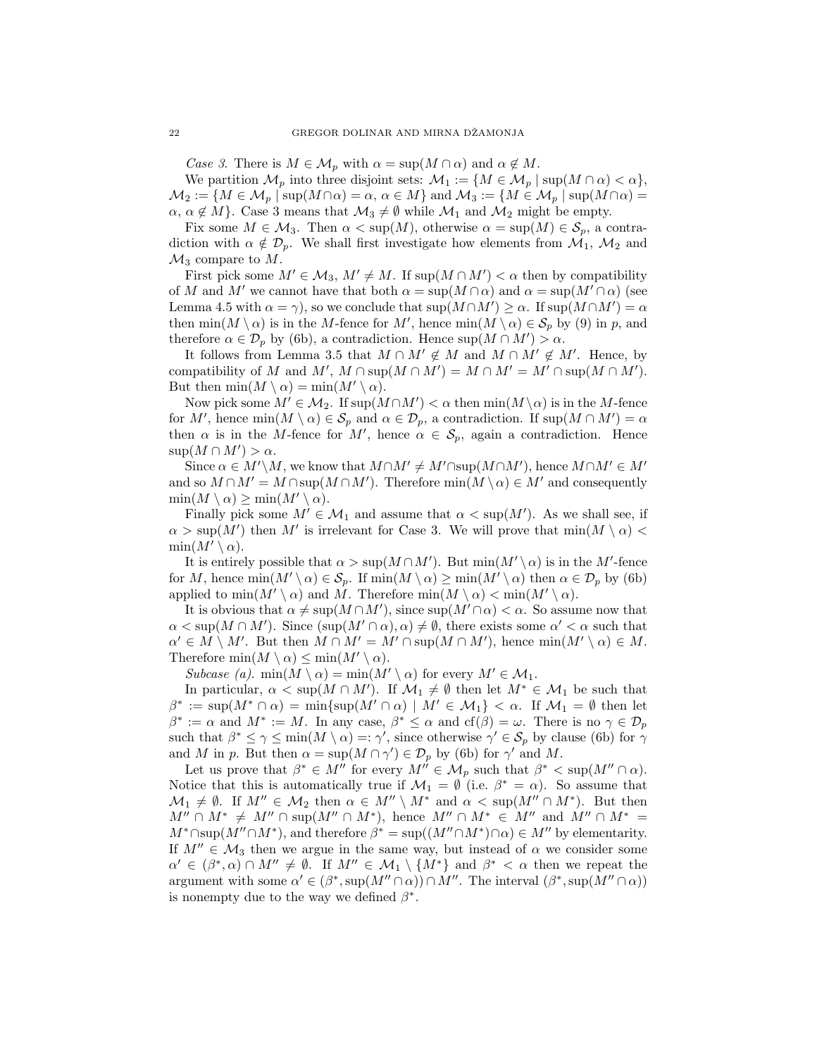*Case 3.* There is $M \in \mathcal{M}_p$ with $\alpha = \sup(M \cap \alpha)$ and $\alpha \notin M$.

We partition $\mathcal{M}_p$ into three disjoint sets: $\mathcal{M}_1 := \{M \in \mathcal{M}_p \mid \sup(M \cap \alpha) < \alpha\}$, $\mathcal{M}_2 := \{M \in \mathcal{M}_p \mid \sup(M \cap \alpha) = \alpha,\ \alpha \in M\}$ and $\mathcal{M}_3 := \{M \in \mathcal{M}_p \mid \sup(M \cap \alpha) = \alpha,\ \alpha \notin M\}$. Case 3 means that $\mathcal{M}_3 \neq \emptyset$ while $\mathcal{M}_1$ and $\mathcal{M}_2$ might be empty.

Fix some $M \in \mathcal{M}_3$. Then $\alpha < \sup(M)$, otherwise $\alpha = \sup(M) \in \mathcal{S}_p$, a contradiction with $\alpha \notin \mathcal{D}_p$. We shall first investigate how elements from $\mathcal{M}_1$, $\mathcal{M}_2$ and $\mathcal{M}_3$ compare to $M$.

First pick some $M' \in \mathcal{M}_3$, $M' \neq M$. If $\sup(M \cap M') < \alpha$ then by compatibility of $M$ and $M'$ we cannot have that both $\alpha = \sup(M \cap \alpha)$ and $\alpha = \sup(M' \cap \alpha)$ (see Lemma 4.5 with $\alpha = \gamma$), so we conclude that $\sup(M \cap M') \geq \alpha$. If $\sup(M \cap M') = \alpha$ then $\min(M \setminus \alpha)$ is in the $M$-fence for $M'$, hence $\min(M \setminus \alpha) \in \mathcal{S}_p$ by (9) in $p$, and therefore $\alpha \in \mathcal{D}_p$ by (6b), a contradiction. Hence $\sup(M \cap M') > \alpha$.

It follows from Lemma 3.5 that $M \cap M' \notin M$ and $M \cap M' \notin M'$. Hence, by compatibility of $M$ and $M'$, $M \cap \sup(M \cap M') = M \cap M' = M' \cap \sup(M \cap M')$. But then $\min(M \setminus \alpha) = \min(M' \setminus \alpha)$.

Now pick some $M' \in \mathcal{M}_2$. If $\sup(M \cap M') < \alpha$ then $\min(M \setminus \alpha)$ is in the $M$-fence for $M'$, hence $\min(M \setminus \alpha) \in \mathcal{S}_p$ and $\alpha \in \mathcal{D}_p$, a contradiction. If $\sup(M \cap M') = \alpha$ then $\alpha$ is in the $M$-fence for $M'$, hence $\alpha \in \mathcal{S}_p$, again a contradiction. Hence $\sup(M \cap M') > \alpha$.

Since $\alpha \in M' \setminus M$, we know that $M \cap M' \neq M' \cap \sup(M \cap M')$, hence $M \cap M' \in M'$ and so $M \cap M' = M \cap \sup(M \cap M')$. Therefore $\min(M \setminus \alpha) \in M'$ and consequently $\min(M \setminus \alpha) \geq \min(M' \setminus \alpha)$.

Finally pick some $M' \in \mathcal{M}_1$ and assume that $\alpha < \sup(M')$. As we shall see, if $\alpha > \sup(M')$ then $M'$ is irrelevant for Case 3. We will prove that $\min(M \setminus \alpha) < \min(M' \setminus \alpha)$.

It is entirely possible that $\alpha > \sup(M \cap M')$. But $\min(M' \setminus \alpha)$ is in the $M'$-fence for $M$, hence $\min(M' \setminus \alpha) \in \mathcal{S}_p$. If $\min(M \setminus \alpha) \geq \min(M' \setminus \alpha)$ then $\alpha \in \mathcal{D}_p$ by (6b) applied to $\min(M' \setminus \alpha)$ and $M$. Therefore $\min(M \setminus \alpha) < \min(M' \setminus \alpha)$.

It is obvious that $\alpha \neq \sup(M \cap M')$, since $\sup(M' \cap \alpha) < \alpha$. So assume now that $\alpha < \sup(M \cap M')$. Since $(\sup(M' \cap \alpha), \alpha) \neq \emptyset$, there exists some $\alpha' < \alpha$ such that $\alpha' \in M \setminus M'$. But then $M \cap M' = M' \cap \sup(M \cap M')$, hence $\min(M' \setminus \alpha) \in M$. Therefore $\min(M \setminus \alpha) \leq \min(M' \setminus \alpha)$.

*Subcase (a).* $\min(M \setminus \alpha) = \min(M' \setminus \alpha)$ for every $M' \in \mathcal{M}_1$.

In particular, $\alpha < \sup(M \cap M')$. If $\mathcal{M}_1 \neq \emptyset$ then let $M^* \in \mathcal{M}_1$ be such that $\beta^* := \sup(M^* \cap \alpha) = \min\{\sup(M' \cap \alpha) \mid M' \in \mathcal{M}_1\} < \alpha$. If $\mathcal{M}_1 = \emptyset$ then let $\beta^* := \alpha$ and $M^* := M$. In any case, $\beta^* \leq \alpha$ and $\mathrm{cf}(\beta) = \omega$. There is no $\gamma \in \mathcal{D}_p$ such that $\beta^* \leq \gamma \leq \min(M \setminus \alpha) =: \gamma'$, since otherwise $\gamma' \in \mathcal{S}_p$ by clause (6b) for $\gamma$ and $M$ in $p$. But then $\alpha = \sup(M \cap \gamma') \in \mathcal{D}_p$ by (6b) for $\gamma'$ and $M$.

Let us prove that $\beta^* \in M''$ for every $M'' \in \mathcal{M}_p$ such that $\beta^* < \sup(M'' \cap \alpha)$. Notice that this is automatically true if $\mathcal{M}_1 = \emptyset$ (i.e. $\beta^* = \alpha$). So assume that $\mathcal{M}_1 \neq \emptyset$. If $M'' \in \mathcal{M}_2$ then $\alpha \in M'' \setminus M^*$ and $\alpha < \sup(M'' \cap M^*)$. But then $M'' \cap M^* \neq M'' \cap \sup(M'' \cap M^*)$, hence $M'' \cap M^* \in M''$ and $M'' \cap M^* = M^* \cap \sup(M'' \cap M^*)$, and therefore $\beta^* = \sup((M'' \cap M^*) \cap \alpha) \in M''$ by elementarity. If $M'' \in \mathcal{M}_3$ then we argue in the same way, but instead of $\alpha$ we consider some $\alpha' \in (\beta^*, \alpha) \cap M'' \neq \emptyset$. If $M'' \in \mathcal{M}_1 \setminus \{M^*\}$ and $\beta^* < \alpha$ then we repeat the argument with some $\alpha' \in (\beta^*, \sup(M'' \cap \alpha)) \cap M''$. The interval $(\beta^*, \sup(M'' \cap \alpha))$ is nonempty due to the way we defined $\beta^*$.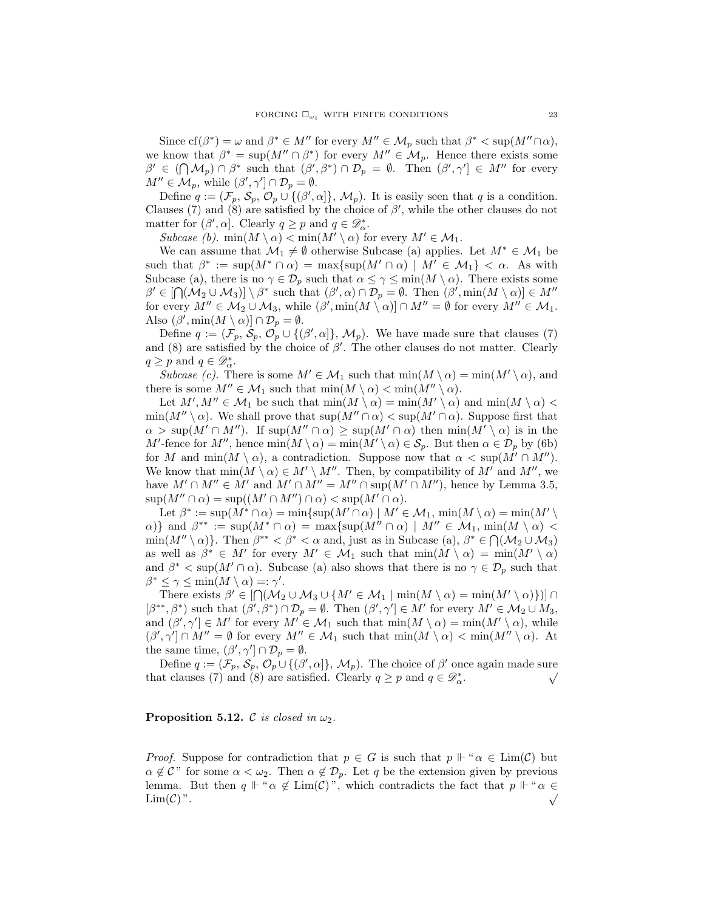Since $\mathrm{cf}(\beta^*) = \omega$ and $\beta^* \in M''$ for every $M'' \in \mathcal{M}_p$ such that $\beta^* < \sup(M'' \cap \alpha)$, we know that $\beta^* = \sup(M'' \cap \beta^*)$ for every $M'' \in \mathcal{M}_p$. Hence there exists some $\beta' \in (\bigcap \mathcal{M}_p) \cap \beta^*$ such that $(\beta', \beta^*) \cap \mathcal{D}_p = \emptyset$. Then $(\beta', \gamma'] \in M''$ for every $M'' \in \mathcal{M}_p$, while $(\beta', \gamma'] \cap \mathcal{D}_p = \emptyset$.

Define $q := (\mathcal{F}_p, \mathcal{S}_p, \mathcal{O}_p \cup \{(\beta', \alpha]\}, \mathcal{M}_p)$. It is easily seen that $q$ is a condition. Clauses (7) and (8) are satisfied by the choice of $\beta'$, while the other clauses do not matter for $(\beta', \alpha]$. Clearly $q \geq p$ and $q \in \mathscr{D}^*_\alpha$.

*Subcase (b).* $\min(M \setminus \alpha) < \min(M' \setminus \alpha)$ for every $M' \in \mathcal{M}_1$.

We can assume that $\mathcal{M}_1 \neq \emptyset$ otherwise Subcase (a) applies. Let $M^* \in \mathcal{M}_1$ be such that $\beta^* := \sup(M^* \cap \alpha) = \max\{\sup(M' \cap \alpha) \mid M' \in \mathcal{M}_1\} < \alpha$. As with Subcase (a), there is no $\gamma \in \mathcal{D}_p$ such that $\alpha \leq \gamma \leq \min(M \setminus \alpha)$. There exists some $\beta' \in [\bigcap(\mathcal{M}_2 \cup \mathcal{M}_3)] \setminus \beta^*$ such that $(\beta', \alpha) \cap \mathcal{D}_p = \emptyset$. Then $(\beta', \min(M \setminus \alpha)] \in M''$ for every $M'' \in \mathcal{M}_2 \cup \mathcal{M}_3$, while $(\beta', \min(M \setminus \alpha)] \cap M'' = \emptyset$ for every $M'' \in \mathcal{M}_1$. Also $(\beta', \min(M \setminus \alpha)] \cap \mathcal{D}_p = \emptyset$.

Define $q := (\mathcal{F}_p, \mathcal{S}_p, \mathcal{O}_p \cup \{(\beta', \alpha]\}, \mathcal{M}_p)$. We have made sure that clauses (7) and (8) are satisfied by the choice of $\beta'$. The other clauses do not matter. Clearly $q \geq p$ and $q \in \mathscr{D}^*_\alpha$.

*Subcase (c).* There is some $M' \in \mathcal{M}_1$ such that $\min(M \setminus \alpha) = \min(M' \setminus \alpha)$, and there is some $M'' \in \mathcal{M}_1$ such that $\min(M \setminus \alpha) < \min(M'' \setminus \alpha)$.

Let $M', M'' \in \mathcal{M}_1$ be such that $\min(M \setminus \alpha) = \min(M' \setminus \alpha)$ and $\min(M \setminus \alpha) < \min(M'' \setminus \alpha)$. We shall prove that $\sup(M'' \cap \alpha) < \sup(M' \cap \alpha)$. Suppose first that $\alpha > \sup(M' \cap M'')$. If $\sup(M'' \cap \alpha) \geq \sup(M' \cap \alpha)$ then $\min(M' \setminus \alpha)$ is in the $M'$-fence for $M''$, hence $\min(M \setminus \alpha) = \min(M' \setminus \alpha) \in \mathcal{S}_p$. But then $\alpha \in \mathcal{D}_p$ by (6b) for $M$ and $\min(M \setminus \alpha)$, a contradiction. Suppose now that $\alpha < \sup(M' \cap M'')$. We know that $\min(M \setminus \alpha) \in M' \setminus M''$. Then, by compatibility of $M'$ and $M''$, we have $M' \cap M'' \in M'$ and $M' \cap M'' = M'' \cap \sup(M' \cap M'')$, hence by Lemma 3.5, $\sup(M'' \cap \alpha) = \sup((M' \cap M'') \cap \alpha) < \sup(M' \cap \alpha)$.

Let $\beta^* := \sup(M^* \cap \alpha) = \min\{\sup(M' \cap \alpha) \mid M' \in \mathcal{M}_1, \min(M \setminus \alpha) = \min(M' \setminus \alpha)\}$ and $\beta^{**} := \sup(M^* \cap \alpha) = \max\{\sup(M'' \cap \alpha) \mid M'' \in \mathcal{M}_1, \min(M \setminus \alpha) < \min(M'' \setminus \alpha)\}$. Then $\beta^{**} < \beta^* < \alpha$ and, just as in Subcase (a), $\beta^* \in \bigcap(\mathcal{M}_2 \cup \mathcal{M}_3)$ as well as $\beta^* \in M'$ for every $M' \in \mathcal{M}_1$ such that $\min(M \setminus \alpha) = \min(M' \setminus \alpha)$ and $\beta^* < \sup(M' \cap \alpha)$. Subcase (a) also shows that there is no $\gamma \in \mathcal{D}_p$ such that $\beta^* \leq \gamma \leq \min(M \setminus \alpha) =: \gamma'$.

There exists $\beta' \in [\bigcap(\mathcal{M}_2 \cup \mathcal{M}_3 \cup \{M' \in \mathcal{M}_1 \mid \min(M \setminus \alpha) = \min(M' \setminus \alpha)\})] \cap [\beta^{**}, \beta^*)$ such that $(\beta', \beta^*) \cap \mathcal{D}_p = \emptyset$. Then $(\beta', \gamma'] \in M'$ for every $M' \in \mathcal{M}_2 \cup M_3$, and $(\beta', \gamma'] \in M'$ for every $M' \in \mathcal{M}_1$ such that $\min(M \setminus \alpha) = \min(M' \setminus \alpha)$, while $(\beta', \gamma'] \cap M'' = \emptyset$ for every $M'' \in \mathcal{M}_1$ such that $\min(M \setminus \alpha) < \min(M'' \setminus \alpha)$. At the same time, $(\beta', \gamma'] \cap \mathcal{D}_p = \emptyset$.

Define $q := (\mathcal{F}_p, \mathcal{S}_p, \mathcal{O}_p \cup \{(\beta', \alpha]\}, \mathcal{M}_p)$. The choice of $\beta'$ once again made sure that clauses (7) and (8) are satisfied. Clearly $q \geq p$ and $q \in \mathscr{D}^*_\alpha$. $\surd$

**Proposition 5.12.** *$\mathcal{C}$ is closed in $\omega_2$.*

*Proof.* Suppose for contradiction that $p \in G$ is such that $p \Vdash$ "$\alpha \in \mathrm{Lim}(\mathcal{C})$ but $\alpha \notin \mathcal{C}$" for some $\alpha < \omega_2$. Then $\alpha \notin \mathcal{D}_p$. Let $q$ be the extension given by previous lemma. But then $q \Vdash$ "$\alpha \notin \mathrm{Lim}(\mathcal{C})$", which contradicts the fact that $p \Vdash$ "$\alpha \in \mathrm{Lim}(\mathcal{C})$". $\surd$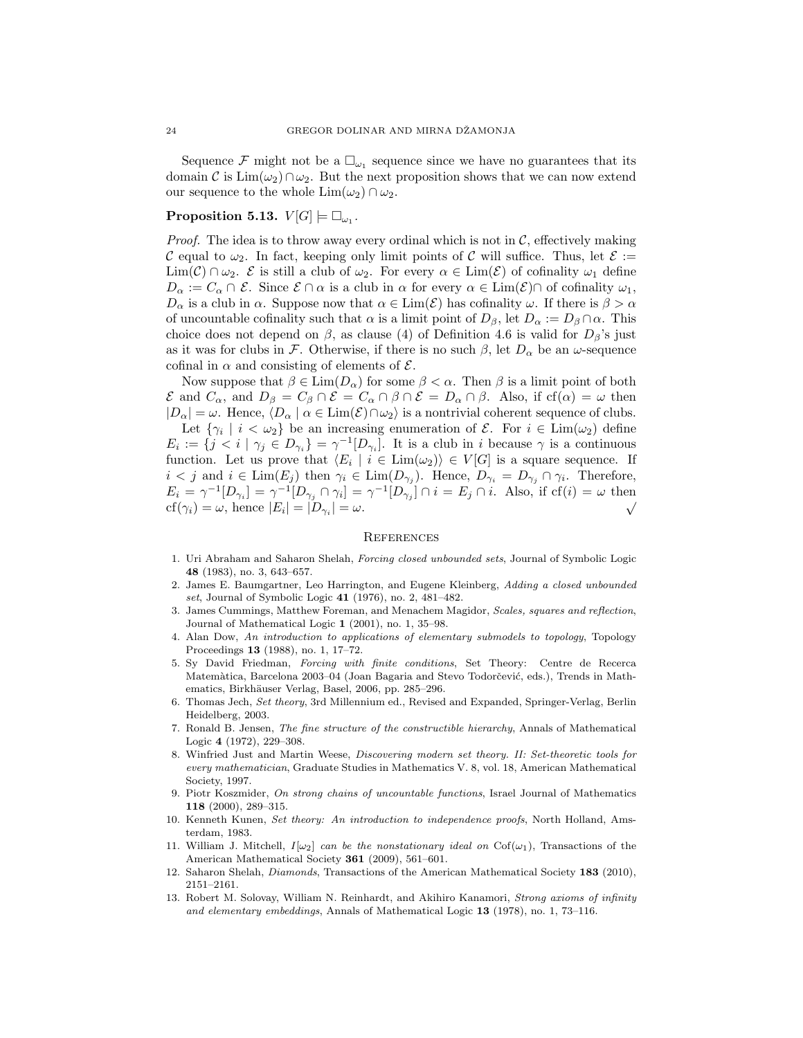Sequence $\mathcal{F}$ might not be a $\square_{\omega_1}$ sequence since we have no guarantees that its domain $\mathcal{C}$ is $\mathrm{Lim}(\omega_2) \cap \omega_2$. But the next proposition shows that we can now extend our sequence to the whole $\mathrm{Lim}(\omega_2) \cap \omega_2$.

**Proposition 5.13.** $V[G] \models \square_{\omega_1}$.

*Proof.* The idea is to throw away every ordinal which is not in $\mathcal{C}$, effectively making $\mathcal{C}$ equal to $\omega_2$. In fact, keeping only limit points of $\mathcal{C}$ will suffice. Thus, let $\mathcal{E} := \mathrm{Lim}(\mathcal{C}) \cap \omega_2$. $\mathcal{E}$ is still a club of $\omega_2$. For every $\alpha \in \mathrm{Lim}(\mathcal{E})$ of cofinality $\omega_1$ define $D_\alpha := C_\alpha \cap \mathcal{E}$. Since $\mathcal{E} \cap \alpha$ is a club in $\alpha$ for every $\alpha \in \mathrm{Lim}(\mathcal{E}) \cap$ of cofinality $\omega_1$, $D_\alpha$ is a club in $\alpha$. Suppose now that $\alpha \in \mathrm{Lim}(\mathcal{E})$ has cofinality $\omega$. If there is $\beta > \alpha$ of uncountable cofinality such that $\alpha$ is a limit point of $D_\beta$, let $D_\alpha := D_\beta \cap \alpha$. This choice does not depend on $\beta$, as clause (4) of Definition 4.6 is valid for $D_\beta$'s just as it was for clubs in $\mathcal{F}$. Otherwise, if there is no such $\beta$, let $D_\alpha$ be an $\omega$-sequence cofinal in $\alpha$ and consisting of elements of $\mathcal{E}$.

Now suppose that $\beta \in \mathrm{Lim}(D_\alpha)$ for some $\beta < \alpha$. Then $\beta$ is a limit point of both $\mathcal{E}$ and $C_\alpha$, and $D_\beta = C_\beta \cap \mathcal{E} = C_\alpha \cap \beta \cap \mathcal{E} = D_\alpha \cap \beta$. Also, if $\mathrm{cf}(\alpha) = \omega$ then $|D_\alpha| = \omega$. Hence, $\langle D_\alpha \mid \alpha \in \mathrm{Lim}(\mathcal{E}) \cap \omega_2 \rangle$ is a nontrivial coherent sequence of clubs.

Let $\{\gamma_i \mid i < \omega_2\}$ be an increasing enumeration of $\mathcal{E}$. For $i \in \mathrm{Lim}(\omega_2)$ define $E_i := \{j < i \mid \gamma_j \in D_{\gamma_i}\} = \gamma^{-1}[D_{\gamma_i}]$. It is a club in $i$ because $\gamma$ is a continuous function. Let us prove that $\langle E_i \mid i \in \mathrm{Lim}(\omega_2) \rangle \in V[G]$ is a square sequence. If $i < j$ and $i \in \mathrm{Lim}(E_j)$ then $\gamma_i \in \mathrm{Lim}(D_{\gamma_j})$. Hence, $D_{\gamma_i} = D_{\gamma_j} \cap \gamma_i$. Therefore, $E_i = \gamma^{-1}[D_{\gamma_i}] = \gamma^{-1}[D_{\gamma_j} \cap \gamma_i] = \gamma^{-1}[D_{\gamma_j}] \cap i = E_j \cap i$. Also, if $\mathrm{cf}(i) = \omega$ then $\mathrm{cf}(\gamma_i) = \omega$, hence $|E_i| = |D_{\gamma_i}| = \omega$. $\surd$

## References

1. Uri Abraham and Saharon Shelah, *Forcing closed unbounded sets*, Journal of Symbolic Logic **48** (1983), no. 3, 643–657.
2. James E. Baumgartner, Leo Harrington, and Eugene Kleinberg, *Adding a closed unbounded set*, Journal of Symbolic Logic **41** (1976), no. 2, 481–482.
3. James Cummings, Matthew Foreman, and Menachem Magidor, *Scales, squares and reflection*, Journal of Mathematical Logic **1** (2001), no. 1, 35–98.
4. Alan Dow, *An introduction to applications of elementary submodels to topology*, Topology Proceedings **13** (1988), no. 1, 17–72.
5. Sy David Friedman, *Forcing with finite conditions*, Set Theory: Centre de Recerca Matemàtica, Barcelona 2003–04 (Joan Bagaria and Stevo Todorčević, eds.), Trends in Mathematics, Birkhäuser Verlag, Basel, 2006, pp. 285–296.
6. Thomas Jech, *Set theory*, 3rd Millennium ed., Revised and Expanded, Springer-Verlag, Berlin Heidelberg, 2003.
7. Ronald B. Jensen, *The fine structure of the constructible hierarchy*, Annals of Mathematical Logic **4** (1972), 229–308.
8. Winfried Just and Martin Weese, *Discovering modern set theory. II: Set-theoretic tools for every mathematician*, Graduate Studies in Mathematics V. 8, vol. 18, American Mathematical Society, 1997.
9. Piotr Koszmider, *On strong chains of uncountable functions*, Israel Journal of Mathematics **118** (2000), 289–315.
10. Kenneth Kunen, *Set theory: An introduction to independence proofs*, North Holland, Amsterdam, 1983.
11. William J. Mitchell, *$I[\omega_2]$ can be the nonstationary ideal on* $\mathrm{Cof}(\omega_1)$, Transactions of the American Mathematical Society **361** (2009), 561–601.
12. Saharon Shelah, *Diamonds*, Transactions of the American Mathematical Society **183** (2010), 2151–2161.
13. Robert M. Solovay, William N. Reinhardt, and Akihiro Kanamori, *Strong axioms of infinity and elementary embeddings*, Annals of Mathematical Logic **13** (1978), no. 1, 73–116.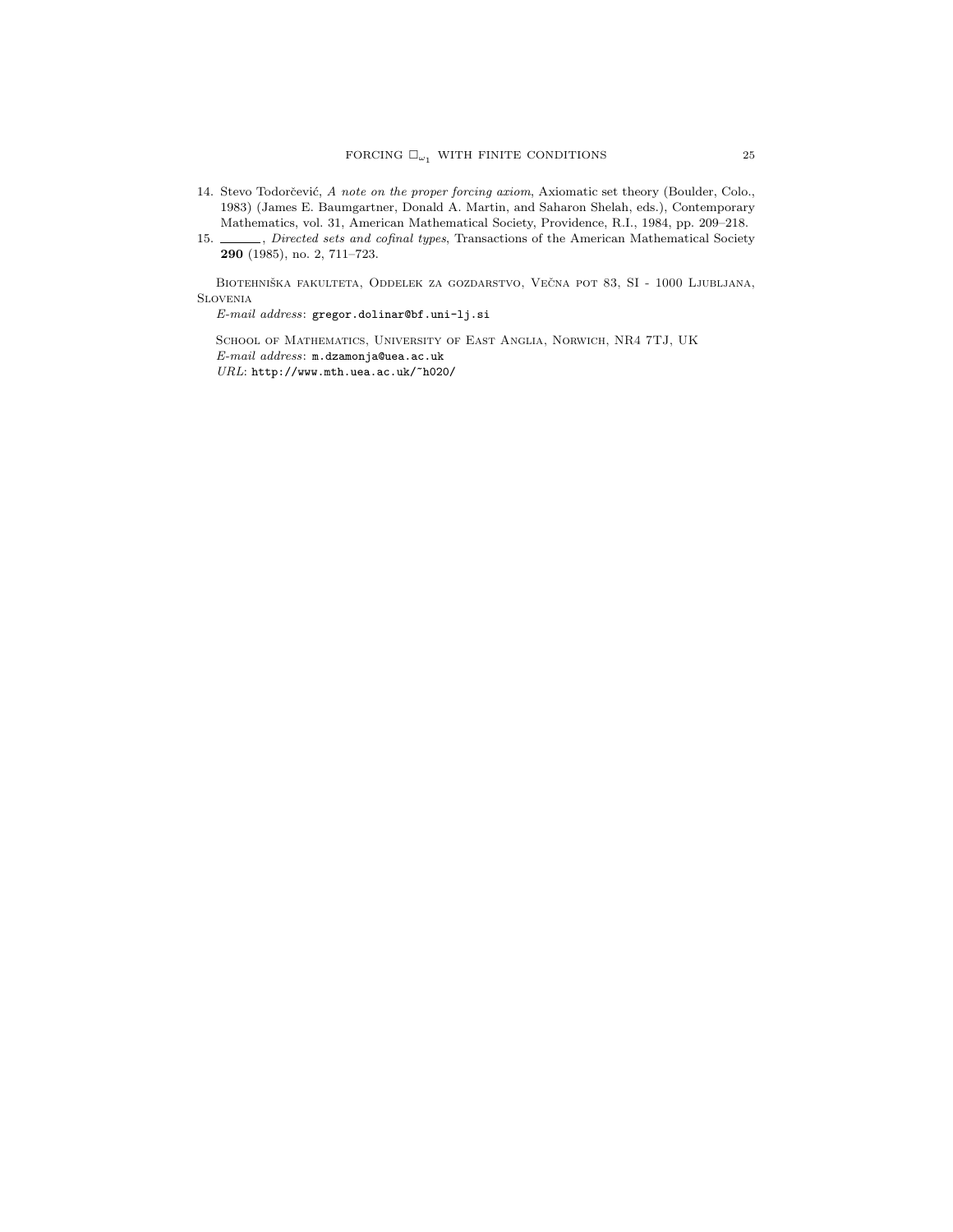14. Stevo Todorčević, *A note on the proper forcing axiom*, Axiomatic set theory (Boulder, Colo., 1983) (James E. Baumgartner, Donald A. Martin, and Saharon Shelah, eds.), Contemporary Mathematics, vol. 31, American Mathematical Society, Providence, R.I., 1984, pp. 209–218.
15. ______, *Directed sets and cofinal types*, Transactions of the American Mathematical Society **290** (1985), no. 2, 711–723.

Biotehniška fakulteta, Oddelek za gozdarstvo, Večna pot 83, SI - 1000 Ljubljana, Slovenia

*E-mail address*: gregor.dolinar@bf.uni-lj.si

School of Mathematics, University of East Anglia, Norwich, NR4 7TJ, UK

*E-mail address*: m.dzamonja@uea.ac.uk

*URL*: http://www.mth.uea.ac.uk/~h020/